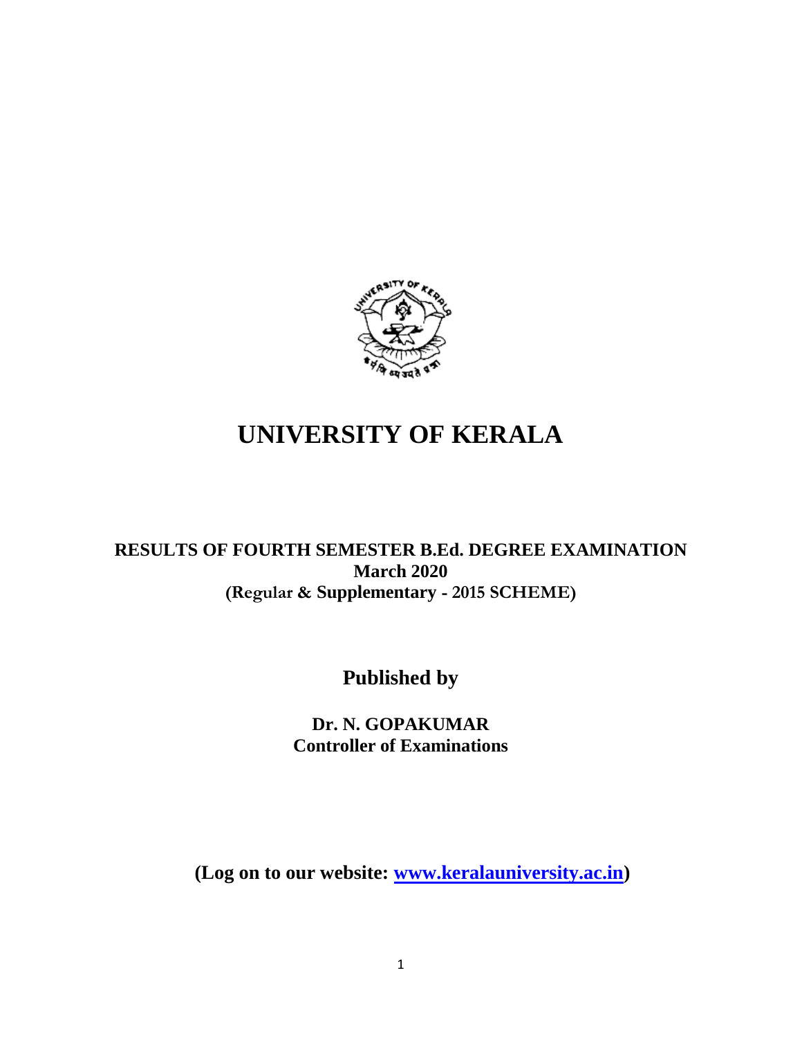# UNIVERSITY OF KERALA

**RESULTS OF FOURTH SEMESTER B.Ed. DEGREE EXAMINATION**
**March 2020**
**(Regular & Supplementary - 2015 SCHEME)**

## Published by

**Dr. N. GOPAKUMAR**
**Controller of Examinations**

**(Log on to our website: [www.keralauniversity.ac.in](http://www.keralauniversity.ac.in))**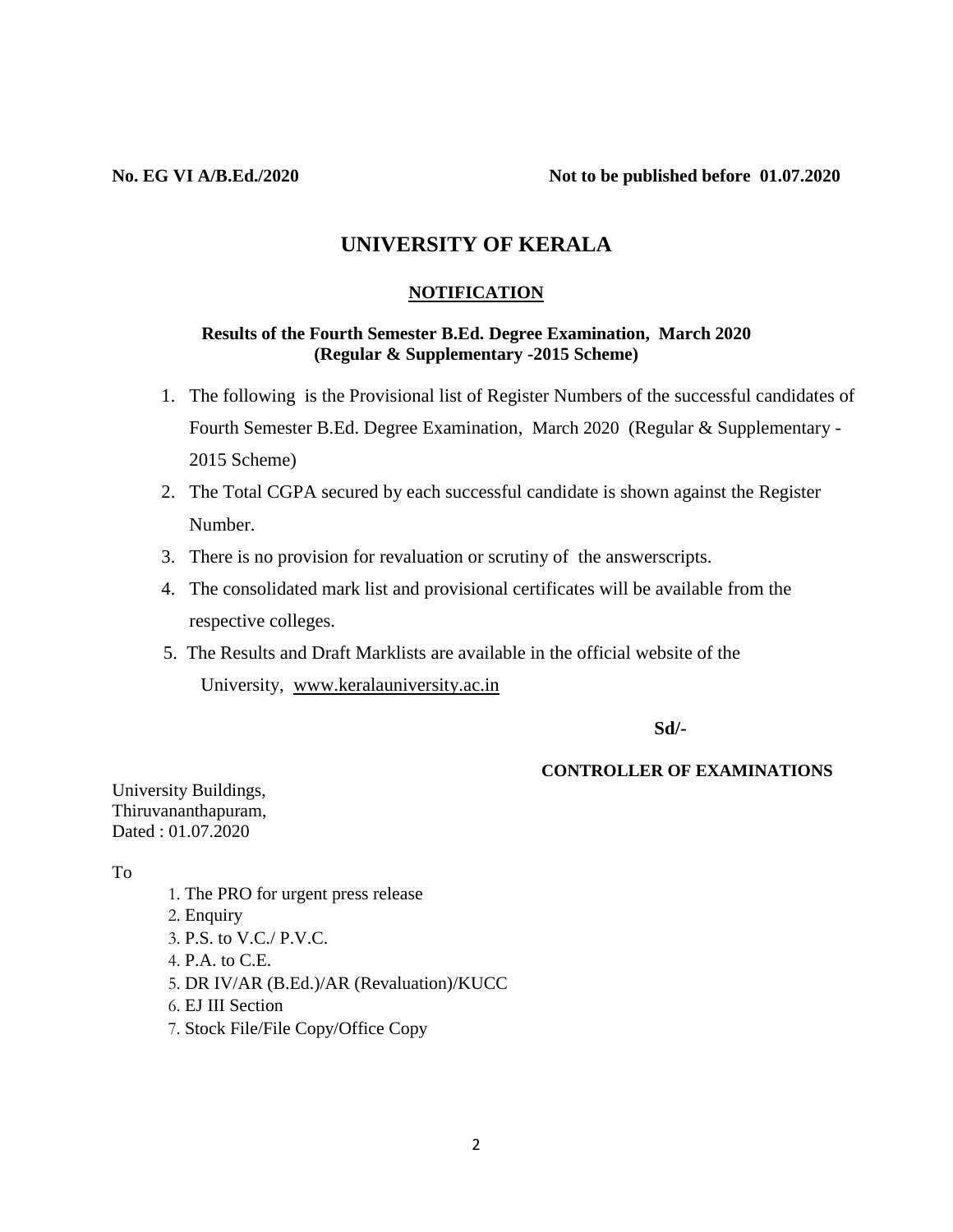**No. EG VI A/B.Ed./2020** **Not to be published before 01.07.2020**

# UNIVERSITY OF KERALA

## NOTIFICATION

**Results of the Fourth Semester B.Ed. Degree Examination, March 2020 (Regular & Supplementary -2015 Scheme)**

1. The following is the Provisional list of Register Numbers of the successful candidates of Fourth Semester B.Ed. Degree Examination, March 2020 (Regular & Supplementary -2015 Scheme)
2. The Total CGPA secured by each successful candidate is shown against the Register Number.
3. There is no provision for revaluation or scrutiny of the answerscripts.
4. The consolidated mark list and provisional certificates will be available from the respective colleges.
5. The Results and Draft Marklists are available in the official website of the University, www.keralauniversity.ac.in

**Sd/-**

**CONTROLLER OF EXAMINATIONS**

University Buildings,
Thiruvananthapuram,
Dated : 01.07.2020

To

1. The PRO for urgent press release
2. Enquiry
3. P.S. to V.C./ P.V.C.
4. P.A. to C.E.
5. DR IV/AR (B.Ed.)/AR (Revaluation)/KUCC
6. EJ III Section
7. Stock File/File Copy/Office Copy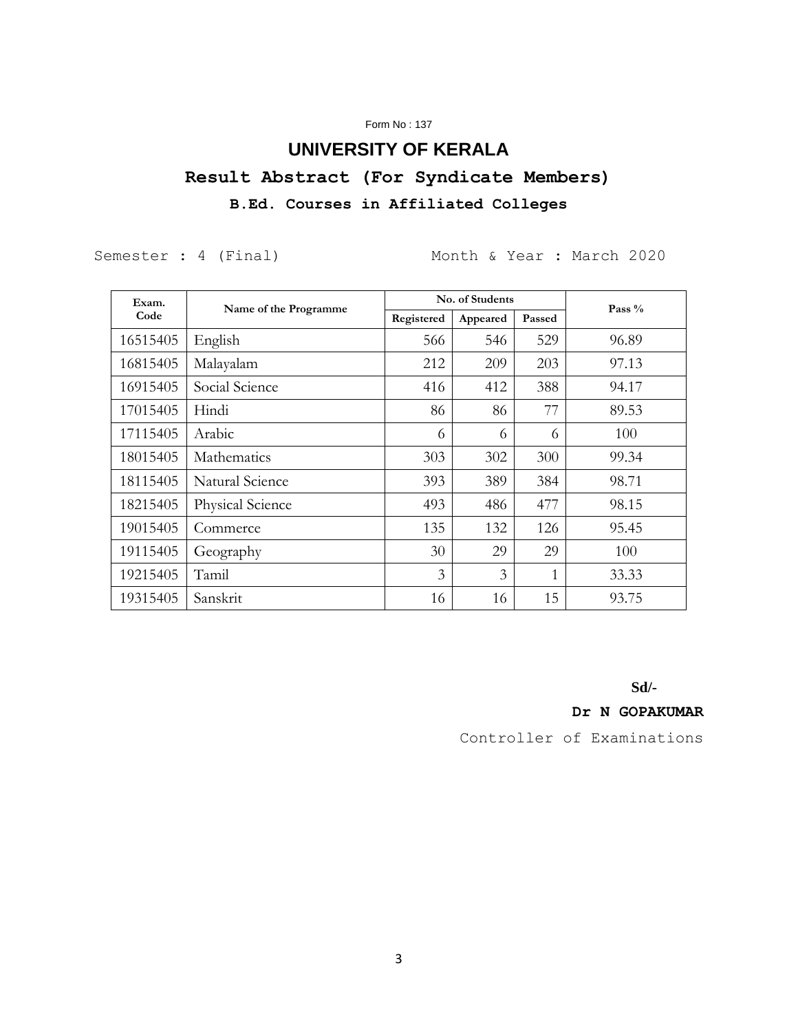Form No : 137

# UNIVERSITY OF KERALA

## Result Abstract (For Syndicate Members)

### B.Ed. Courses in Affiliated Colleges

Semester : 4 (Final)    Month & Year : March 2020

| Exam. Code | Name of the Programme | No. of Students | | | Pass % |
|---|---|---|---|---|---|
| | | Registered | Appeared | Passed | |
| 16515405 | English | 566 | 546 | 529 | 96.89 |
| 16815405 | Malayalam | 212 | 209 | 203 | 97.13 |
| 16915405 | Social Science | 416 | 412 | 388 | 94.17 |
| 17015405 | Hindi | 86 | 86 | 77 | 89.53 |
| 17115405 | Arabic | 6 | 6 | 6 | 100 |
| 18015405 | Mathematics | 303 | 302 | 300 | 99.34 |
| 18115405 | Natural Science | 393 | 389 | 384 | 98.71 |
| 18215405 | Physical Science | 493 | 486 | 477 | 98.15 |
| 19015405 | Commerce | 135 | 132 | 126 | 95.45 |
| 19115405 | Geography | 30 | 29 | 29 | 100 |
| 19215405 | Tamil | 3 | 3 | 1 | 33.33 |
| 19315405 | Sanskrit | 16 | 16 | 15 | 93.75 |

**Sd/-**

**Dr N GOPAKUMAR**

Controller of Examinations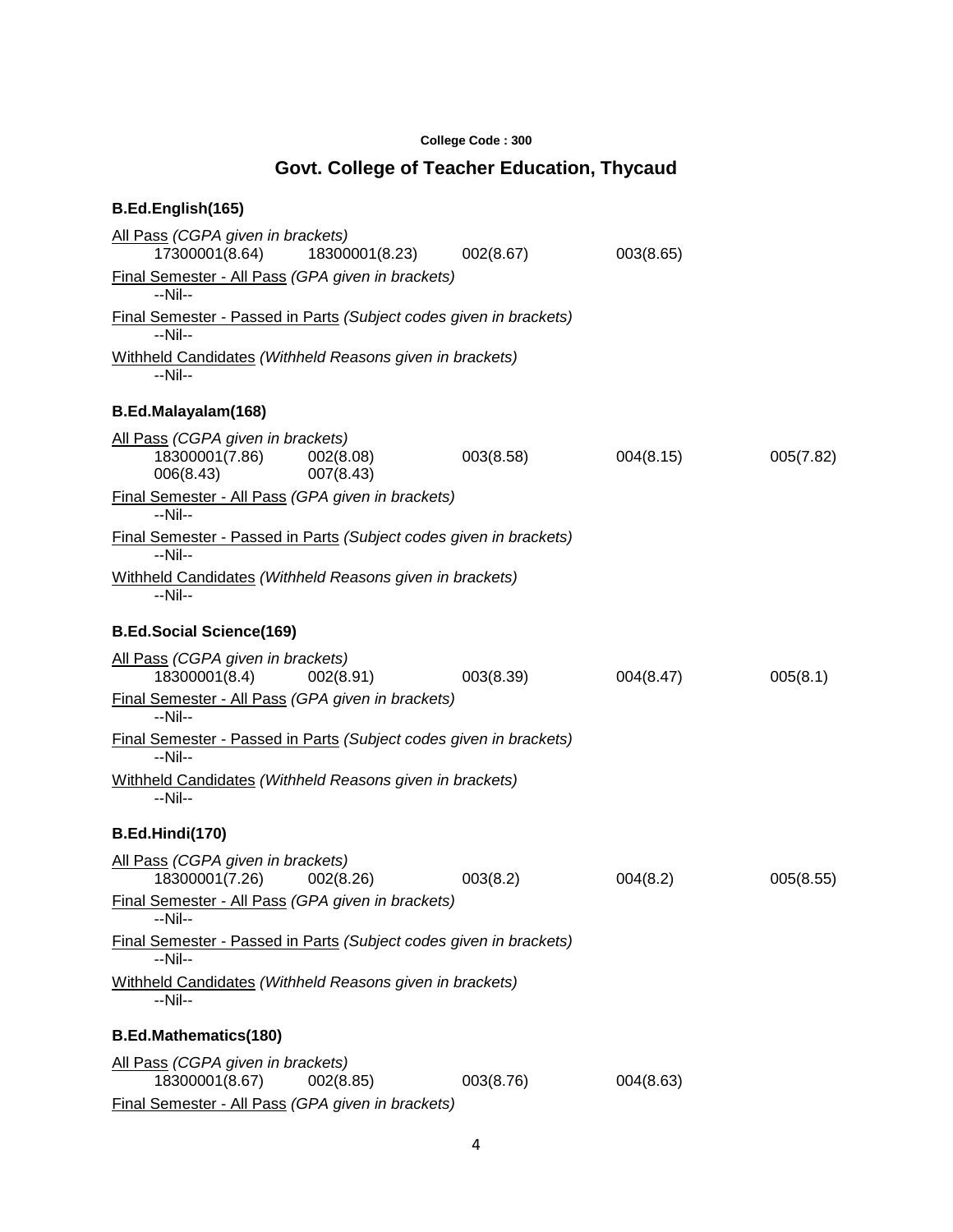College Code : 300

## Govt. College of Teacher Education, Thycaud

### B.Ed.English(165)

All Pass *(CGPA given in brackets)*

17300001(8.64) 18300001(8.23) 002(8.67) 003(8.65)

Final Semester - All Pass *(GPA given in brackets)*

--Nil--

Final Semester - Passed in Parts *(Subject codes given in brackets)*

--Nil--

Withheld Candidates *(Withheld Reasons given in brackets)*

--Nil--

### B.Ed.Malayalam(168)

All Pass *(CGPA given in brackets)*

18300001(7.86) 002(8.08) 003(8.58) 004(8.15) 005(7.82)
006(8.43) 007(8.43)

Final Semester - All Pass *(GPA given in brackets)*

--Nil--

Final Semester - Passed in Parts *(Subject codes given in brackets)*

--Nil--

Withheld Candidates *(Withheld Reasons given in brackets)*

--Nil--

### B.Ed.Social Science(169)

All Pass *(CGPA given in brackets)*

18300001(8.4) 002(8.91) 003(8.39) 004(8.47) 005(8.1)

Final Semester - All Pass *(GPA given in brackets)*

--Nil--

Final Semester - Passed in Parts *(Subject codes given in brackets)*

--Nil--

Withheld Candidates *(Withheld Reasons given in brackets)*

--Nil--

### B.Ed.Hindi(170)

All Pass *(CGPA given in brackets)*

18300001(7.26) 002(8.26) 003(8.2) 004(8.2) 005(8.55)

Final Semester - All Pass *(GPA given in brackets)*

--Nil--

Final Semester - Passed in Parts *(Subject codes given in brackets)*

--Nil--

Withheld Candidates *(Withheld Reasons given in brackets)*

--Nil--

### B.Ed.Mathematics(180)

All Pass *(CGPA given in brackets)*

18300001(8.67) 002(8.85) 003(8.76) 004(8.63)

Final Semester - All Pass *(GPA given in brackets)*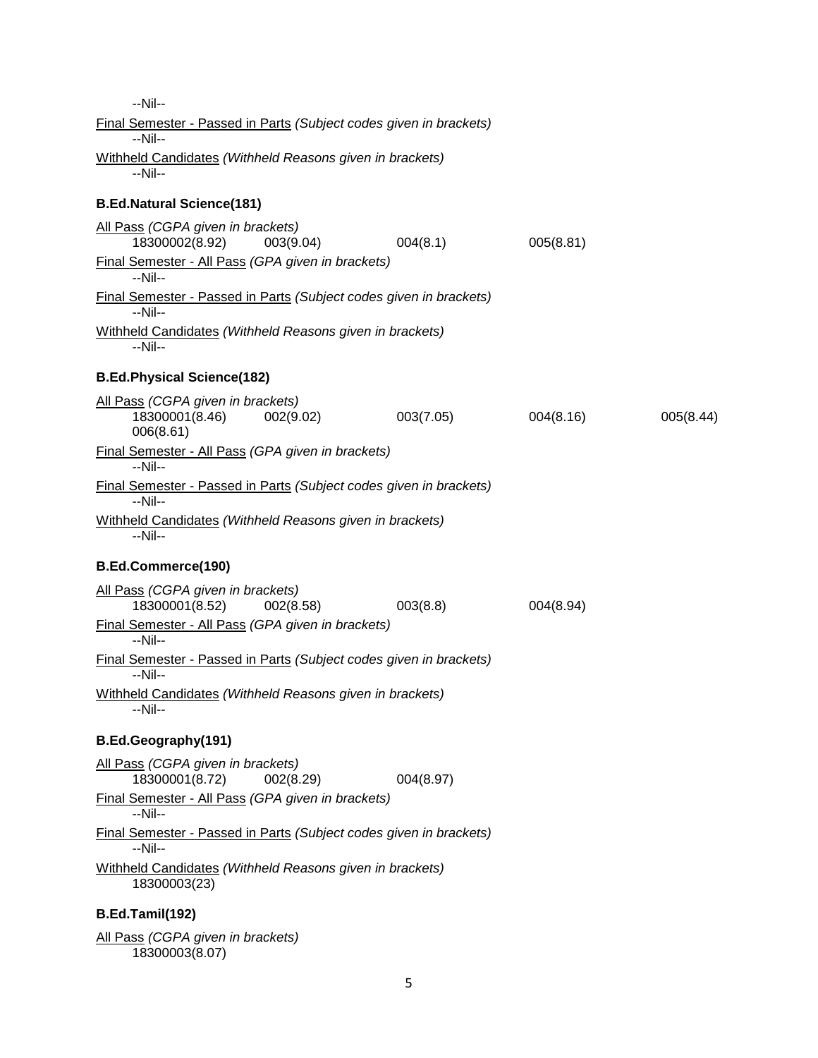--Nil--

Final Semester - Passed in Parts *(Subject codes given in brackets)*

--Nil--

Withheld Candidates *(Withheld Reasons given in brackets)*

--Nil--

**B.Ed.Natural Science(181)**

All Pass *(CGPA given in brackets)*

18300002(8.92) 003(9.04) 004(8.1) 005(8.81)

Final Semester - All Pass *(GPA given in brackets)*

--Nil--

Final Semester - Passed in Parts *(Subject codes given in brackets)*

--Nil--

Withheld Candidates *(Withheld Reasons given in brackets)*

--Nil--

**B.Ed.Physical Science(182)**

All Pass *(CGPA given in brackets)*

18300001(8.46) 002(9.02) 003(7.05) 004(8.16) 005(8.44) 006(8.61)

Final Semester - All Pass *(GPA given in brackets)*

--Nil--

Final Semester - Passed in Parts *(Subject codes given in brackets)*

--Nil--

Withheld Candidates *(Withheld Reasons given in brackets)*

--Nil--

**B.Ed.Commerce(190)**

All Pass *(CGPA given in brackets)*

18300001(8.52) 002(8.58) 003(8.8) 004(8.94)

Final Semester - All Pass *(GPA given in brackets)*

--Nil--

Final Semester - Passed in Parts *(Subject codes given in brackets)*

--Nil--

Withheld Candidates *(Withheld Reasons given in brackets)*

--Nil--

**B.Ed.Geography(191)**

All Pass *(CGPA given in brackets)*

18300001(8.72) 002(8.29) 004(8.97)

Final Semester - All Pass *(GPA given in brackets)*

--Nil--

Final Semester - Passed in Parts *(Subject codes given in brackets)*

--Nil--

Withheld Candidates *(Withheld Reasons given in brackets)*

18300003(23)

**B.Ed.Tamil(192)**

All Pass *(CGPA given in brackets)*

18300003(8.07)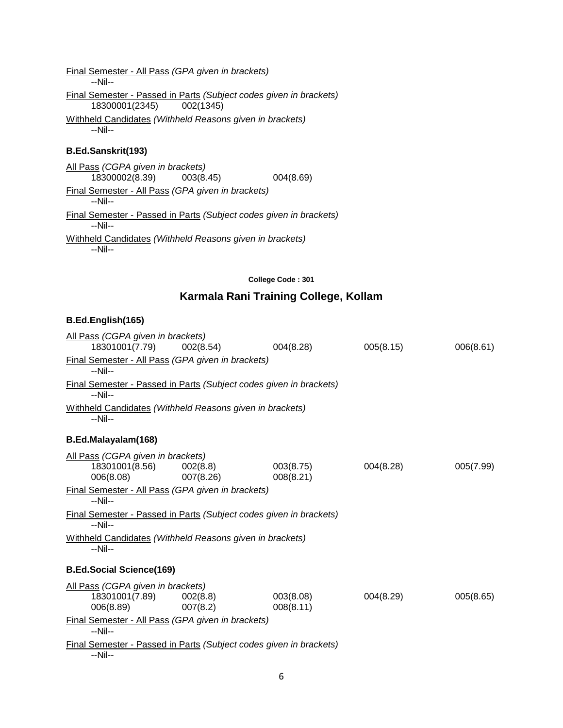Final Semester - All Pass *(GPA given in brackets)*

--Nil--

Final Semester - Passed in Parts *(Subject codes given in brackets)*

18300001(2345)   002(1345)

Withheld Candidates *(Withheld Reasons given in brackets)*

--Nil--

**B.Ed.Sanskrit(193)**

All Pass *(CGPA given in brackets)*

18300002(8.39)   003(8.45)   004(8.69)

Final Semester - All Pass *(GPA given in brackets)*

--Nil--

Final Semester - Passed in Parts *(Subject codes given in brackets)*

--Nil--

Withheld Candidates *(Withheld Reasons given in brackets)*

--Nil--

**College Code : 301**

## Karmala Rani Training College, Kollam

**B.Ed.English(165)**

All Pass *(CGPA given in brackets)*

18301001(7.79)   002(8.54)   004(8.28)   005(8.15)   006(8.61)

Final Semester - All Pass *(GPA given in brackets)*

--Nil--

Final Semester - Passed in Parts *(Subject codes given in brackets)*

--Nil--

Withheld Candidates *(Withheld Reasons given in brackets)*

--Nil--

**B.Ed.Malayalam(168)**

All Pass *(CGPA given in brackets)*

18301001(8.56)   002(8.8)   003(8.75)   004(8.28)   005(7.99)
006(8.08)   007(8.26)   008(8.21)

Final Semester - All Pass *(GPA given in brackets)*

--Nil--

Final Semester - Passed in Parts *(Subject codes given in brackets)*

--Nil--

Withheld Candidates *(Withheld Reasons given in brackets)*

--Nil--

**B.Ed.Social Science(169)**

All Pass *(CGPA given in brackets)*

18301001(7.89)   002(8.8)   003(8.08)   004(8.29)   005(8.65)
006(8.89)   007(8.2)   008(8.11)

Final Semester - All Pass *(GPA given in brackets)*

--Nil--

Final Semester - Passed in Parts *(Subject codes given in brackets)*

--Nil--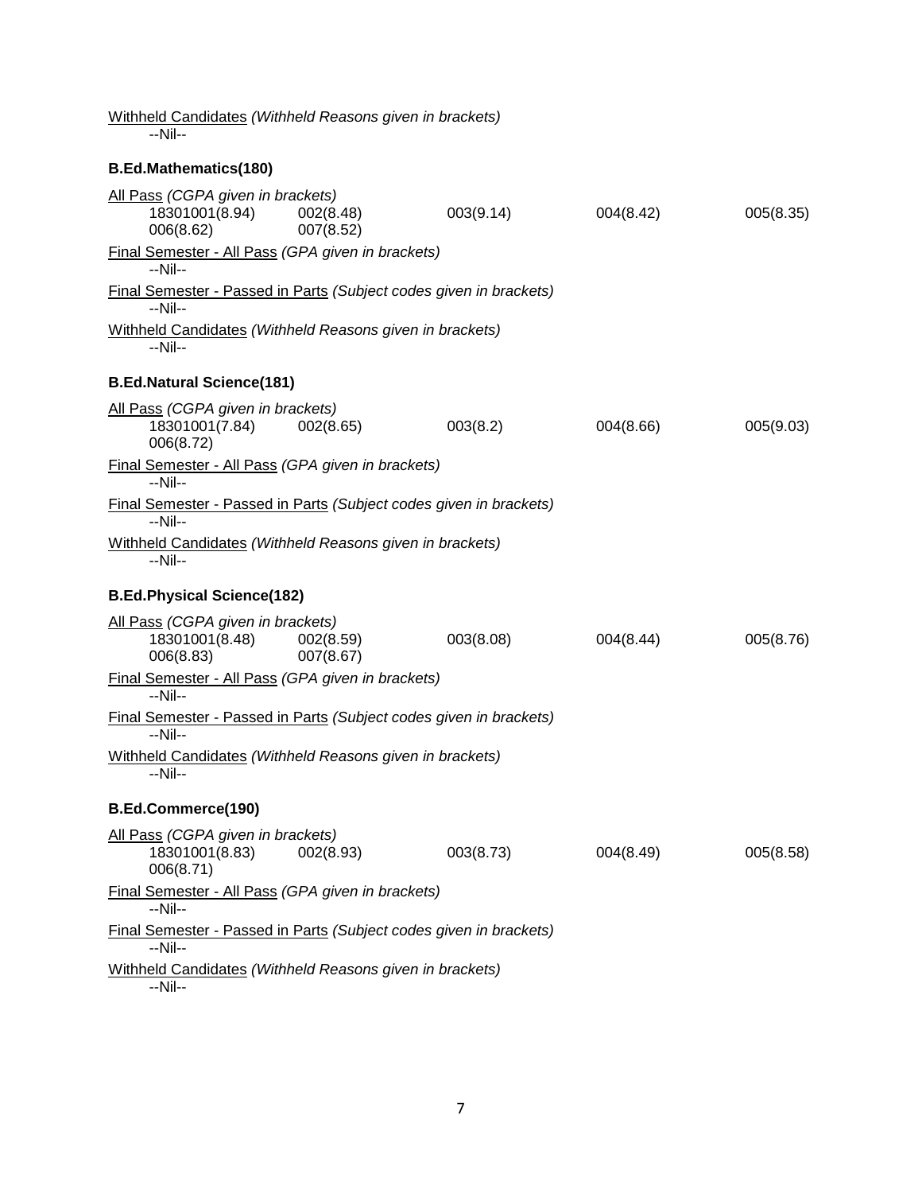<u>Withheld Candidates</u> *(Withheld Reasons given in brackets)*

--Nil--

**B.Ed.Mathematics(180)**

<u>All Pass</u> *(CGPA given in brackets)*

18301001(8.94) 002(8.48) 003(9.14) 004(8.42) 005(8.35)
006(8.62) 007(8.52)

<u>Final Semester - All Pass</u> *(GPA given in brackets)*

--Nil--

<u>Final Semester - Passed in Parts</u> *(Subject codes given in brackets)*

--Nil--

<u>Withheld Candidates</u> *(Withheld Reasons given in brackets)*

--Nil--

**B.Ed.Natural Science(181)**

<u>All Pass</u> *(CGPA given in brackets)*

18301001(7.84) 002(8.65) 003(8.2) 004(8.66) 005(9.03)
006(8.72)

<u>Final Semester - All Pass</u> *(GPA given in brackets)*

--Nil--

<u>Final Semester - Passed in Parts</u> *(Subject codes given in brackets)*

--Nil--

<u>Withheld Candidates</u> *(Withheld Reasons given in brackets)*

--Nil--

**B.Ed.Physical Science(182)**

<u>All Pass</u> *(CGPA given in brackets)*

18301001(8.48) 002(8.59) 003(8.08) 004(8.44) 005(8.76)
006(8.83) 007(8.67)

<u>Final Semester - All Pass</u> *(GPA given in brackets)*

--Nil--

<u>Final Semester - Passed in Parts</u> *(Subject codes given in brackets)*

--Nil--

<u>Withheld Candidates</u> *(Withheld Reasons given in brackets)*

--Nil--

**B.Ed.Commerce(190)**

<u>All Pass</u> *(CGPA given in brackets)*

18301001(8.83) 002(8.93) 003(8.73) 004(8.49) 005(8.58)
006(8.71)

<u>Final Semester - All Pass</u> *(GPA given in brackets)*

--Nil--

<u>Final Semester - Passed in Parts</u> *(Subject codes given in brackets)*

--Nil--

<u>Withheld Candidates</u> *(Withheld Reasons given in brackets)*

--Nil--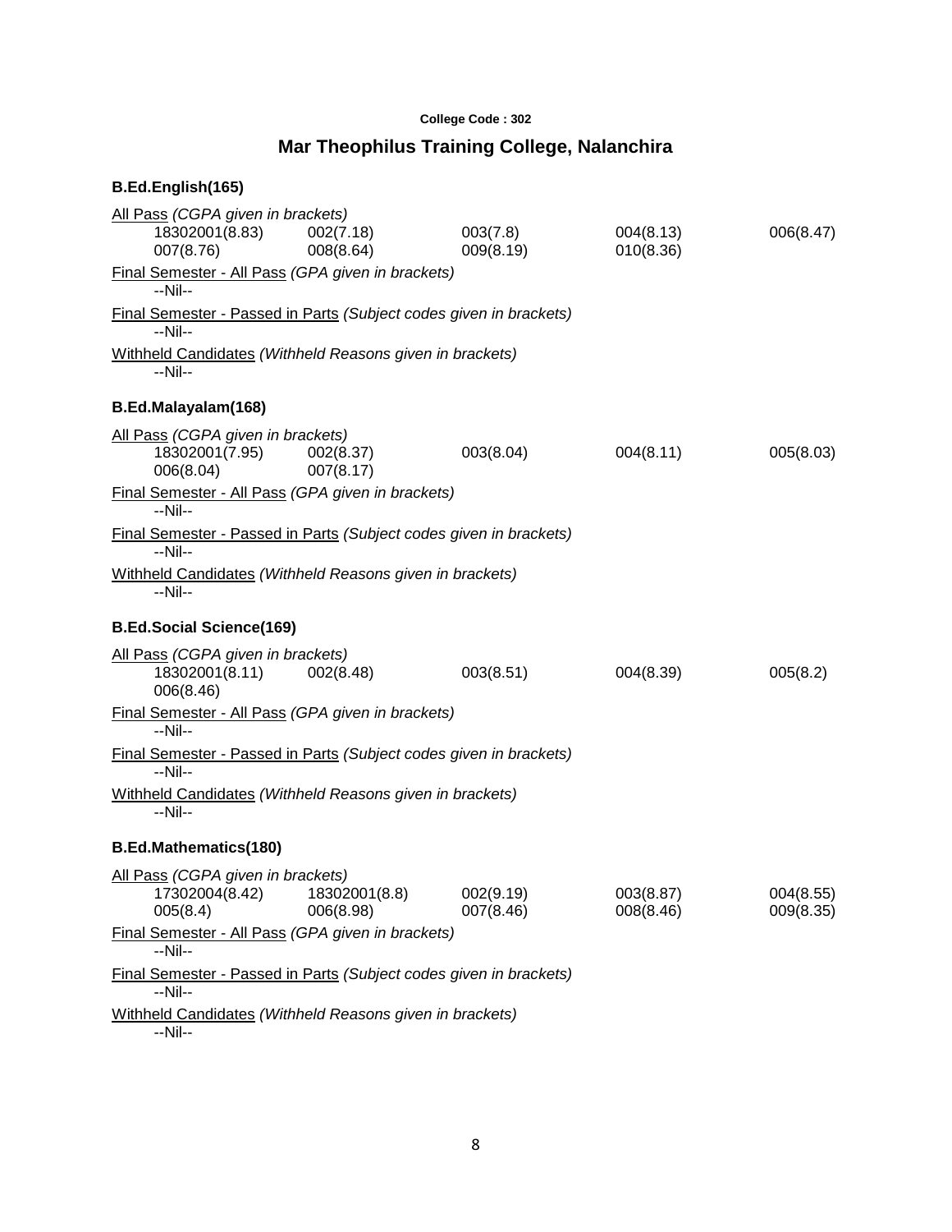College Code : 302

## Mar Theophilus Training College, Nalanchira

### B.Ed.English(165)

All Pass *(CGPA given in brackets)*

| | | | | |
|---|---|---|---|---|
| 18302001(8.83) | 002(7.18) | 003(7.8) | 004(8.13) | 006(8.47) |
| 007(8.76) | 008(8.64) | 009(8.19) | 010(8.36) | |

Final Semester - All Pass *(GPA given in brackets)*

--Nil--

Final Semester - Passed in Parts *(Subject codes given in brackets)*

--Nil--

Withheld Candidates *(Withheld Reasons given in brackets)*

--Nil--

### B.Ed.Malayalam(168)

All Pass *(CGPA given in brackets)*

| | | | | |
|---|---|---|---|---|
| 18302001(7.95) | 002(8.37) | 003(8.04) | 004(8.11) | 005(8.03) |
| 006(8.04) | 007(8.17) | | | |

Final Semester - All Pass *(GPA given in brackets)*

--Nil--

Final Semester - Passed in Parts *(Subject codes given in brackets)*

--Nil--

Withheld Candidates *(Withheld Reasons given in brackets)*

--Nil--

### B.Ed.Social Science(169)

All Pass *(CGPA given in brackets)*

| | | | | |
|---|---|---|---|---|
| 18302001(8.11) | 002(8.48) | 003(8.51) | 004(8.39) | 005(8.2) |
| 006(8.46) | | | | |

Final Semester - All Pass *(GPA given in brackets)*

--Nil--

Final Semester - Passed in Parts *(Subject codes given in brackets)*

--Nil--

Withheld Candidates *(Withheld Reasons given in brackets)*

--Nil--

### B.Ed.Mathematics(180)

All Pass *(CGPA given in brackets)*

| | | | | |
|---|---|---|---|---|
| 17302004(8.42) | 18302001(8.8) | 002(9.19) | 003(8.87) | 004(8.55) |
| 005(8.4) | 006(8.98) | 007(8.46) | 008(8.46) | 009(8.35) |

Final Semester - All Pass *(GPA given in brackets)*

--Nil--

Final Semester - Passed in Parts *(Subject codes given in brackets)*

--Nil--

Withheld Candidates *(Withheld Reasons given in brackets)*

--Nil--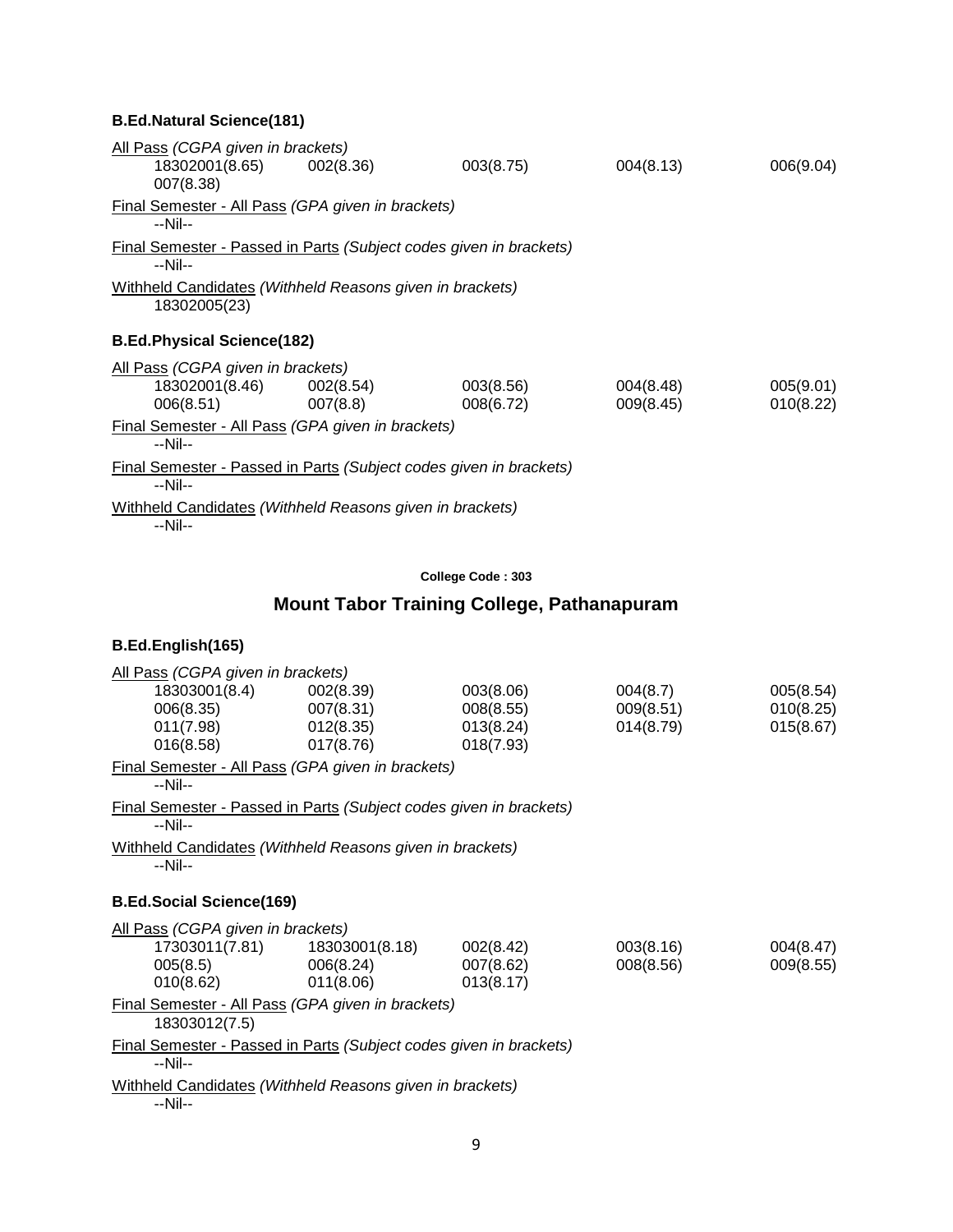**B.Ed.Natural Science(181)**

All Pass *(CGPA given in brackets)*

| | | | | |
|---|---|---|---|---|
| 18302001(8.65) | 002(8.36) | 003(8.75) | 004(8.13) | 006(9.04) |
| 007(8.38) | | | | |

Final Semester - All Pass *(GPA given in brackets)*

--Nil--

Final Semester - Passed in Parts *(Subject codes given in brackets)*

--Nil--

Withheld Candidates *(Withheld Reasons given in brackets)*

18302005(23)

**B.Ed.Physical Science(182)**

All Pass *(CGPA given in brackets)*

| | | | | |
|---|---|---|---|---|
| 18302001(8.46) | 002(8.54) | 003(8.56) | 004(8.48) | 005(9.01) |
| 006(8.51) | 007(8.8) | 008(6.72) | 009(8.45) | 010(8.22) |

Final Semester - All Pass *(GPA given in brackets)*

--Nil--

Final Semester - Passed in Parts *(Subject codes given in brackets)*

--Nil--

Withheld Candidates *(Withheld Reasons given in brackets)*

--Nil--

**College Code : 303**

## Mount Tabor Training College, Pathanapuram

**B.Ed.English(165)**

All Pass *(CGPA given in brackets)*

| | | | | |
|---|---|---|---|---|
| 18303001(8.4) | 002(8.39) | 003(8.06) | 004(8.7) | 005(8.54) |
| 006(8.35) | 007(8.31) | 008(8.55) | 009(8.51) | 010(8.25) |
| 011(7.98) | 012(8.35) | 013(8.24) | 014(8.79) | 015(8.67) |
| 016(8.58) | 017(8.76) | 018(7.93) | | |

Final Semester - All Pass *(GPA given in brackets)*

--Nil--

Final Semester - Passed in Parts *(Subject codes given in brackets)*

--Nil--

Withheld Candidates *(Withheld Reasons given in brackets)*

--Nil--

**B.Ed.Social Science(169)**

All Pass *(CGPA given in brackets)*

| | | | | |
|---|---|---|---|---|
| 17303011(7.81) | 18303001(8.18) | 002(8.42) | 003(8.16) | 004(8.47) |
| 005(8.5) | 006(8.24) | 007(8.62) | 008(8.56) | 009(8.55) |
| 010(8.62) | 011(8.06) | 013(8.17) | | |

Final Semester - All Pass *(GPA given in brackets)*

18303012(7.5)

Final Semester - Passed in Parts *(Subject codes given in brackets)*

--Nil--

Withheld Candidates *(Withheld Reasons given in brackets)*

--Nil--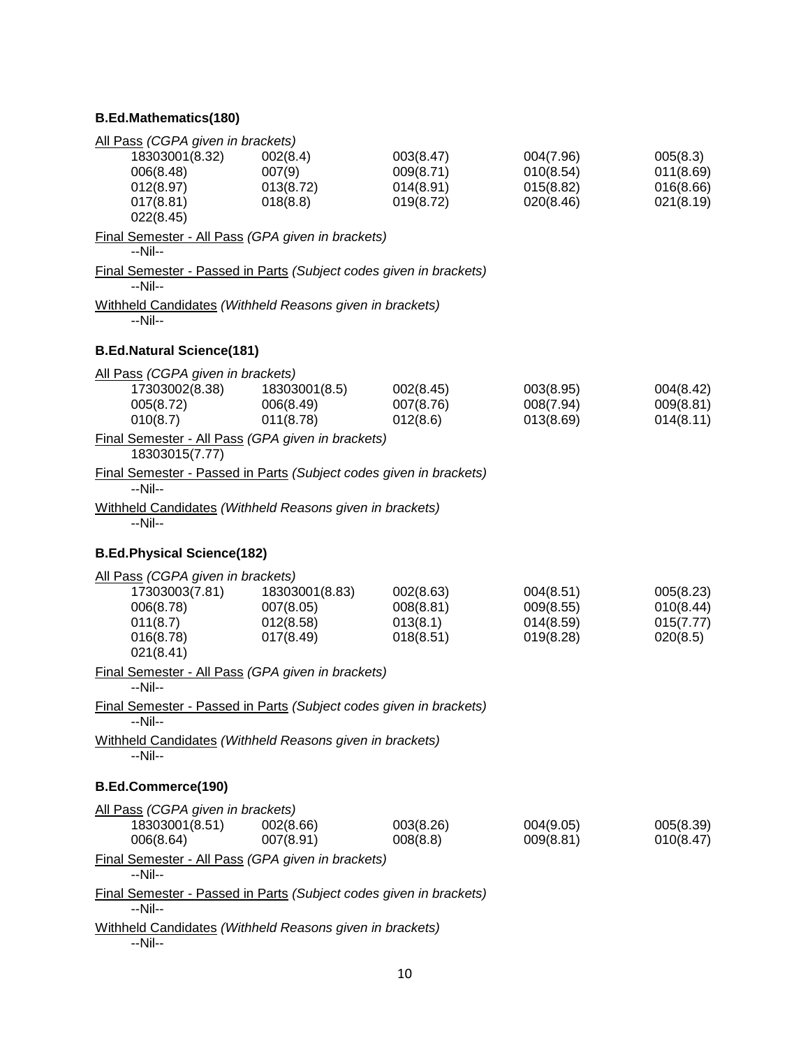**B.Ed.Mathematics(180)**

All Pass *(CGPA given in brackets)*

| | | | | |
|---|---|---|---|---|
| 18303001(8.32) | 002(8.4) | 003(8.47) | 004(7.96) | 005(8.3) |
| 006(8.48) | 007(9) | 009(8.71) | 010(8.54) | 011(8.69) |
| 012(8.97) | 013(8.72) | 014(8.91) | 015(8.82) | 016(8.66) |
| 017(8.81) | 018(8.8) | 019(8.72) | 020(8.46) | 021(8.19) |
| 022(8.45) | | | | |

Final Semester - All Pass *(GPA given in brackets)*

--Nil--

Final Semester - Passed in Parts *(Subject codes given in brackets)*

--Nil--

Withheld Candidates *(Withheld Reasons given in brackets)*

--Nil--

**B.Ed.Natural Science(181)**

All Pass *(CGPA given in brackets)*

| | | | | |
|---|---|---|---|---|
| 17303002(8.38) | 18303001(8.5) | 002(8.45) | 003(8.95) | 004(8.42) |
| 005(8.72) | 006(8.49) | 007(8.76) | 008(7.94) | 009(8.81) |
| 010(8.7) | 011(8.78) | 012(8.6) | 013(8.69) | 014(8.11) |

Final Semester - All Pass *(GPA given in brackets)*

18303015(7.77)

Final Semester - Passed in Parts *(Subject codes given in brackets)*

--Nil--

Withheld Candidates *(Withheld Reasons given in brackets)*

--Nil--

**B.Ed.Physical Science(182)**

All Pass *(CGPA given in brackets)*

| | | | | |
|---|---|---|---|---|
| 17303003(7.81) | 18303001(8.83) | 002(8.63) | 004(8.51) | 005(8.23) |
| 006(8.78) | 007(8.05) | 008(8.81) | 009(8.55) | 010(8.44) |
| 011(8.7) | 012(8.58) | 013(8.1) | 014(8.59) | 015(7.77) |
| 016(8.78) | 017(8.49) | 018(8.51) | 019(8.28) | 020(8.5) |
| 021(8.41) | | | | |

Final Semester - All Pass *(GPA given in brackets)*

--Nil--

Final Semester - Passed in Parts *(Subject codes given in brackets)*

--Nil--

Withheld Candidates *(Withheld Reasons given in brackets)*

--Nil--

**B.Ed.Commerce(190)**

All Pass *(CGPA given in brackets)*

| | | | | |
|---|---|---|---|---|
| 18303001(8.51) | 002(8.66) | 003(8.26) | 004(9.05) | 005(8.39) |
| 006(8.64) | 007(8.91) | 008(8.8) | 009(8.81) | 010(8.47) |

Final Semester - All Pass *(GPA given in brackets)*

--Nil--

Final Semester - Passed in Parts *(Subject codes given in brackets)*

--Nil--

Withheld Candidates *(Withheld Reasons given in brackets)*

--Nil--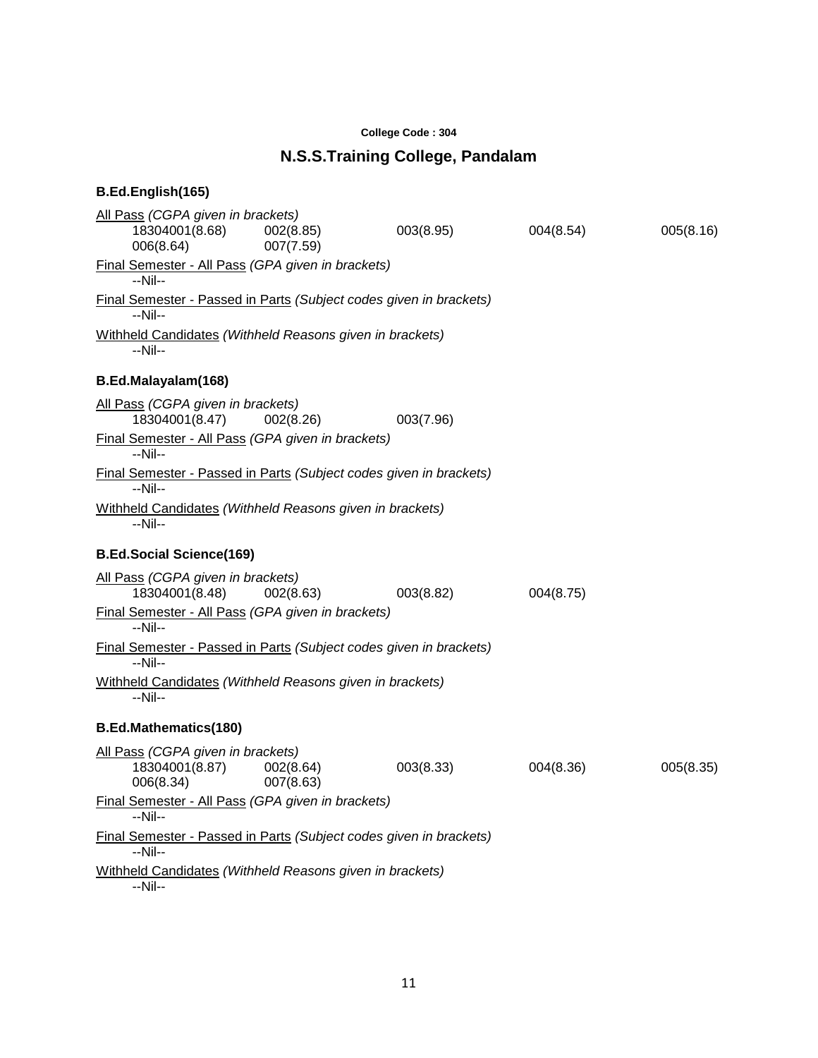College Code : 304

## N.S.S.Training College, Pandalam

### B.Ed.English(165)

All Pass *(CGPA given in brackets)*

18304001(8.68) 002(8.85) 003(8.95) 004(8.54) 005(8.16)
006(8.64) 007(7.59)

Final Semester - All Pass *(GPA given in brackets)*

--Nil--

Final Semester - Passed in Parts *(Subject codes given in brackets)*

--Nil--

Withheld Candidates *(Withheld Reasons given in brackets)*

--Nil--

### B.Ed.Malayalam(168)

All Pass *(CGPA given in brackets)*

18304001(8.47) 002(8.26) 003(7.96)

Final Semester - All Pass *(GPA given in brackets)*

--Nil--

Final Semester - Passed in Parts *(Subject codes given in brackets)*

--Nil--

Withheld Candidates *(Withheld Reasons given in brackets)*

--Nil--

### B.Ed.Social Science(169)

All Pass *(CGPA given in brackets)*

18304001(8.48) 002(8.63) 003(8.82) 004(8.75)

Final Semester - All Pass *(GPA given in brackets)*

--Nil--

Final Semester - Passed in Parts *(Subject codes given in brackets)*

--Nil--

Withheld Candidates *(Withheld Reasons given in brackets)*

--Nil--

### B.Ed.Mathematics(180)

All Pass *(CGPA given in brackets)*

18304001(8.87) 002(8.64) 003(8.33) 004(8.36) 005(8.35)
006(8.34) 007(8.63)

Final Semester - All Pass *(GPA given in brackets)*

--Nil--

Final Semester - Passed in Parts *(Subject codes given in brackets)*

--Nil--

Withheld Candidates *(Withheld Reasons given in brackets)*

--Nil--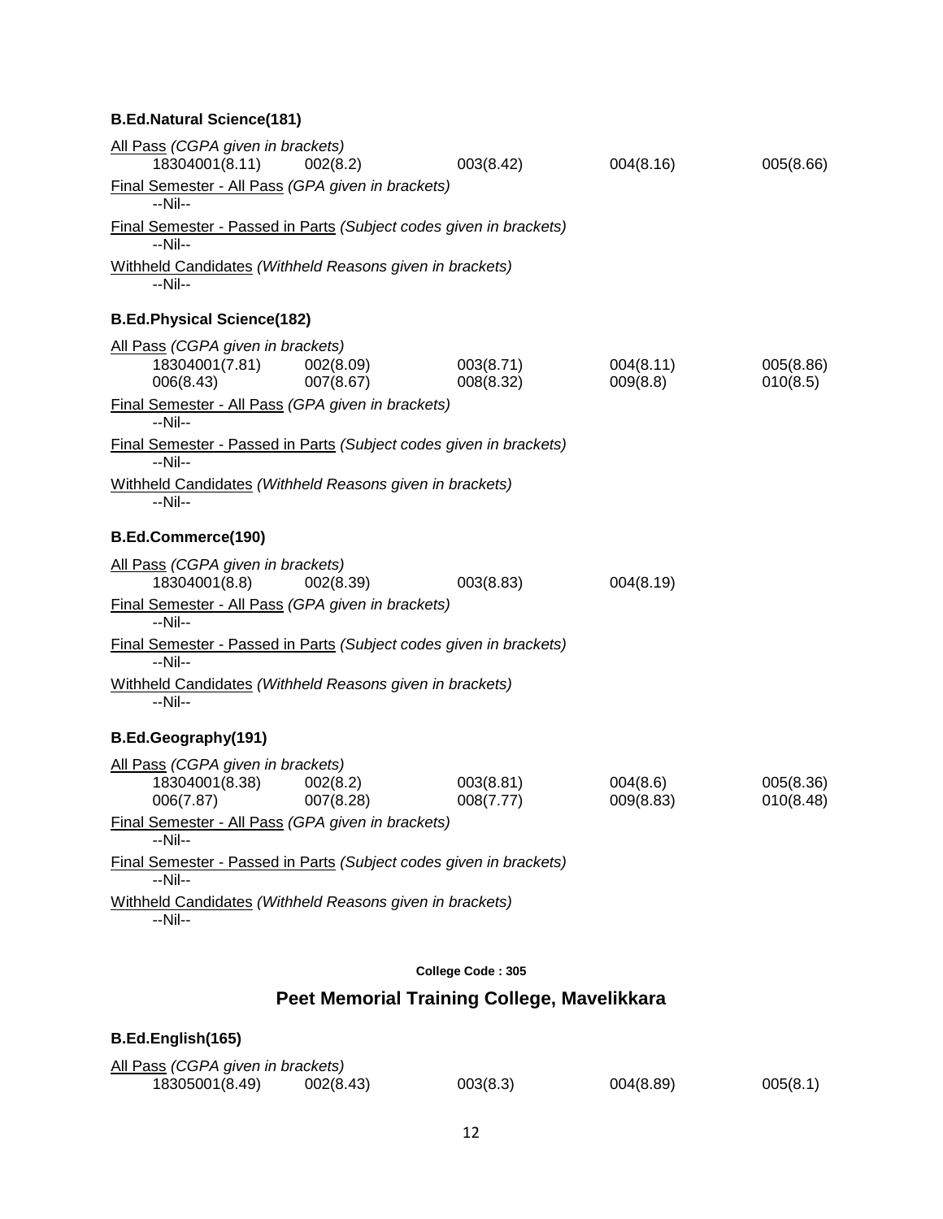**B.Ed.Natural Science(181)**

All Pass *(CGPA given in brackets)*

| | | | | |
|---|---|---|---|---|
| 18304001(8.11) | 002(8.2) | 003(8.42) | 004(8.16) | 005(8.66) |

Final Semester - All Pass *(GPA given in brackets)*
--Nil--

Final Semester - Passed in Parts *(Subject codes given in brackets)*
--Nil--

Withheld Candidates *(Withheld Reasons given in brackets)*
--Nil--

**B.Ed.Physical Science(182)**

All Pass *(CGPA given in brackets)*

| | | | | |
|---|---|---|---|---|
| 18304001(7.81) | 002(8.09) | 003(8.71) | 004(8.11) | 005(8.86) |
| 006(8.43) | 007(8.67) | 008(8.32) | 009(8.8) | 010(8.5) |

Final Semester - All Pass *(GPA given in brackets)*
--Nil--

Final Semester - Passed in Parts *(Subject codes given in brackets)*
--Nil--

Withheld Candidates *(Withheld Reasons given in brackets)*
--Nil--

**B.Ed.Commerce(190)**

All Pass *(CGPA given in brackets)*

| | | | |
|---|---|---|---|
| 18304001(8.8) | 002(8.39) | 003(8.83) | 004(8.19) |

Final Semester - All Pass *(GPA given in brackets)*
--Nil--

Final Semester - Passed in Parts *(Subject codes given in brackets)*
--Nil--

Withheld Candidates *(Withheld Reasons given in brackets)*
--Nil--

**B.Ed.Geography(191)**

All Pass *(CGPA given in brackets)*

| | | | | |
|---|---|---|---|---|
| 18304001(8.38) | 002(8.2) | 003(8.81) | 004(8.6) | 005(8.36) |
| 006(7.87) | 007(8.28) | 008(7.77) | 009(8.83) | 010(8.48) |

Final Semester - All Pass *(GPA given in brackets)*
--Nil--

Final Semester - Passed in Parts *(Subject codes given in brackets)*
--Nil--

Withheld Candidates *(Withheld Reasons given in brackets)*
--Nil--

**College Code : 305**

## Peet Memorial Training College, Mavelikkara

**B.Ed.English(165)**

All Pass *(CGPA given in brackets)*

| | | | | |
|---|---|---|---|---|
| 18305001(8.49) | 002(8.43) | 003(8.3) | 004(8.89) | 005(8.1) |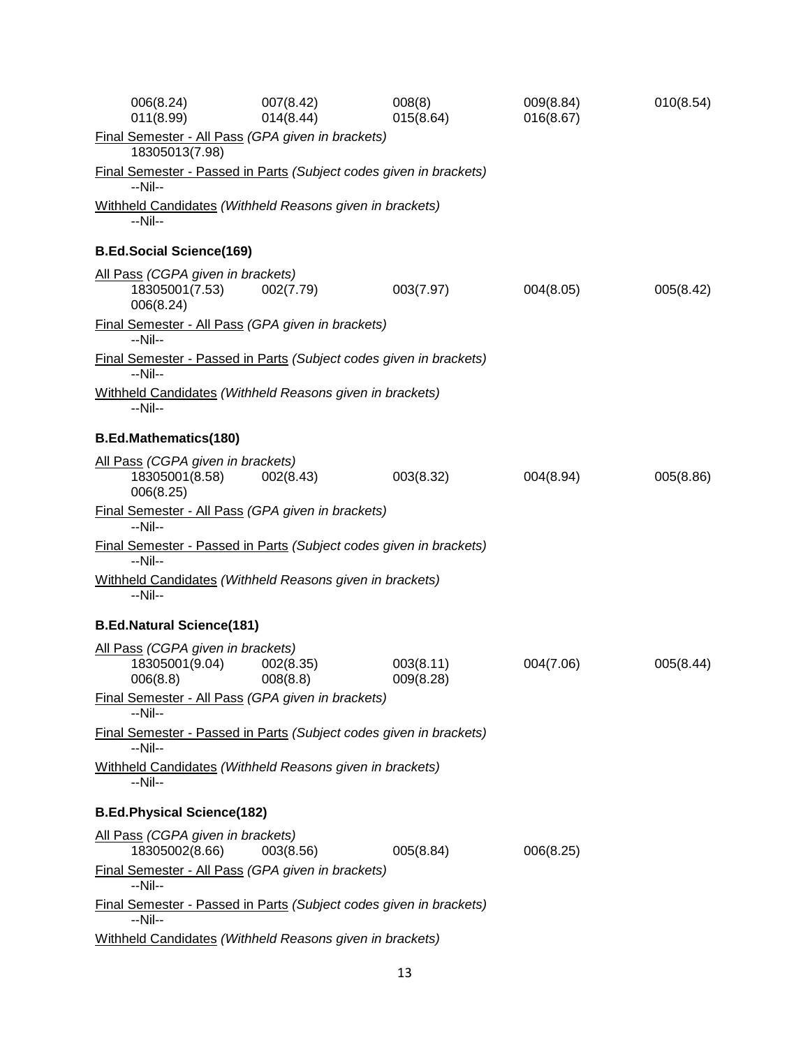006(8.24) 007(8.42) 008(8) 009(8.84) 010(8.54)
011(8.99) 014(8.44) 015(8.64) 016(8.67)

Final Semester - All Pass *(GPA given in brackets)*

18305013(7.98)

Final Semester - Passed in Parts *(Subject codes given in brackets)*

--Nil--

Withheld Candidates *(Withheld Reasons given in brackets)*

--Nil--

**B.Ed.Social Science(169)**

All Pass *(CGPA given in brackets)*

18305001(7.53) 002(7.79) 003(7.97) 004(8.05) 005(8.42)
006(8.24)

Final Semester - All Pass *(GPA given in brackets)*

--Nil--

Final Semester - Passed in Parts *(Subject codes given in brackets)*

--Nil--

Withheld Candidates *(Withheld Reasons given in brackets)*

--Nil--

**B.Ed.Mathematics(180)**

All Pass *(CGPA given in brackets)*

18305001(8.58) 002(8.43) 003(8.32) 004(8.94) 005(8.86)
006(8.25)

Final Semester - All Pass *(GPA given in brackets)*

--Nil--

Final Semester - Passed in Parts *(Subject codes given in brackets)*

--Nil--

Withheld Candidates *(Withheld Reasons given in brackets)*

--Nil--

**B.Ed.Natural Science(181)**

All Pass *(CGPA given in brackets)*

18305001(9.04) 002(8.35) 003(8.11) 004(7.06) 005(8.44)
006(8.8) 008(8.8) 009(8.28)

Final Semester - All Pass *(GPA given in brackets)*

--Nil--

Final Semester - Passed in Parts *(Subject codes given in brackets)*

--Nil--

Withheld Candidates *(Withheld Reasons given in brackets)*

--Nil--

**B.Ed.Physical Science(182)**

All Pass *(CGPA given in brackets)*

18305002(8.66) 003(8.56) 005(8.84) 006(8.25)

Final Semester - All Pass *(GPA given in brackets)*

--Nil--

Final Semester - Passed in Parts *(Subject codes given in brackets)*

--Nil--

Withheld Candidates *(Withheld Reasons given in brackets)*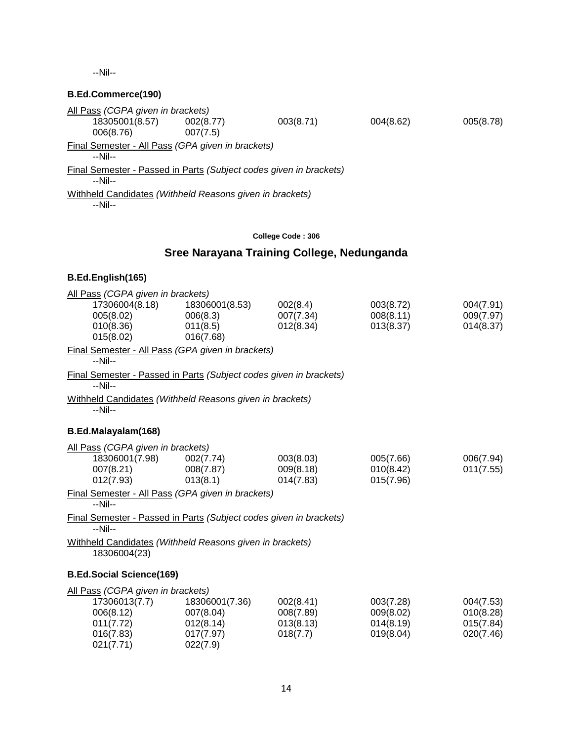--Nil--

### B.Ed.Commerce(190)

All Pass *(CGPA given in brackets)*

| | | | | |
|---|---|---|---|---|
| 18305001(8.57) | 002(8.77) | 003(8.71) | 004(8.62) | 005(8.78) |
| 006(8.76) | 007(7.5) | | | |

Final Semester - All Pass *(GPA given in brackets)*

--Nil--

Final Semester - Passed in Parts *(Subject codes given in brackets)*

--Nil--

Withheld Candidates *(Withheld Reasons given in brackets)*

--Nil--

**College Code : 306**

## Sree Narayana Training College, Nedunganda

### B.Ed.English(165)

All Pass *(CGPA given in brackets)*

| | | | | |
|---|---|---|---|---|
| 17306004(8.18) | 18306001(8.53) | 002(8.4) | 003(8.72) | 004(7.91) |
| 005(8.02) | 006(8.3) | 007(7.34) | 008(8.11) | 009(7.97) |
| 010(8.36) | 011(8.5) | 012(8.34) | 013(8.37) | 014(8.37) |
| 015(8.02) | 016(7.68) | | | |

Final Semester - All Pass *(GPA given in brackets)*

--Nil--

Final Semester - Passed in Parts *(Subject codes given in brackets)*

--Nil--

Withheld Candidates *(Withheld Reasons given in brackets)*

--Nil--

### B.Ed.Malayalam(168)

All Pass *(CGPA given in brackets)*

| | | | | |
|---|---|---|---|---|
| 18306001(7.98) | 002(7.74) | 003(8.03) | 005(7.66) | 006(7.94) |
| 007(8.21) | 008(7.87) | 009(8.18) | 010(8.42) | 011(7.55) |
| 012(7.93) | 013(8.1) | 014(7.83) | 015(7.96) | |

Final Semester - All Pass *(GPA given in brackets)*

--Nil--

Final Semester - Passed in Parts *(Subject codes given in brackets)*

--Nil--

Withheld Candidates *(Withheld Reasons given in brackets)*

18306004(23)

### B.Ed.Social Science(169)

All Pass *(CGPA given in brackets)*

| | | | | |
|---|---|---|---|---|
| 17306013(7.7) | 18306001(7.36) | 002(8.41) | 003(7.28) | 004(7.53) |
| 006(8.12) | 007(8.04) | 008(7.89) | 009(8.02) | 010(8.28) |
| 011(7.72) | 012(8.14) | 013(8.13) | 014(8.19) | 015(7.84) |
| 016(7.83) | 017(7.97) | 018(7.7) | 019(8.04) | 020(7.46) |
| 021(7.71) | 022(7.9) | | | |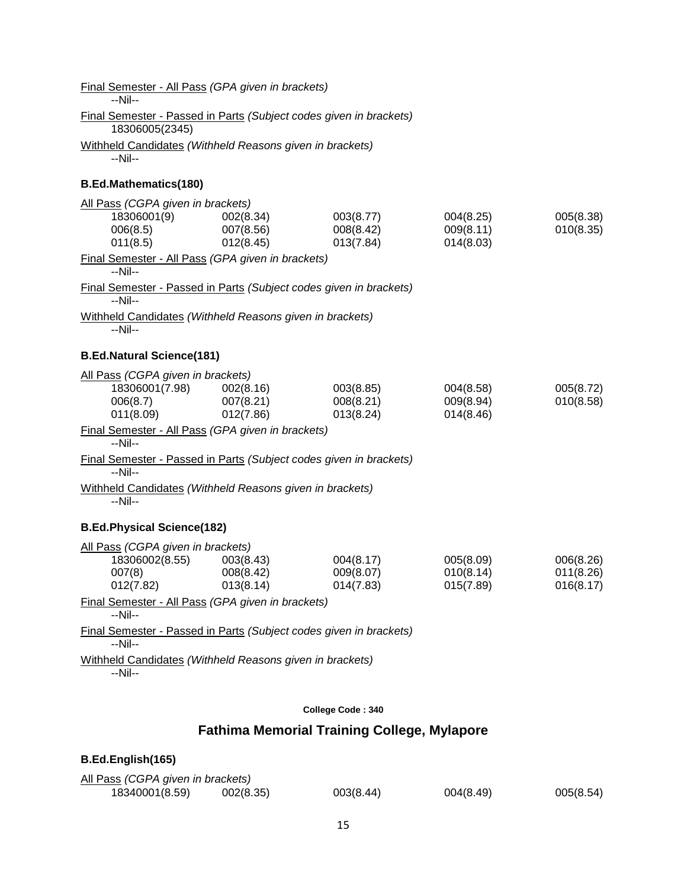Final Semester - All Pass *(GPA given in brackets)*

--Nil--

Final Semester - Passed in Parts *(Subject codes given in brackets)*

18306005(2345)

Withheld Candidates *(Withheld Reasons given in brackets)*

--Nil--

**B.Ed.Mathematics(180)**

All Pass *(CGPA given in brackets)*

| | | | | |
|---|---|---|---|---|
| 18306001(9) | 002(8.34) | 003(8.77) | 004(8.25) | 005(8.38) |
| 006(8.5) | 007(8.56) | 008(8.42) | 009(8.11) | 010(8.35) |
| 011(8.5) | 012(8.45) | 013(7.84) | 014(8.03) | |

Final Semester - All Pass *(GPA given in brackets)*

--Nil--

Final Semester - Passed in Parts *(Subject codes given in brackets)*

--Nil--

Withheld Candidates *(Withheld Reasons given in brackets)*

--Nil--

**B.Ed.Natural Science(181)**

All Pass *(CGPA given in brackets)*

| | | | | |
|---|---|---|---|---|
| 18306001(7.98) | 002(8.16) | 003(8.85) | 004(8.58) | 005(8.72) |
| 006(8.7) | 007(8.21) | 008(8.21) | 009(8.94) | 010(8.58) |
| 011(8.09) | 012(7.86) | 013(8.24) | 014(8.46) | |

Final Semester - All Pass *(GPA given in brackets)*

--Nil--

Final Semester - Passed in Parts *(Subject codes given in brackets)*

--Nil--

Withheld Candidates *(Withheld Reasons given in brackets)*

--Nil--

**B.Ed.Physical Science(182)**

All Pass *(CGPA given in brackets)*

| | | | | |
|---|---|---|---|---|
| 18306002(8.55) | 003(8.43) | 004(8.17) | 005(8.09) | 006(8.26) |
| 007(8) | 008(8.42) | 009(8.07) | 010(8.14) | 011(8.26) |
| 012(7.82) | 013(8.14) | 014(7.83) | 015(7.89) | 016(8.17) |

Final Semester - All Pass *(GPA given in brackets)*

--Nil--

Final Semester - Passed in Parts *(Subject codes given in brackets)*

--Nil--

Withheld Candidates *(Withheld Reasons given in brackets)*

--Nil--

**College Code : 340**

## Fathima Memorial Training College, Mylapore

**B.Ed.English(165)**

All Pass *(CGPA given in brackets)*

| | | | | |
|---|---|---|---|---|
| 18340001(8.59) | 002(8.35) | 003(8.44) | 004(8.49) | 005(8.54) |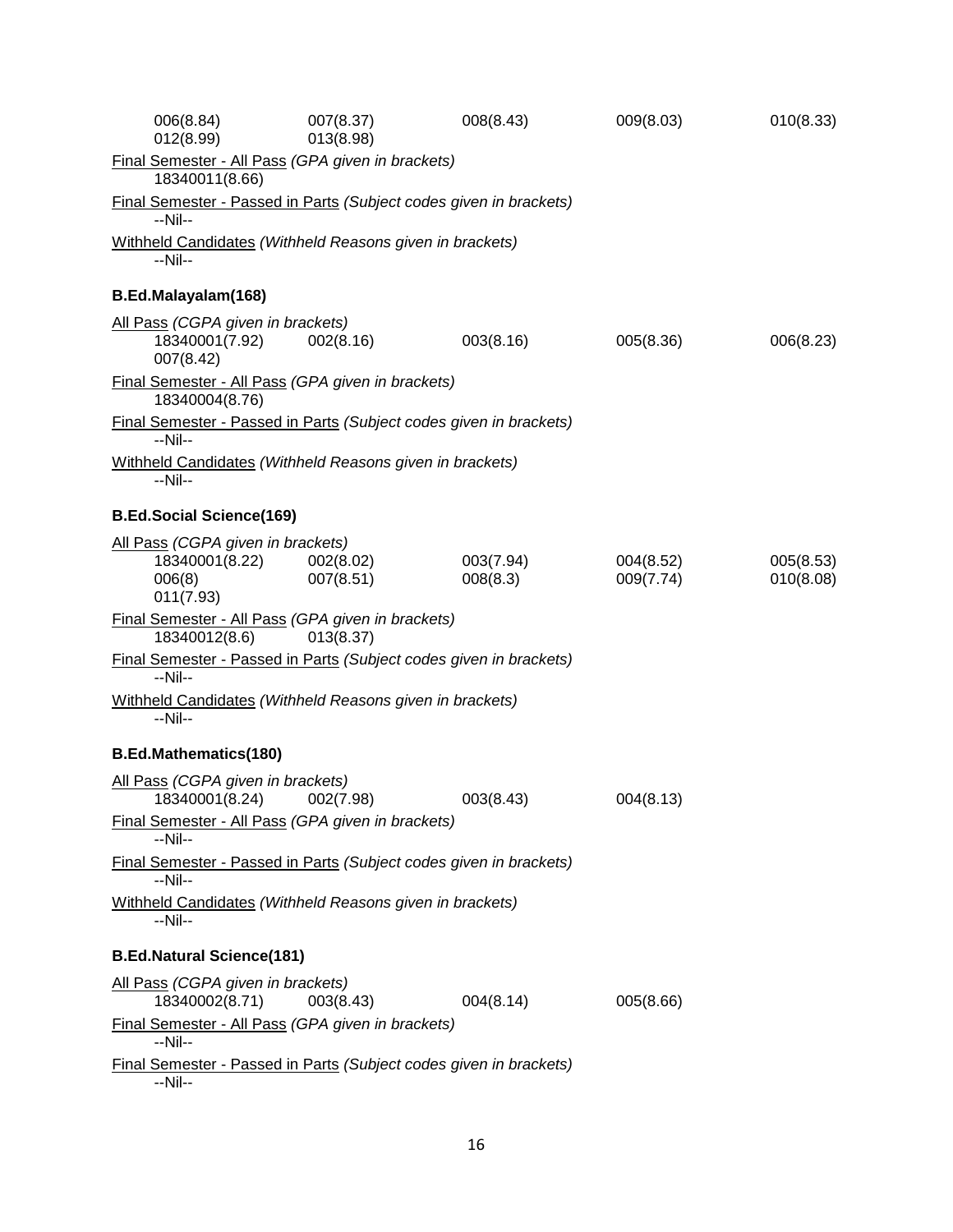006(8.84) 007(8.37) 008(8.43) 009(8.03) 010(8.33)
012(8.99) 013(8.98)

<u>Final Semester - All Pass</u> *(GPA given in brackets)*

18340011(8.66)

<u>Final Semester - Passed in Parts</u> *(Subject codes given in brackets)*

--Nil--

<u>Withheld Candidates</u> *(Withheld Reasons given in brackets)*

--Nil--

**B.Ed.Malayalam(168)**

<u>All Pass</u> *(CGPA given in brackets)*

18340001(7.92) 002(8.16) 003(8.16) 005(8.36) 006(8.23)
007(8.42)

<u>Final Semester - All Pass</u> *(GPA given in brackets)*

18340004(8.76)

<u>Final Semester - Passed in Parts</u> *(Subject codes given in brackets)*

--Nil--

<u>Withheld Candidates</u> *(Withheld Reasons given in brackets)*

--Nil--

**B.Ed.Social Science(169)**

<u>All Pass</u> *(CGPA given in brackets)*

18340001(8.22) 002(8.02) 003(7.94) 004(8.52) 005(8.53)
006(8) 007(8.51) 008(8.3) 009(7.74) 010(8.08)
011(7.93)

<u>Final Semester - All Pass</u> *(GPA given in brackets)*

18340012(8.6) 013(8.37)

<u>Final Semester - Passed in Parts</u> *(Subject codes given in brackets)*

--Nil--

<u>Withheld Candidates</u> *(Withheld Reasons given in brackets)*

--Nil--

**B.Ed.Mathematics(180)**

<u>All Pass</u> *(CGPA given in brackets)*

18340001(8.24) 002(7.98) 003(8.43) 004(8.13)

<u>Final Semester - All Pass</u> *(GPA given in brackets)*

--Nil--

<u>Final Semester - Passed in Parts</u> *(Subject codes given in brackets)*

--Nil--

<u>Withheld Candidates</u> *(Withheld Reasons given in brackets)*

--Nil--

**B.Ed.Natural Science(181)**

<u>All Pass</u> *(CGPA given in brackets)*

18340002(8.71) 003(8.43) 004(8.14) 005(8.66)

<u>Final Semester - All Pass</u> *(GPA given in brackets)*

--Nil--

<u>Final Semester - Passed in Parts</u> *(Subject codes given in brackets)*

--Nil--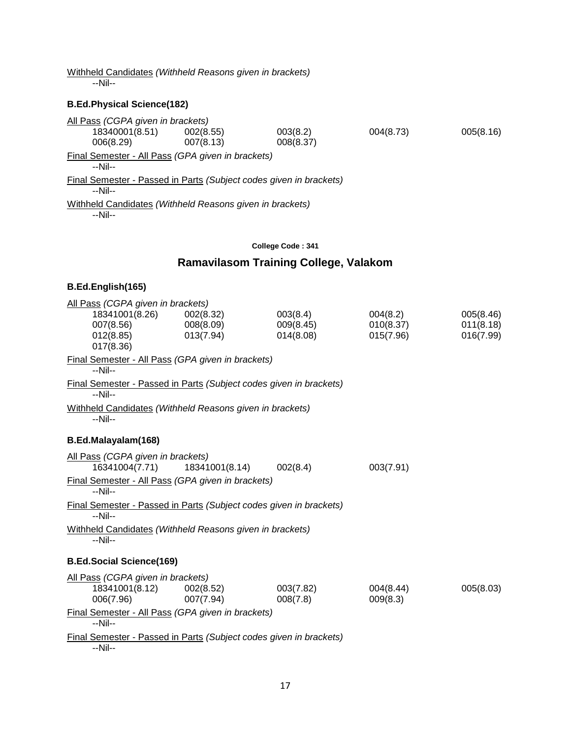Withheld Candidates *(Withheld Reasons given in brackets)*

--Nil--

**B.Ed.Physical Science(182)**

All Pass *(CGPA given in brackets)*

| | | | | |
|---|---|---|---|---|
| 18340001(8.51) | 002(8.55) | 003(8.2) | 004(8.73) | 005(8.16) |
| 006(8.29) | 007(8.13) | 008(8.37) | | |

Final Semester - All Pass *(GPA given in brackets)*

--Nil--

Final Semester - Passed in Parts *(Subject codes given in brackets)*

--Nil--

Withheld Candidates *(Withheld Reasons given in brackets)*

--Nil--

**College Code : 341**

## Ramavilasom Training College, Valakom

**B.Ed.English(165)**

All Pass *(CGPA given in brackets)*

| | | | | |
|---|---|---|---|---|
| 18341001(8.26) | 002(8.32) | 003(8.4) | 004(8.2) | 005(8.46) |
| 007(8.56) | 008(8.09) | 009(8.45) | 010(8.37) | 011(8.18) |
| 012(8.85) | 013(7.94) | 014(8.08) | 015(7.96) | 016(7.99) |
| 017(8.36) | | | | |

Final Semester - All Pass *(GPA given in brackets)*

--Nil--

Final Semester - Passed in Parts *(Subject codes given in brackets)*

--Nil--

Withheld Candidates *(Withheld Reasons given in brackets)*

--Nil--

**B.Ed.Malayalam(168)**

All Pass *(CGPA given in brackets)*

| | | | |
|---|---|---|---|
| 16341004(7.71) | 18341001(8.14) | 002(8.4) | 003(7.91) |

Final Semester - All Pass *(GPA given in brackets)*

--Nil--

Final Semester - Passed in Parts *(Subject codes given in brackets)*

--Nil--

Withheld Candidates *(Withheld Reasons given in brackets)*

--Nil--

**B.Ed.Social Science(169)**

All Pass *(CGPA given in brackets)*

| | | | | |
|---|---|---|---|---|
| 18341001(8.12) | 002(8.52) | 003(7.82) | 004(8.44) | 005(8.03) |
| 006(7.96) | 007(7.94) | 008(7.8) | 009(8.3) | |

Final Semester - All Pass *(GPA given in brackets)*

--Nil--

Final Semester - Passed in Parts *(Subject codes given in brackets)*

--Nil--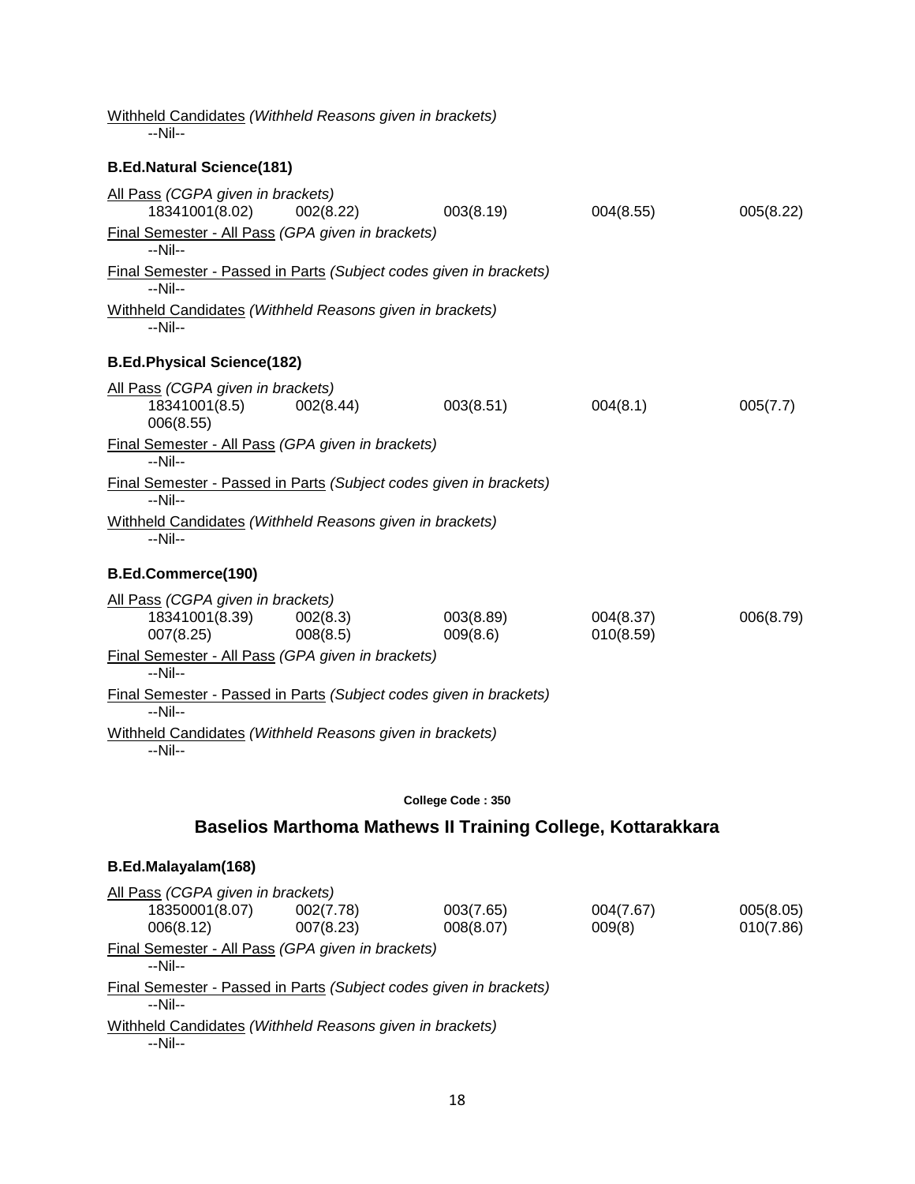Withheld Candidates *(Withheld Reasons given in brackets)*

--Nil--

**B.Ed.Natural Science(181)**

All Pass *(CGPA given in brackets)*

| | | | | |
|---|---|---|---|---|
| 18341001(8.02) | 002(8.22) | 003(8.19) | 004(8.55) | 005(8.22) |

Final Semester - All Pass *(GPA given in brackets)*

--Nil--

Final Semester - Passed in Parts *(Subject codes given in brackets)*

--Nil--

Withheld Candidates *(Withheld Reasons given in brackets)*

--Nil--

**B.Ed.Physical Science(182)**

All Pass *(CGPA given in brackets)*

| | | | | |
|---|---|---|---|---|
| 18341001(8.5) | 002(8.44) | 003(8.51) | 004(8.1) | 005(7.7) |
| 006(8.55) | | | | |

Final Semester - All Pass *(GPA given in brackets)*

--Nil--

Final Semester - Passed in Parts *(Subject codes given in brackets)*

--Nil--

Withheld Candidates *(Withheld Reasons given in brackets)*

--Nil--

**B.Ed.Commerce(190)**

All Pass *(CGPA given in brackets)*

| | | | | |
|---|---|---|---|---|
| 18341001(8.39) | 002(8.3) | 003(8.89) | 004(8.37) | 006(8.79) |
| 007(8.25) | 008(8.5) | 009(8.6) | 010(8.59) | |

Final Semester - All Pass *(GPA given in brackets)*

--Nil--

Final Semester - Passed in Parts *(Subject codes given in brackets)*

--Nil--

Withheld Candidates *(Withheld Reasons given in brackets)*

--Nil--

**College Code : 350**

## Baselios Marthoma Mathews II Training College, Kottarakkara

**B.Ed.Malayalam(168)**

All Pass *(CGPA given in brackets)*

| | | | | |
|---|---|---|---|---|
| 18350001(8.07) | 002(7.78) | 003(7.65) | 004(7.67) | 005(8.05) |
| 006(8.12) | 007(8.23) | 008(8.07) | 009(8) | 010(7.86) |

Final Semester - All Pass *(GPA given in brackets)*

--Nil--

Final Semester - Passed in Parts *(Subject codes given in brackets)*

--Nil--

Withheld Candidates *(Withheld Reasons given in brackets)*

--Nil--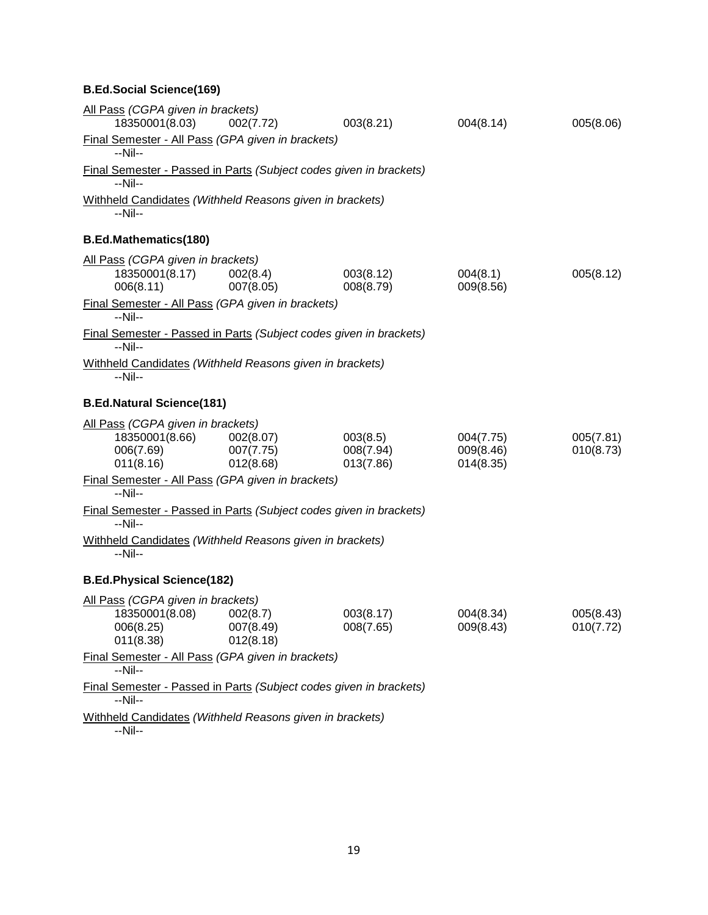**B.Ed.Social Science(169)**

All Pass *(CGPA given in brackets)*

| | | | | |
|---|---|---|---|---|
| 18350001(8.03) | 002(7.72) | 003(8.21) | 004(8.14) | 005(8.06) |

Final Semester - All Pass *(GPA given in brackets)*

--Nil--

Final Semester - Passed in Parts *(Subject codes given in brackets)*

--Nil--

Withheld Candidates *(Withheld Reasons given in brackets)*

--Nil--

**B.Ed.Mathematics(180)**

All Pass *(CGPA given in brackets)*

| | | | | |
|---|---|---|---|---|
| 18350001(8.17) | 002(8.4) | 003(8.12) | 004(8.1) | 005(8.12) |
| 006(8.11) | 007(8.05) | 008(8.79) | 009(8.56) | |

Final Semester - All Pass *(GPA given in brackets)*

--Nil--

Final Semester - Passed in Parts *(Subject codes given in brackets)*

--Nil--

Withheld Candidates *(Withheld Reasons given in brackets)*

--Nil--

**B.Ed.Natural Science(181)**

All Pass *(CGPA given in brackets)*

| | | | | |
|---|---|---|---|---|
| 18350001(8.66) | 002(8.07) | 003(8.5) | 004(7.75) | 005(7.81) |
| 006(7.69) | 007(7.75) | 008(7.94) | 009(8.46) | 010(8.73) |
| 011(8.16) | 012(8.68) | 013(7.86) | 014(8.35) | |

Final Semester - All Pass *(GPA given in brackets)*

--Nil--

Final Semester - Passed in Parts *(Subject codes given in brackets)*

--Nil--

Withheld Candidates *(Withheld Reasons given in brackets)*

--Nil--

**B.Ed.Physical Science(182)**

All Pass *(CGPA given in brackets)*

| | | | | |
|---|---|---|---|---|
| 18350001(8.08) | 002(8.7) | 003(8.17) | 004(8.34) | 005(8.43) |
| 006(8.25) | 007(8.49) | 008(7.65) | 009(8.43) | 010(7.72) |
| 011(8.38) | 012(8.18) | | | |

Final Semester - All Pass *(GPA given in brackets)*

--Nil--

Final Semester - Passed in Parts *(Subject codes given in brackets)*

--Nil--

Withheld Candidates *(Withheld Reasons given in brackets)*

--Nil--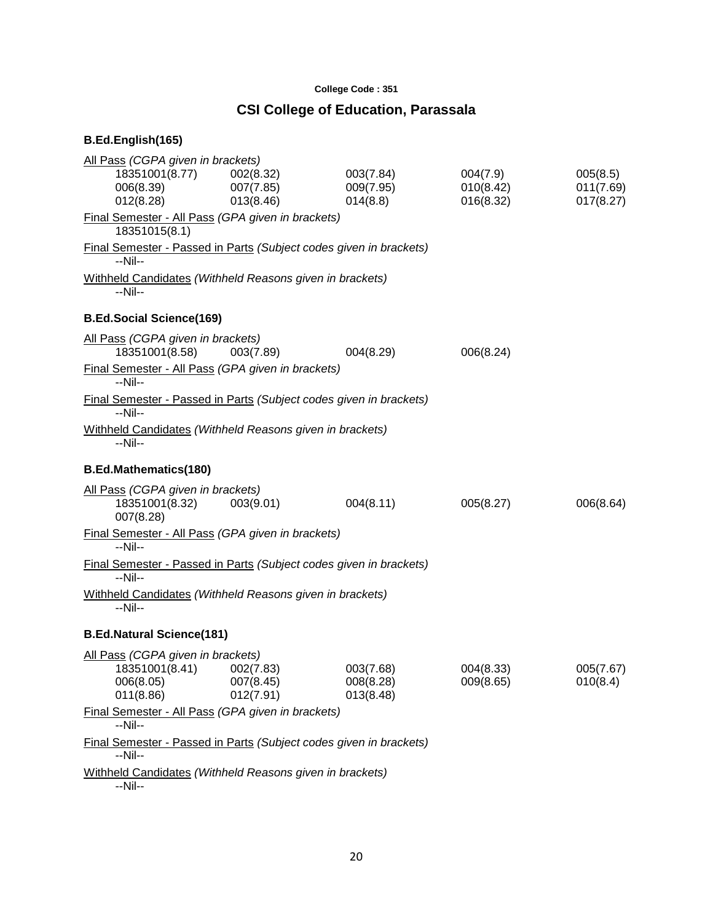College Code : 351

## CSI College of Education, Parassala

### B.Ed.English(165)

All Pass *(CGPA given in brackets)*

| | | | | |
|---|---|---|---|---|
| 18351001(8.77) | 002(8.32) | 003(7.84) | 004(7.9) | 005(8.5) |
| 006(8.39) | 007(7.85) | 009(7.95) | 010(8.42) | 011(7.69) |
| 012(8.28) | 013(8.46) | 014(8.8) | 016(8.32) | 017(8.27) |

Final Semester - All Pass *(GPA given in brackets)*

18351015(8.1)

Final Semester - Passed in Parts *(Subject codes given in brackets)*

--Nil--

Withheld Candidates *(Withheld Reasons given in brackets)*

--Nil--

### B.Ed.Social Science(169)

All Pass *(CGPA given in brackets)*

| | | | |
|---|---|---|---|
| 18351001(8.58) | 003(7.89) | 004(8.29) | 006(8.24) |

Final Semester - All Pass *(GPA given in brackets)*

--Nil--

Final Semester - Passed in Parts *(Subject codes given in brackets)*

--Nil--

Withheld Candidates *(Withheld Reasons given in brackets)*

--Nil--

### B.Ed.Mathematics(180)

All Pass *(CGPA given in brackets)*

| | | | | |
|---|---|---|---|---|
| 18351001(8.32) | 003(9.01) | 004(8.11) | 005(8.27) | 006(8.64) |
| 007(8.28) | | | | |

Final Semester - All Pass *(GPA given in brackets)*

--Nil--

Final Semester - Passed in Parts *(Subject codes given in brackets)*

--Nil--

Withheld Candidates *(Withheld Reasons given in brackets)*

--Nil--

### B.Ed.Natural Science(181)

All Pass *(CGPA given in brackets)*

| | | | | |
|---|---|---|---|---|
| 18351001(8.41) | 002(7.83) | 003(7.68) | 004(8.33) | 005(7.67) |
| 006(8.05) | 007(8.45) | 008(8.28) | 009(8.65) | 010(8.4) |
| 011(8.86) | 012(7.91) | 013(8.48) | | |

Final Semester - All Pass *(GPA given in brackets)*

--Nil--

Final Semester - Passed in Parts *(Subject codes given in brackets)*

--Nil--

Withheld Candidates *(Withheld Reasons given in brackets)*

--Nil--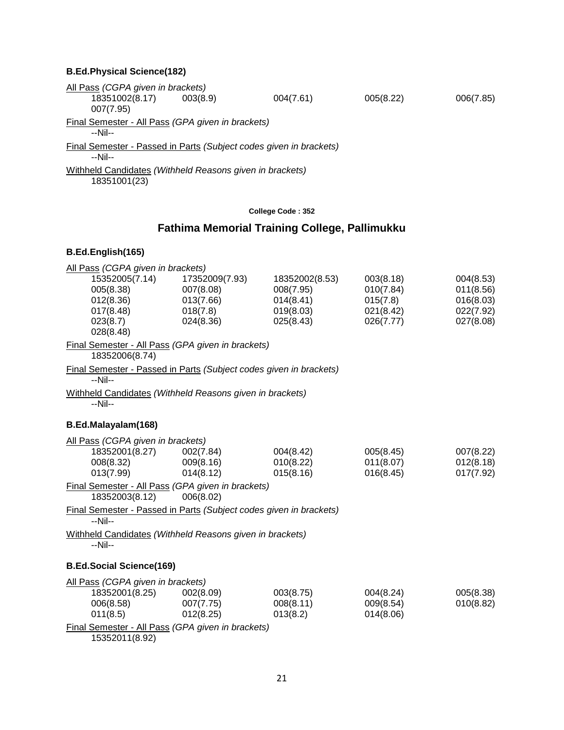**B.Ed.Physical Science(182)**

All Pass *(CGPA given in brackets)*

| | | | | |
|---|---|---|---|---|
| 18351002(8.17) | 003(8.9) | 004(7.61) | 005(8.22) | 006(7.85) |
| 007(7.95) | | | | |

Final Semester - All Pass *(GPA given in brackets)*

--Nil--

Final Semester - Passed in Parts *(Subject codes given in brackets)*

--Nil--

Withheld Candidates *(Withheld Reasons given in brackets)*

18351001(23)

**College Code : 352**

## Fathima Memorial Training College, Pallimukku

**B.Ed.English(165)**

All Pass *(CGPA given in brackets)*

| | | | | |
|---|---|---|---|---|
| 15352005(7.14) | 17352009(7.93) | 18352002(8.53) | 003(8.18) | 004(8.53) |
| 005(8.38) | 007(8.08) | 008(7.95) | 010(7.84) | 011(8.56) |
| 012(8.36) | 013(7.66) | 014(8.41) | 015(7.8) | 016(8.03) |
| 017(8.48) | 018(7.8) | 019(8.03) | 021(8.42) | 022(7.92) |
| 023(8.7) | 024(8.36) | 025(8.43) | 026(7.77) | 027(8.08) |
| 028(8.48) | | | | |

Final Semester - All Pass *(GPA given in brackets)*

18352006(8.74)

Final Semester - Passed in Parts *(Subject codes given in brackets)*

--Nil--

Withheld Candidates *(Withheld Reasons given in brackets)*

--Nil--

**B.Ed.Malayalam(168)**

All Pass *(CGPA given in brackets)*

| | | | | |
|---|---|---|---|---|
| 18352001(8.27) | 002(7.84) | 004(8.42) | 005(8.45) | 007(8.22) |
| 008(8.32) | 009(8.16) | 010(8.22) | 011(8.07) | 012(8.18) |
| 013(7.99) | 014(8.12) | 015(8.16) | 016(8.45) | 017(7.92) |

Final Semester - All Pass *(GPA given in brackets)*

18352003(8.12) 006(8.02)

Final Semester - Passed in Parts *(Subject codes given in brackets)*

--Nil--

Withheld Candidates *(Withheld Reasons given in brackets)*

--Nil--

**B.Ed.Social Science(169)**

All Pass *(CGPA given in brackets)*

| | | | | |
|---|---|---|---|---|
| 18352001(8.25) | 002(8.09) | 003(8.75) | 004(8.24) | 005(8.38) |
| 006(8.58) | 007(7.75) | 008(8.11) | 009(8.54) | 010(8.82) |
| 011(8.5) | 012(8.25) | 013(8.2) | 014(8.06) | |

Final Semester - All Pass *(GPA given in brackets)*

15352011(8.92)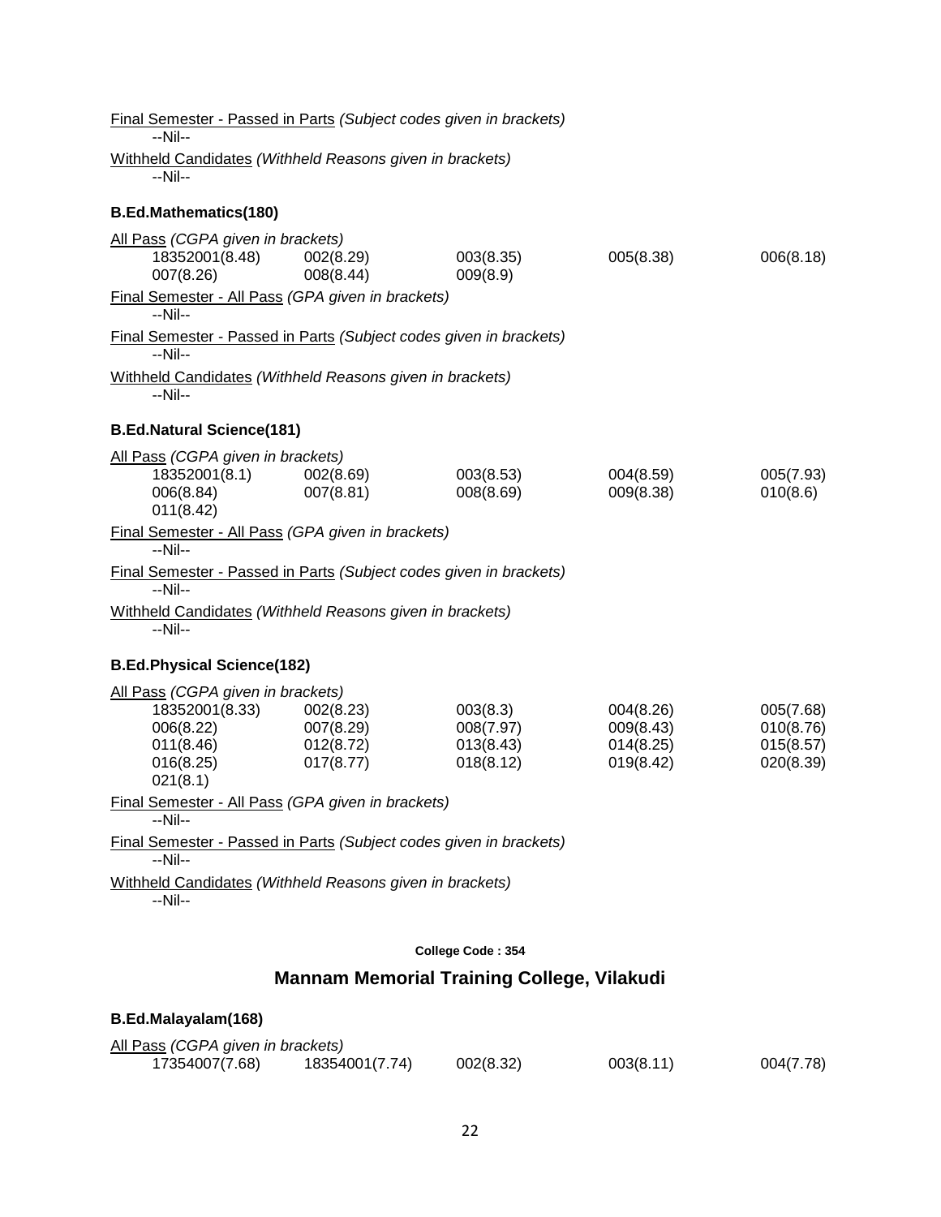Final Semester - Passed in Parts *(Subject codes given in brackets)*
--Nil--

Withheld Candidates *(Withheld Reasons given in brackets)*
--Nil--

**B.Ed.Mathematics(180)**

All Pass *(CGPA given in brackets)*

| | | | | |
|---|---|---|---|---|
| 18352001(8.48) | 002(8.29) | 003(8.35) | 005(8.38) | 006(8.18) |
| 007(8.26) | 008(8.44) | 009(8.9) | | |

Final Semester - All Pass *(GPA given in brackets)*
--Nil--

Final Semester - Passed in Parts *(Subject codes given in brackets)*
--Nil--

Withheld Candidates *(Withheld Reasons given in brackets)*
--Nil--

**B.Ed.Natural Science(181)**

All Pass *(CGPA given in brackets)*

| | | | | |
|---|---|---|---|---|
| 18352001(8.1) | 002(8.69) | 003(8.53) | 004(8.59) | 005(7.93) |
| 006(8.84) | 007(8.81) | 008(8.69) | 009(8.38) | 010(8.6) |
| 011(8.42) | | | | |

Final Semester - All Pass *(GPA given in brackets)*
--Nil--

Final Semester - Passed in Parts *(Subject codes given in brackets)*
--Nil--

Withheld Candidates *(Withheld Reasons given in brackets)*
--Nil--

**B.Ed.Physical Science(182)**

All Pass *(CGPA given in brackets)*

| | | | | |
|---|---|---|---|---|
| 18352001(8.33) | 002(8.23) | 003(8.3) | 004(8.26) | 005(7.68) |
| 006(8.22) | 007(8.29) | 008(7.97) | 009(8.43) | 010(8.76) |
| 011(8.46) | 012(8.72) | 013(8.43) | 014(8.25) | 015(8.57) |
| 016(8.25) | 017(8.77) | 018(8.12) | 019(8.42) | 020(8.39) |
| 021(8.1) | | | | |

Final Semester - All Pass *(GPA given in brackets)*
--Nil--

Final Semester - Passed in Parts *(Subject codes given in brackets)*
--Nil--

Withheld Candidates *(Withheld Reasons given in brackets)*
--Nil--

**College Code : 354**

## Mannam Memorial Training College, Vilakudi

**B.Ed.Malayalam(168)**

All Pass *(CGPA given in brackets)*

| | | | | |
|---|---|---|---|---|
| 17354007(7.68) | 18354001(7.74) | 002(8.32) | 003(8.11) | 004(7.78) |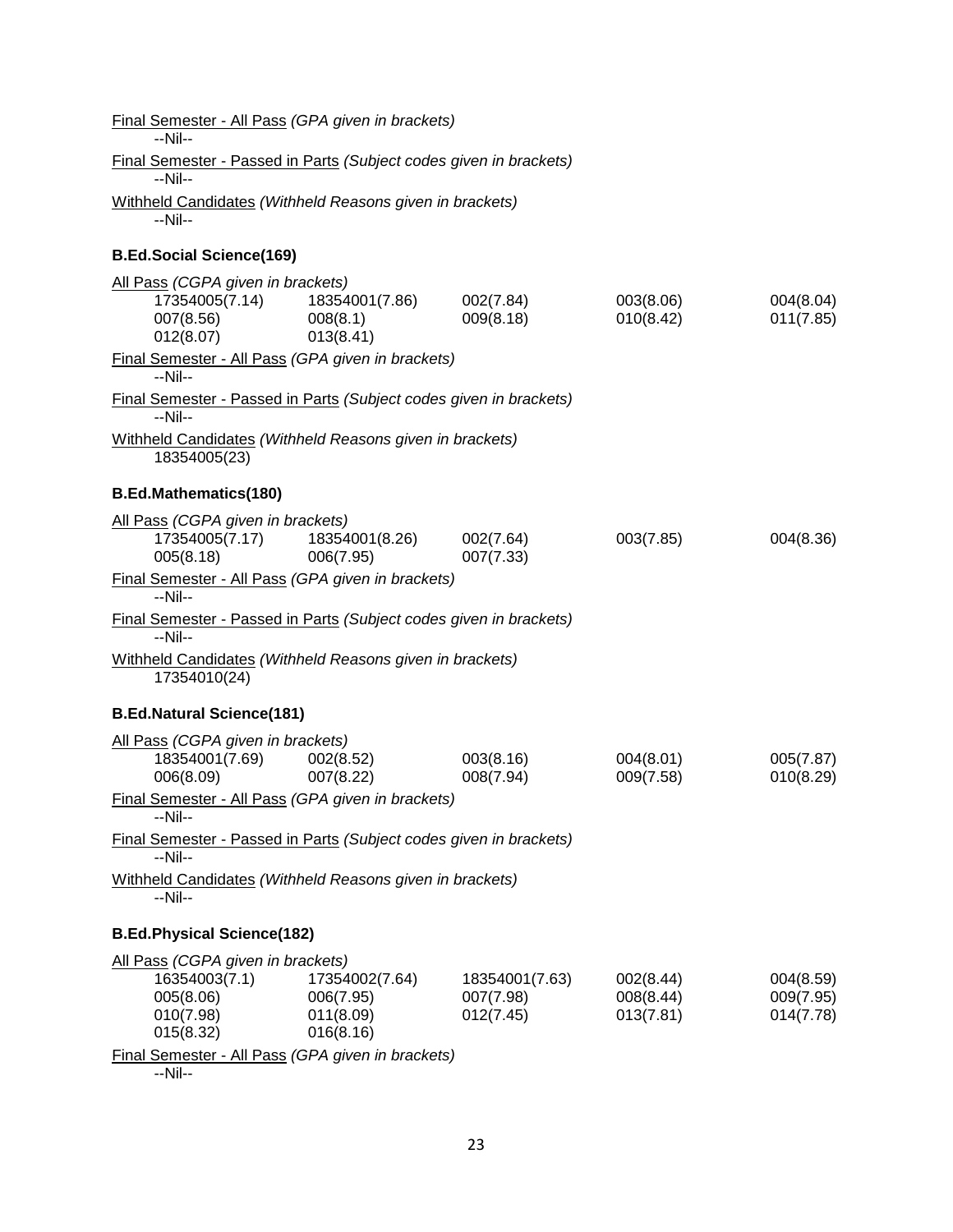Final Semester - All Pass *(GPA given in brackets)*

--Nil--

Final Semester - Passed in Parts *(Subject codes given in brackets)*

--Nil--

Withheld Candidates *(Withheld Reasons given in brackets)*

--Nil--

**B.Ed.Social Science(169)**

All Pass *(CGPA given in brackets)*

| | | | | |
|---|---|---|---|---|
| 17354005(7.14) | 18354001(7.86) | 002(7.84) | 003(8.06) | 004(8.04) |
| 007(8.56) | 008(8.1) | 009(8.18) | 010(8.42) | 011(7.85) |
| 012(8.07) | 013(8.41) | | | |

Final Semester - All Pass *(GPA given in brackets)*

--Nil--

Final Semester - Passed in Parts *(Subject codes given in brackets)*

--Nil--

Withheld Candidates *(Withheld Reasons given in brackets)*

18354005(23)

**B.Ed.Mathematics(180)**

All Pass *(CGPA given in brackets)*

| | | | | |
|---|---|---|---|---|
| 17354005(7.17) | 18354001(8.26) | 002(7.64) | 003(7.85) | 004(8.36) |
| 005(8.18) | 006(7.95) | 007(7.33) | | |

Final Semester - All Pass *(GPA given in brackets)*

--Nil--

Final Semester - Passed in Parts *(Subject codes given in brackets)*

--Nil--

Withheld Candidates *(Withheld Reasons given in brackets)*

17354010(24)

**B.Ed.Natural Science(181)**

All Pass *(CGPA given in brackets)*

| | | | | |
|---|---|---|---|---|
| 18354001(7.69) | 002(8.52) | 003(8.16) | 004(8.01) | 005(7.87) |
| 006(8.09) | 007(8.22) | 008(7.94) | 009(7.58) | 010(8.29) |

Final Semester - All Pass *(GPA given in brackets)*

--Nil--

Final Semester - Passed in Parts *(Subject codes given in brackets)*

--Nil--

Withheld Candidates *(Withheld Reasons given in brackets)*

--Nil--

**B.Ed.Physical Science(182)**

All Pass *(CGPA given in brackets)*

| | | | | |
|---|---|---|---|---|
| 16354003(7.1) | 17354002(7.64) | 18354001(7.63) | 002(8.44) | 004(8.59) |
| 005(8.06) | 006(7.95) | 007(7.98) | 008(8.44) | 009(7.95) |
| 010(7.98) | 011(8.09) | 012(7.45) | 013(7.81) | 014(7.78) |
| 015(8.32) | 016(8.16) | | | |

Final Semester - All Pass *(GPA given in brackets)*

--Nil--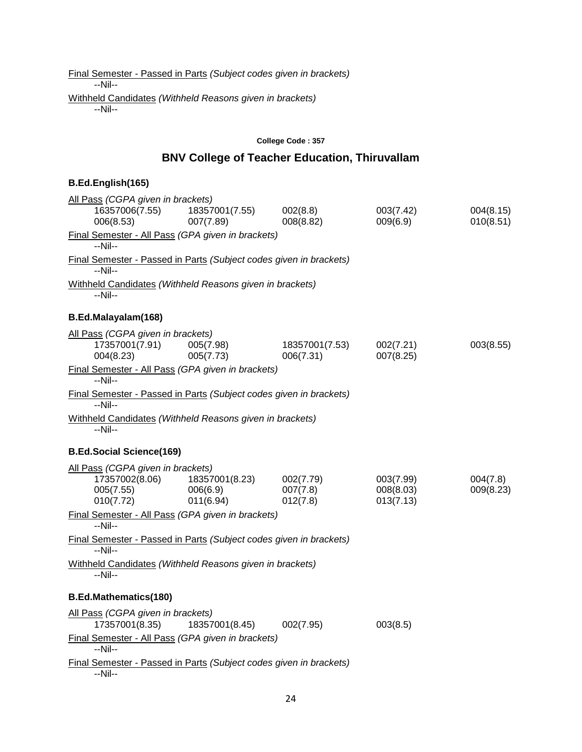Final Semester - Passed in Parts *(Subject codes given in brackets)*
--Nil--

Withheld Candidates *(Withheld Reasons given in brackets)*
--Nil--

**College Code : 357**

## BNV College of Teacher Education, Thiruvallam

### B.Ed.English(165)

All Pass *(CGPA given in brackets)*

| | | | | |
|---|---|---|---|---|
| 16357006(7.55) | 18357001(7.55) | 002(8.8) | 003(7.42) | 004(8.15) |
| 006(8.53) | 007(7.89) | 008(8.82) | 009(6.9) | 010(8.51) |

Final Semester - All Pass *(GPA given in brackets)*
--Nil--

Final Semester - Passed in Parts *(Subject codes given in brackets)*
--Nil--

Withheld Candidates *(Withheld Reasons given in brackets)*
--Nil--

### B.Ed.Malayalam(168)

All Pass *(CGPA given in brackets)*

| | | | | |
|---|---|---|---|---|
| 17357001(7.91) | 005(7.98) | 18357001(7.53) | 002(7.21) | 003(8.55) |
| 004(8.23) | 005(7.73) | 006(7.31) | 007(8.25) | |

Final Semester - All Pass *(GPA given in brackets)*
--Nil--

Final Semester - Passed in Parts *(Subject codes given in brackets)*
--Nil--

Withheld Candidates *(Withheld Reasons given in brackets)*
--Nil--

### B.Ed.Social Science(169)

All Pass *(CGPA given in brackets)*

| | | | | |
|---|---|---|---|---|
| 17357002(8.06) | 18357001(8.23) | 002(7.79) | 003(7.99) | 004(7.8) |
| 005(7.55) | 006(6.9) | 007(7.8) | 008(8.03) | 009(8.23) |
| 010(7.72) | 011(6.94) | 012(7.8) | 013(7.13) | |

Final Semester - All Pass *(GPA given in brackets)*
--Nil--

Final Semester - Passed in Parts *(Subject codes given in brackets)*
--Nil--

Withheld Candidates *(Withheld Reasons given in brackets)*
--Nil--

### B.Ed.Mathematics(180)

All Pass *(CGPA given in brackets)*

| | | | |
|---|---|---|---|
| 17357001(8.35) | 18357001(8.45) | 002(7.95) | 003(8.5) |

Final Semester - All Pass *(GPA given in brackets)*
--Nil--

Final Semester - Passed in Parts *(Subject codes given in brackets)*
--Nil--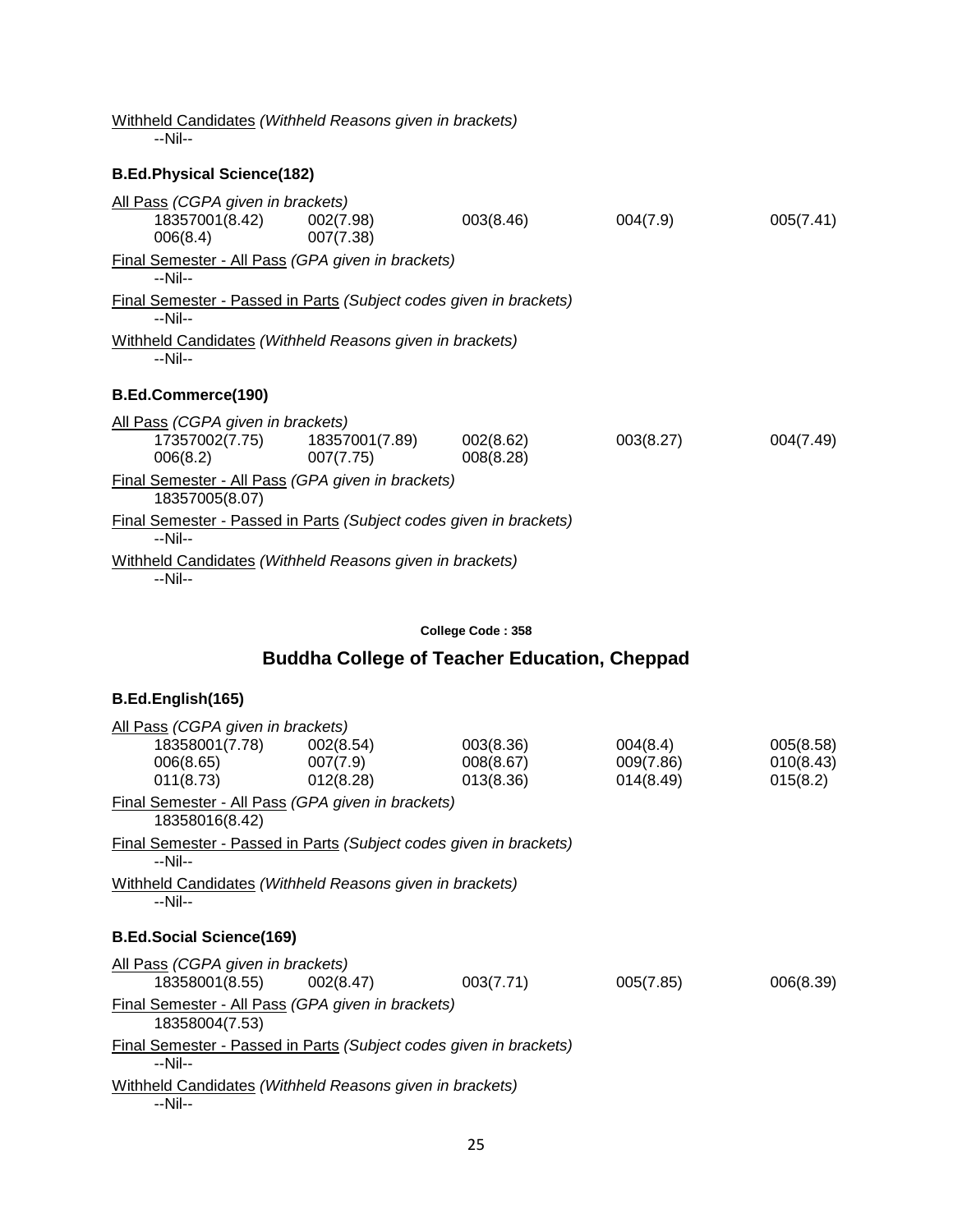<u>Withheld Candidates</u> *(Withheld Reasons given in brackets)*
--Nil--

**B.Ed.Physical Science(182)**

<u>All Pass</u> *(CGPA given in brackets)*

| | | | | |
|---|---|---|---|---|
| 18357001(8.42) | 002(7.98) | 003(8.46) | 004(7.9) | 005(7.41) |
| 006(8.4) | 007(7.38) | | | |

<u>Final Semester - All Pass</u> *(GPA given in brackets)*
--Nil--

<u>Final Semester - Passed in Parts</u> *(Subject codes given in brackets)*
--Nil--

<u>Withheld Candidates</u> *(Withheld Reasons given in brackets)*
--Nil--

**B.Ed.Commerce(190)**

<u>All Pass</u> *(CGPA given in brackets)*

| | | | | |
|---|---|---|---|---|
| 17357002(7.75) | 18357001(7.89) | 002(8.62) | 003(8.27) | 004(7.49) |
| 006(8.2) | 007(7.75) | 008(8.28) | | |

<u>Final Semester - All Pass</u> *(GPA given in brackets)*
18357005(8.07)

<u>Final Semester - Passed in Parts</u> *(Subject codes given in brackets)*
--Nil--

<u>Withheld Candidates</u> *(Withheld Reasons given in brackets)*
--Nil--

**College Code : 358**

## Buddha College of Teacher Education, Cheppad

**B.Ed.English(165)**

<u>All Pass</u> *(CGPA given in brackets)*

| | | | | |
|---|---|---|---|---|
| 18358001(7.78) | 002(8.54) | 003(8.36) | 004(8.4) | 005(8.58) |
| 006(8.65) | 007(7.9) | 008(8.67) | 009(7.86) | 010(8.43) |
| 011(8.73) | 012(8.28) | 013(8.36) | 014(8.49) | 015(8.2) |

<u>Final Semester - All Pass</u> *(GPA given in brackets)*
18358016(8.42)

<u>Final Semester - Passed in Parts</u> *(Subject codes given in brackets)*
--Nil--

<u>Withheld Candidates</u> *(Withheld Reasons given in brackets)*
--Nil--

**B.Ed.Social Science(169)**

<u>All Pass</u> *(CGPA given in brackets)*

| | | | | |
|---|---|---|---|---|
| 18358001(8.55) | 002(8.47) | 003(7.71) | 005(7.85) | 006(8.39) |

<u>Final Semester - All Pass</u> *(GPA given in brackets)*
18358004(7.53)

<u>Final Semester - Passed in Parts</u> *(Subject codes given in brackets)*
--Nil--

<u>Withheld Candidates</u> *(Withheld Reasons given in brackets)*
--Nil--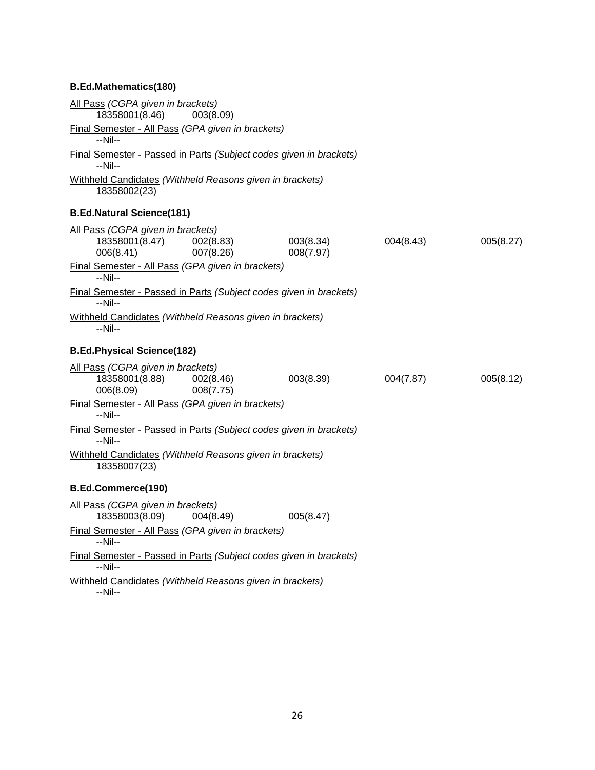**B.Ed.Mathematics(180)**

All Pass *(CGPA given in brackets)*

18358001(8.46) 003(8.09)

Final Semester - All Pass *(GPA given in brackets)*

--Nil--

Final Semester - Passed in Parts *(Subject codes given in brackets)*

--Nil--

Withheld Candidates *(Withheld Reasons given in brackets)*

18358002(23)

**B.Ed.Natural Science(181)**

All Pass *(CGPA given in brackets)*

| | | | | |
|---|---|---|---|---|
| 18358001(8.47) | 002(8.83) | 003(8.34) | 004(8.43) | 005(8.27) |
| 006(8.41) | 007(8.26) | 008(7.97) | | |

Final Semester - All Pass *(GPA given in brackets)*

--Nil--

Final Semester - Passed in Parts *(Subject codes given in brackets)*

--Nil--

Withheld Candidates *(Withheld Reasons given in brackets)*

--Nil--

**B.Ed.Physical Science(182)**

All Pass *(CGPA given in brackets)*

| | | | | |
|---|---|---|---|---|
| 18358001(8.88) | 002(8.46) | 003(8.39) | 004(7.87) | 005(8.12) |
| 006(8.09) | 008(7.75) | | | |

Final Semester - All Pass *(GPA given in brackets)*

--Nil--

Final Semester - Passed in Parts *(Subject codes given in brackets)*

--Nil--

Withheld Candidates *(Withheld Reasons given in brackets)*

18358007(23)

**B.Ed.Commerce(190)**

All Pass *(CGPA given in brackets)*

18358003(8.09) 004(8.49) 005(8.47)

Final Semester - All Pass *(GPA given in brackets)*

--Nil--

Final Semester - Passed in Parts *(Subject codes given in brackets)*

--Nil--

Withheld Candidates *(Withheld Reasons given in brackets)*

--Nil--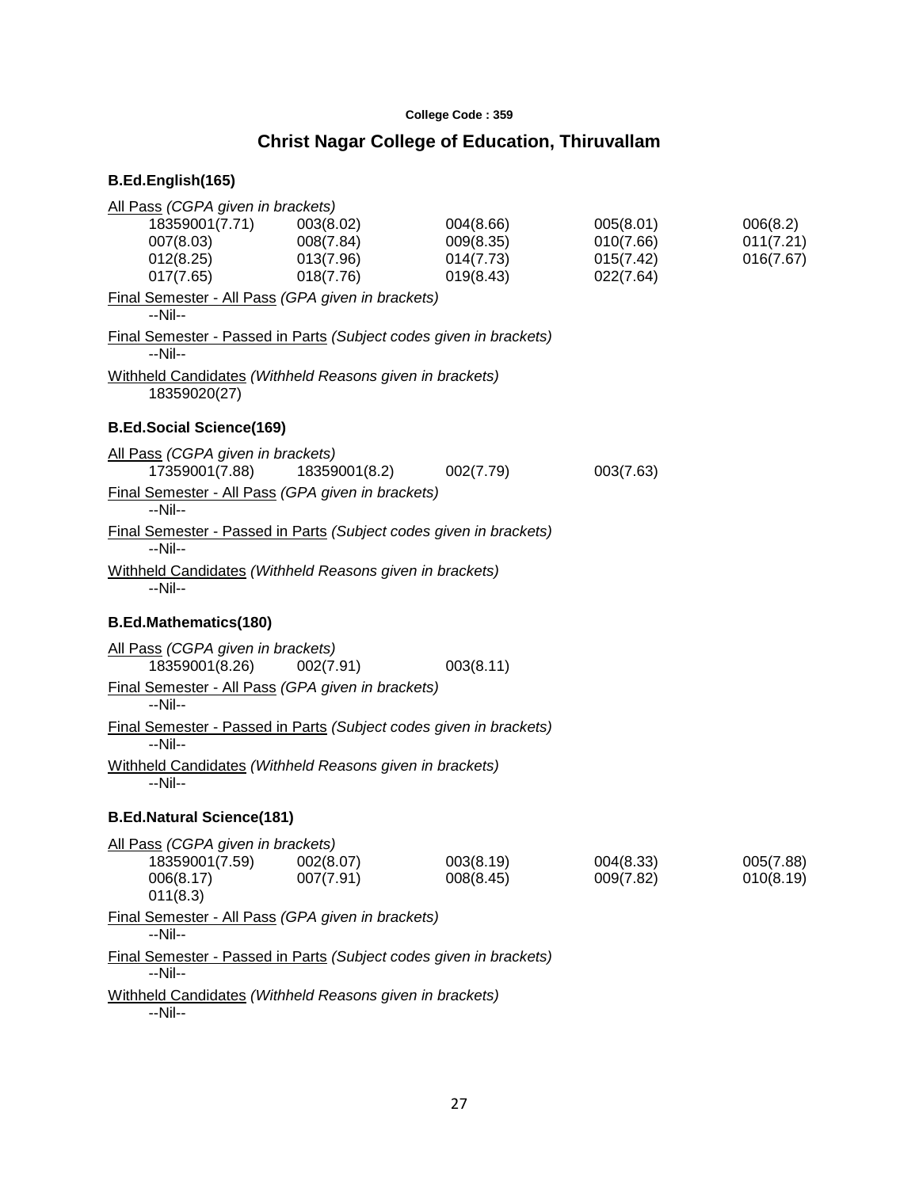College Code : 359

## Christ Nagar College of Education, Thiruvallam

### B.Ed.English(165)

All Pass *(CGPA given in brackets)*

| | | | | |
|---|---|---|---|---|
| 18359001(7.71) | 003(8.02) | 004(8.66) | 005(8.01) | 006(8.2) |
| 007(8.03) | 008(7.84) | 009(8.35) | 010(7.66) | 011(7.21) |
| 012(8.25) | 013(7.96) | 014(7.73) | 015(7.42) | 016(7.67) |
| 017(7.65) | 018(7.76) | 019(8.43) | 022(7.64) | |

Final Semester - All Pass *(GPA given in brackets)*

--Nil--

Final Semester - Passed in Parts *(Subject codes given in brackets)*

--Nil--

Withheld Candidates *(Withheld Reasons given in brackets)*

18359020(27)

### B.Ed.Social Science(169)

All Pass *(CGPA given in brackets)*

| | | | |
|---|---|---|---|
| 17359001(7.88) | 18359001(8.2) | 002(7.79) | 003(7.63) |

Final Semester - All Pass *(GPA given in brackets)*

--Nil--

Final Semester - Passed in Parts *(Subject codes given in brackets)*

--Nil--

Withheld Candidates *(Withheld Reasons given in brackets)*

--Nil--

### B.Ed.Mathematics(180)

All Pass *(CGPA given in brackets)*

| | | |
|---|---|---|
| 18359001(8.26) | 002(7.91) | 003(8.11) |

Final Semester - All Pass *(GPA given in brackets)*

--Nil--

Final Semester - Passed in Parts *(Subject codes given in brackets)*

--Nil--

Withheld Candidates *(Withheld Reasons given in brackets)*

--Nil--

### B.Ed.Natural Science(181)

All Pass *(CGPA given in brackets)*

| | | | | |
|---|---|---|---|---|
| 18359001(7.59) | 002(8.07) | 003(8.19) | 004(8.33) | 005(7.88) |
| 006(8.17) | 007(7.91) | 008(8.45) | 009(7.82) | 010(8.19) |
| 011(8.3) | | | | |

Final Semester - All Pass *(GPA given in brackets)*

--Nil--

Final Semester - Passed in Parts *(Subject codes given in brackets)*

--Nil--

Withheld Candidates *(Withheld Reasons given in brackets)*

--Nil--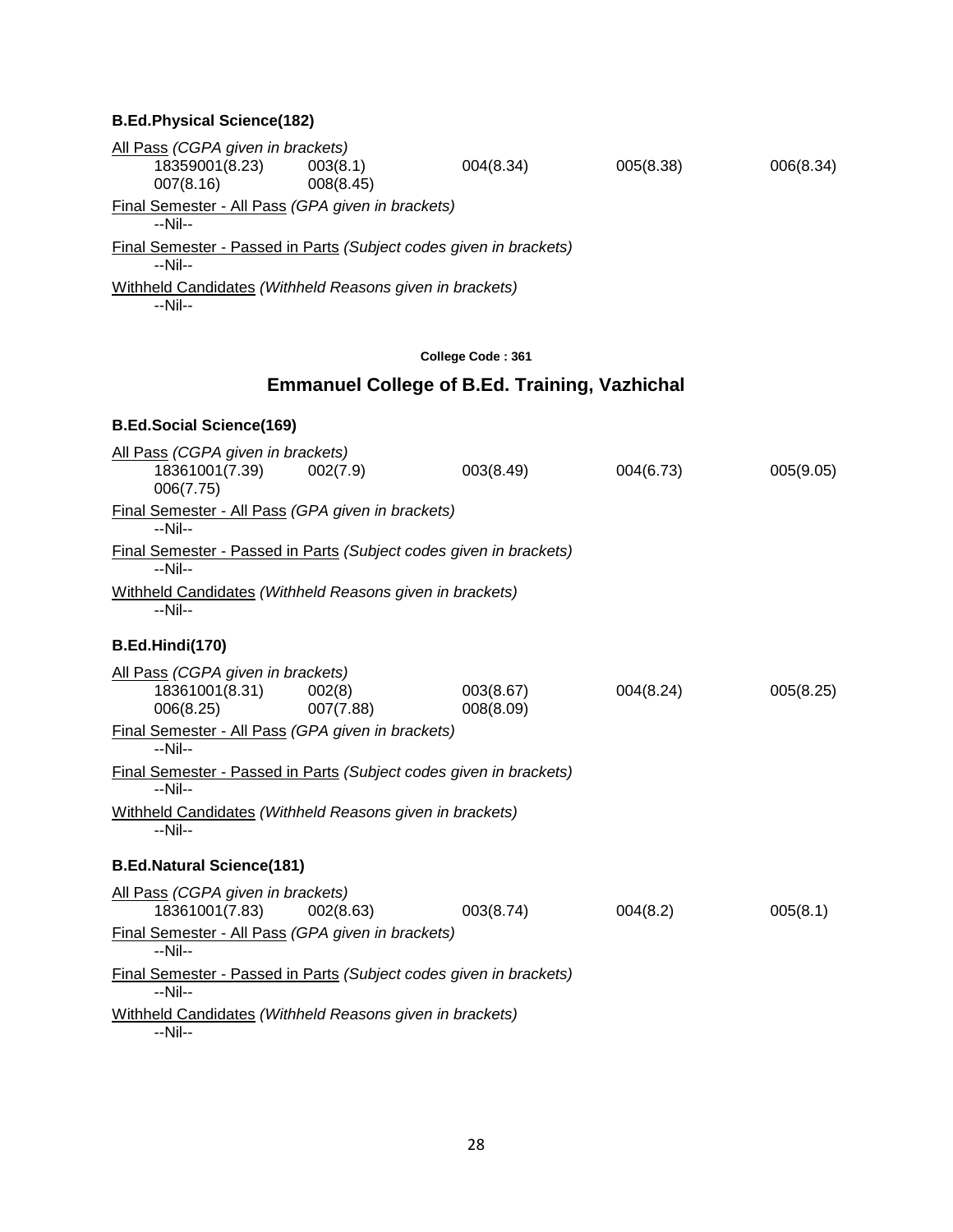**B.Ed.Physical Science(182)**

All Pass *(CGPA given in brackets)*

| | | | | |
|---|---|---|---|---|
| 18359001(8.23) | 003(8.1) | 004(8.34) | 005(8.38) | 006(8.34) |
| 007(8.16) | 008(8.45) | | | |

Final Semester - All Pass *(GPA given in brackets)*

--Nil--

Final Semester - Passed in Parts *(Subject codes given in brackets)*

--Nil--

Withheld Candidates *(Withheld Reasons given in brackets)*

--Nil--

**College Code : 361**

## Emmanuel College of B.Ed. Training, Vazhichal

**B.Ed.Social Science(169)**

All Pass *(CGPA given in brackets)*

| | | | | |
|---|---|---|---|---|
| 18361001(7.39) | 002(7.9) | 003(8.49) | 004(6.73) | 005(9.05) |
| 006(7.75) | | | | |

Final Semester - All Pass *(GPA given in brackets)*

--Nil--

Final Semester - Passed in Parts *(Subject codes given in brackets)*

--Nil--

Withheld Candidates *(Withheld Reasons given in brackets)*

--Nil--

**B.Ed.Hindi(170)**

All Pass *(CGPA given in brackets)*

| | | | | |
|---|---|---|---|---|
| 18361001(8.31) | 002(8) | 003(8.67) | 004(8.24) | 005(8.25) |
| 006(8.25) | 007(7.88) | 008(8.09) | | |

Final Semester - All Pass *(GPA given in brackets)*

--Nil--

Final Semester - Passed in Parts *(Subject codes given in brackets)*

--Nil--

Withheld Candidates *(Withheld Reasons given in brackets)*

--Nil--

**B.Ed.Natural Science(181)**

All Pass *(CGPA given in brackets)*

| | | | | |
|---|---|---|---|---|
| 18361001(7.83) | 002(8.63) | 003(8.74) | 004(8.2) | 005(8.1) |

Final Semester - All Pass *(GPA given in brackets)*

--Nil--

Final Semester - Passed in Parts *(Subject codes given in brackets)*

--Nil--

Withheld Candidates *(Withheld Reasons given in brackets)*

--Nil--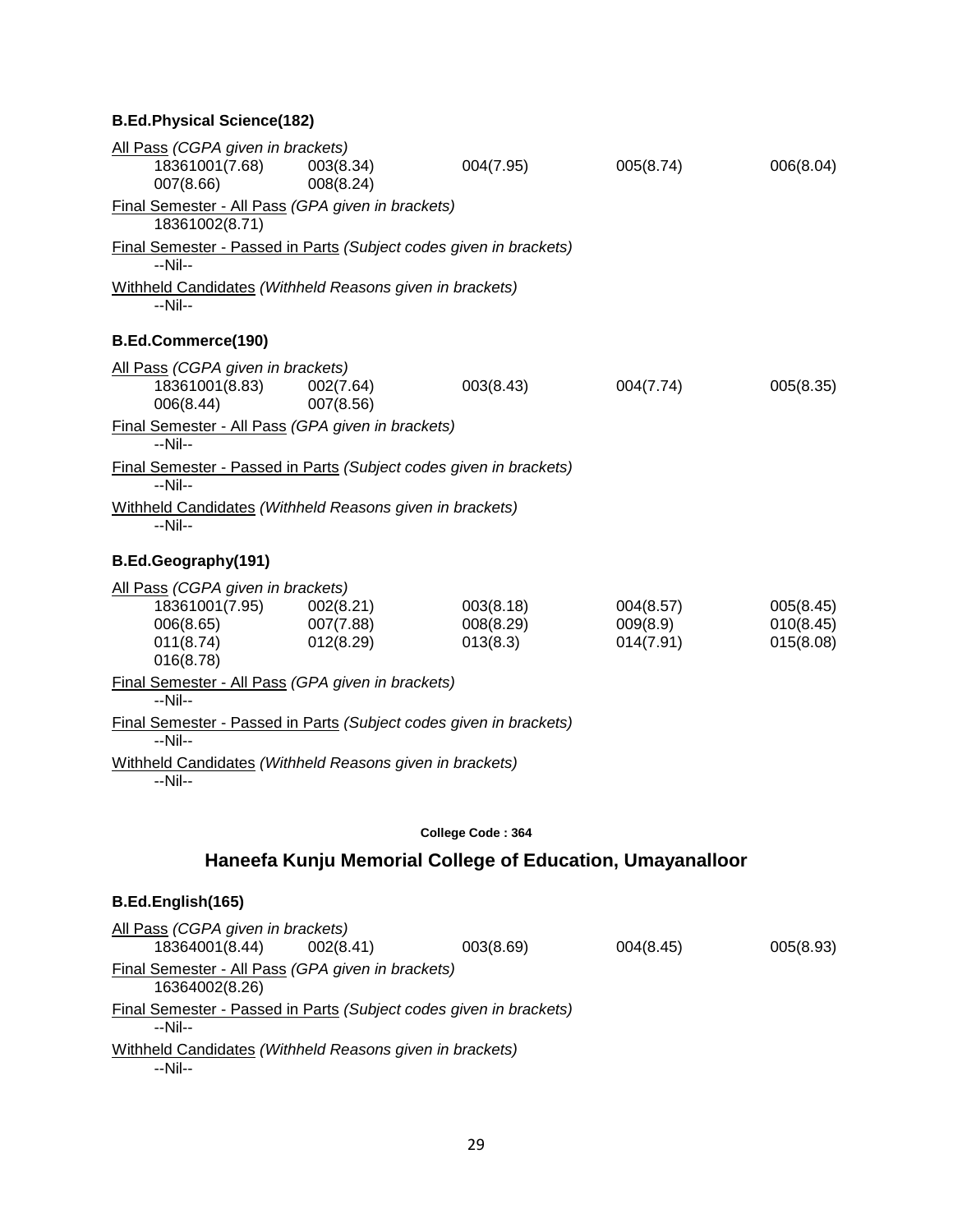### B.Ed.Physical Science(182)

<u>All Pass</u> *(CGPA given in brackets)*

| | | | | |
|---|---|---|---|---|
| 18361001(7.68) | 003(8.34) | 004(7.95) | 005(8.74) | 006(8.04) |
| 007(8.66) | 008(8.24) | | | |

<u>Final Semester - All Pass</u> *(GPA given in brackets)*

18361002(8.71)

<u>Final Semester - Passed in Parts</u> *(Subject codes given in brackets)*

--Nil--

<u>Withheld Candidates</u> *(Withheld Reasons given in brackets)*

--Nil--

### B.Ed.Commerce(190)

<u>All Pass</u> *(CGPA given in brackets)*

| | | | | |
|---|---|---|---|---|
| 18361001(8.83) | 002(7.64) | 003(8.43) | 004(7.74) | 005(8.35) |
| 006(8.44) | 007(8.56) | | | |

<u>Final Semester - All Pass</u> *(GPA given in brackets)*

--Nil--

<u>Final Semester - Passed in Parts</u> *(Subject codes given in brackets)*

--Nil--

<u>Withheld Candidates</u> *(Withheld Reasons given in brackets)*

--Nil--

### B.Ed.Geography(191)

<u>All Pass</u> *(CGPA given in brackets)*

| | | | | |
|---|---|---|---|---|
| 18361001(7.95) | 002(8.21) | 003(8.18) | 004(8.57) | 005(8.45) |
| 006(8.65) | 007(7.88) | 008(8.29) | 009(8.9) | 010(8.45) |
| 011(8.74) | 012(8.29) | 013(8.3) | 014(7.91) | 015(8.08) |
| 016(8.78) | | | | |

<u>Final Semester - All Pass</u> *(GPA given in brackets)*

--Nil--

<u>Final Semester - Passed in Parts</u> *(Subject codes given in brackets)*

--Nil--

<u>Withheld Candidates</u> *(Withheld Reasons given in brackets)*

--Nil--

**College Code : 364**

## Haneefa Kunju Memorial College of Education, Umayanalloor

### B.Ed.English(165)

<u>All Pass</u> *(CGPA given in brackets)*

| | | | | |
|---|---|---|---|---|
| 18364001(8.44) | 002(8.41) | 003(8.69) | 004(8.45) | 005(8.93) |

<u>Final Semester - All Pass</u> *(GPA given in brackets)*

16364002(8.26)

<u>Final Semester - Passed in Parts</u> *(Subject codes given in brackets)*

--Nil--

<u>Withheld Candidates</u> *(Withheld Reasons given in brackets)*

--Nil--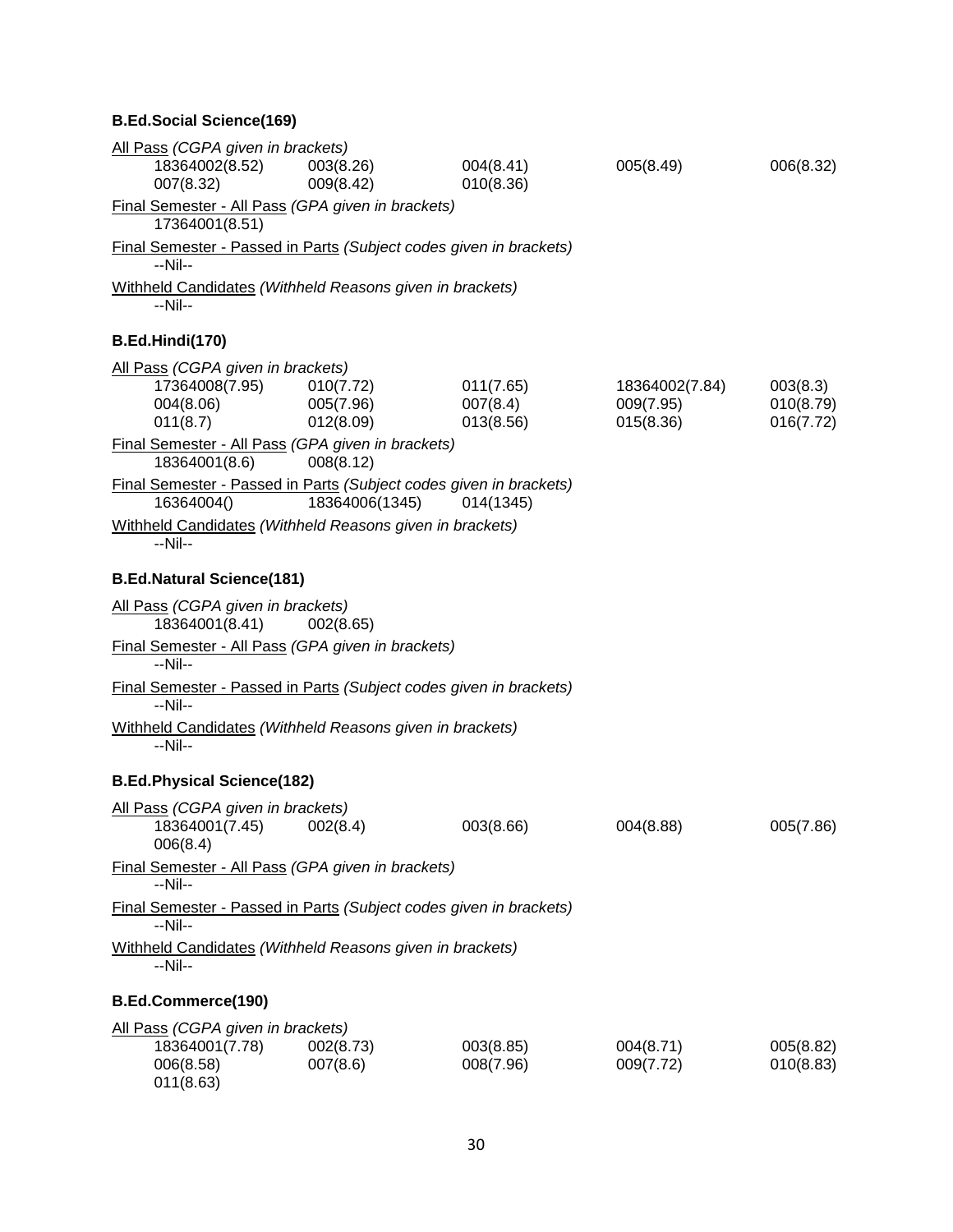**B.Ed.Social Science(169)**

All Pass *(CGPA given in brackets)*

| | | | | |
|---|---|---|---|---|
| 18364002(8.52) | 003(8.26) | 004(8.41) | 005(8.49) | 006(8.32) |
| 007(8.32) | 009(8.42) | 010(8.36) | | |

Final Semester - All Pass *(GPA given in brackets)*

17364001(8.51)

Final Semester - Passed in Parts *(Subject codes given in brackets)*

--Nil--

Withheld Candidates *(Withheld Reasons given in brackets)*

--Nil--

**B.Ed.Hindi(170)**

All Pass *(CGPA given in brackets)*

| | | | | |
|---|---|---|---|---|
| 17364008(7.95) | 010(7.72) | 011(7.65) | 18364002(7.84) | 003(8.3) |
| 004(8.06) | 005(7.96) | 007(8.4) | 009(7.95) | 010(8.79) |
| 011(8.7) | 012(8.09) | 013(8.56) | 015(8.36) | 016(7.72) |

Final Semester - All Pass *(GPA given in brackets)*

18364001(8.6) 008(8.12)

Final Semester - Passed in Parts *(Subject codes given in brackets)*

16364004() 18364006(1345) 014(1345)

Withheld Candidates *(Withheld Reasons given in brackets)*

--Nil--

**B.Ed.Natural Science(181)**

All Pass *(CGPA given in brackets)*

18364001(8.41) 002(8.65)

Final Semester - All Pass *(GPA given in brackets)*

--Nil--

Final Semester - Passed in Parts *(Subject codes given in brackets)*

--Nil--

Withheld Candidates *(Withheld Reasons given in brackets)*

--Nil--

**B.Ed.Physical Science(182)**

All Pass *(CGPA given in brackets)*

| | | | | |
|---|---|---|---|---|
| 18364001(7.45) | 002(8.4) | 003(8.66) | 004(8.88) | 005(7.86) |
| 006(8.4) | | | | |

Final Semester - All Pass *(GPA given in brackets)*

--Nil--

Final Semester - Passed in Parts *(Subject codes given in brackets)*

--Nil--

Withheld Candidates *(Withheld Reasons given in brackets)*

--Nil--

**B.Ed.Commerce(190)**

All Pass *(CGPA given in brackets)*

| | | | | |
|---|---|---|---|---|
| 18364001(7.78) | 002(8.73) | 003(8.85) | 004(8.71) | 005(8.82) |
| 006(8.58) | 007(8.6) | 008(7.96) | 009(7.72) | 010(8.83) |
| 011(8.63) | | | | |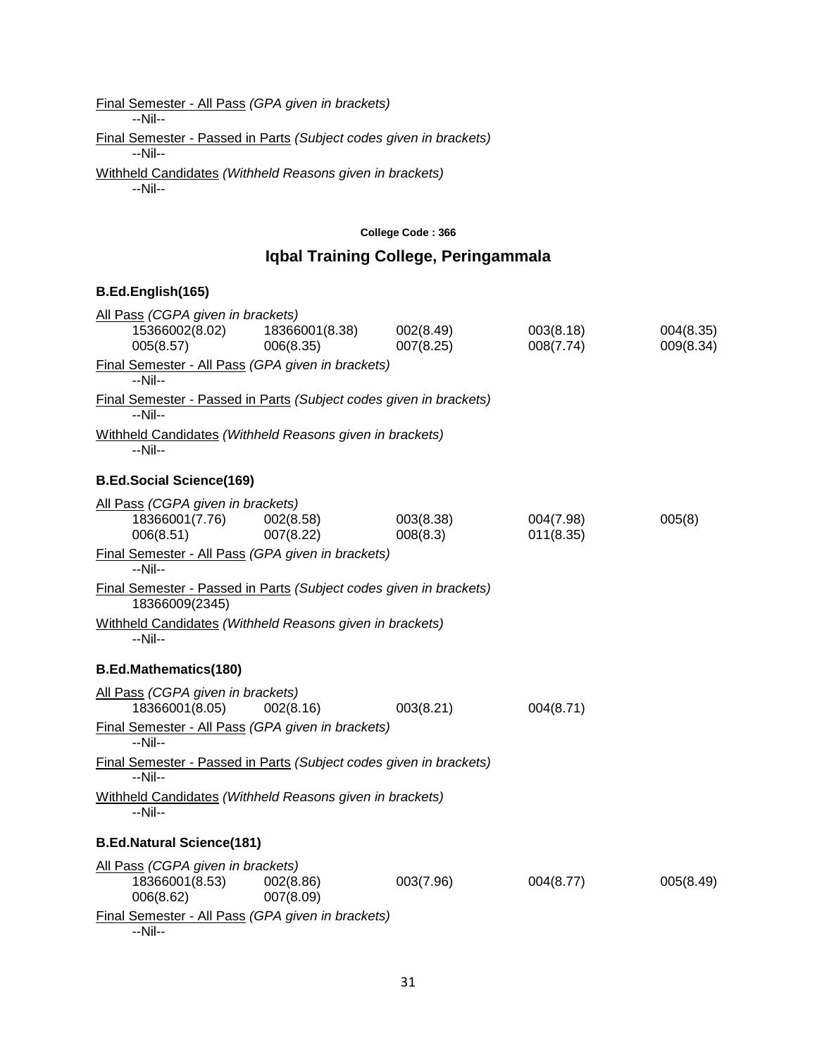Final Semester - All Pass *(GPA given in brackets)*

--Nil--

Final Semester - Passed in Parts *(Subject codes given in brackets)*

--Nil--

Withheld Candidates *(Withheld Reasons given in brackets)*

--Nil--

**College Code : 366**

## Iqbal Training College, Peringammala

### B.Ed.English(165)

All Pass *(CGPA given in brackets)*

| | | | | |
|---|---|---|---|---|
| 15366002(8.02) | 18366001(8.38) | 002(8.49) | 003(8.18) | 004(8.35) |
| 005(8.57) | 006(8.35) | 007(8.25) | 008(7.74) | 009(8.34) |

Final Semester - All Pass *(GPA given in brackets)*

--Nil--

Final Semester - Passed in Parts *(Subject codes given in brackets)*

--Nil--

Withheld Candidates *(Withheld Reasons given in brackets)*

--Nil--

### B.Ed.Social Science(169)

All Pass *(CGPA given in brackets)*

| | | | | |
|---|---|---|---|---|
| 18366001(7.76) | 002(8.58) | 003(8.38) | 004(7.98) | 005(8) |
| 006(8.51) | 007(8.22) | 008(8.3) | 011(8.35) | |

Final Semester - All Pass *(GPA given in brackets)*

--Nil--

Final Semester - Passed in Parts *(Subject codes given in brackets)*

18366009(2345)

Withheld Candidates *(Withheld Reasons given in brackets)*

--Nil--

### B.Ed.Mathematics(180)

All Pass *(CGPA given in brackets)*

| | | | |
|---|---|---|---|
| 18366001(8.05) | 002(8.16) | 003(8.21) | 004(8.71) |

Final Semester - All Pass *(GPA given in brackets)*

--Nil--

Final Semester - Passed in Parts *(Subject codes given in brackets)*

--Nil--

Withheld Candidates *(Withheld Reasons given in brackets)*

--Nil--

### B.Ed.Natural Science(181)

All Pass *(CGPA given in brackets)*

| | | | | |
|---|---|---|---|---|
| 18366001(8.53) | 002(8.86) | 003(7.96) | 004(8.77) | 005(8.49) |
| 006(8.62) | 007(8.09) | | | |

Final Semester - All Pass *(GPA given in brackets)*

--Nil--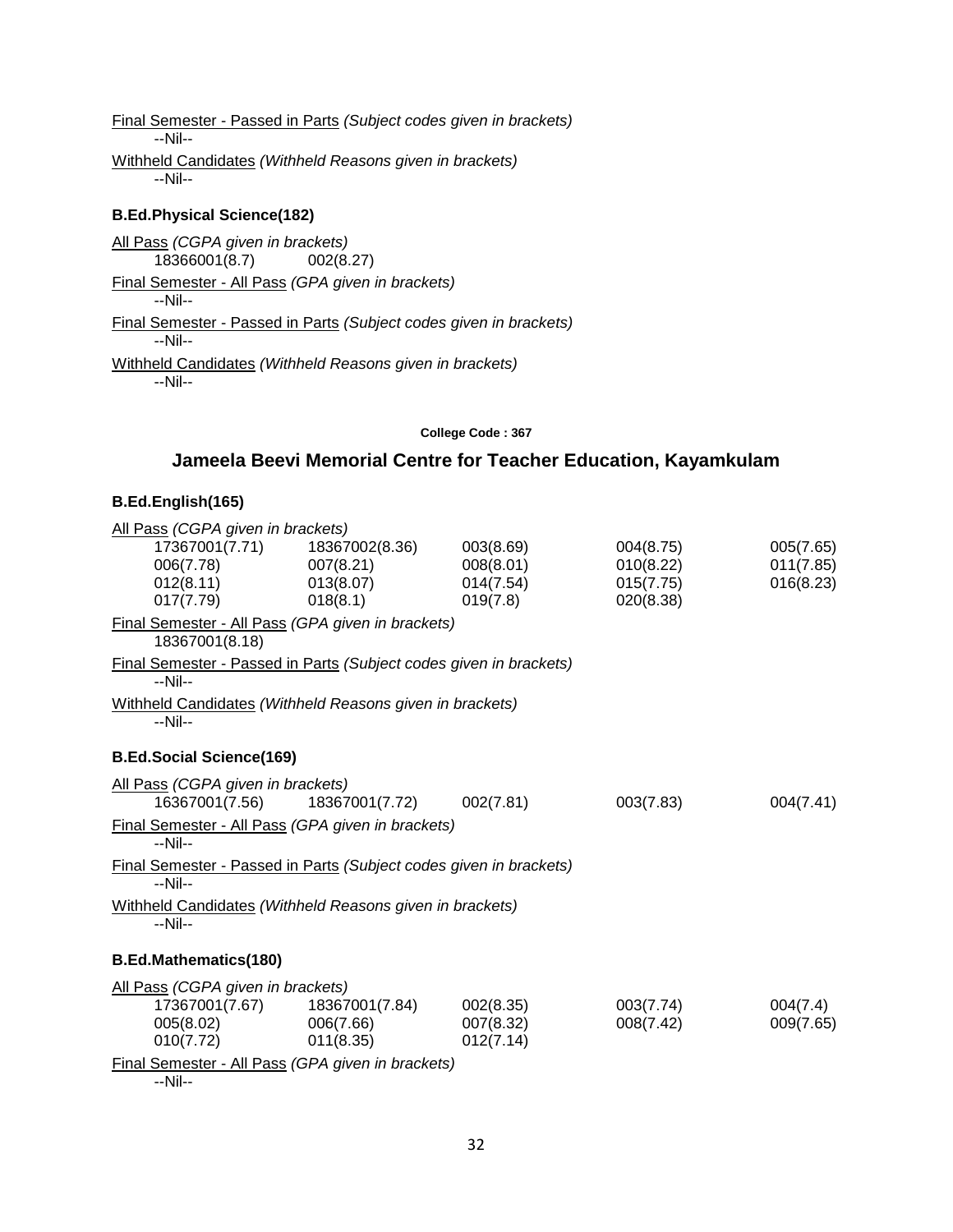Final Semester - Passed in Parts *(Subject codes given in brackets)*

--Nil--

Withheld Candidates *(Withheld Reasons given in brackets)*

--Nil--

**B.Ed.Physical Science(182)**

All Pass *(CGPA given in brackets)*

| | |
|---|---|
| 18366001(8.7) | 002(8.27) |

Final Semester - All Pass *(GPA given in brackets)*

--Nil--

Final Semester - Passed in Parts *(Subject codes given in brackets)*

--Nil--

Withheld Candidates *(Withheld Reasons given in brackets)*

--Nil--

College Code : 367

## Jameela Beevi Memorial Centre for Teacher Education, Kayamkulam

**B.Ed.English(165)**

All Pass *(CGPA given in brackets)*

| | | | | |
|---|---|---|---|---|
| 17367001(7.71) | 18367002(8.36) | 003(8.69) | 004(8.75) | 005(7.65) |
| 006(7.78) | 007(8.21) | 008(8.01) | 010(8.22) | 011(7.85) |
| 012(8.11) | 013(8.07) | 014(7.54) | 015(7.75) | 016(8.23) |
| 017(7.79) | 018(8.1) | 019(7.8) | 020(8.38) | |

Final Semester - All Pass *(GPA given in brackets)*

18367001(8.18)

Final Semester - Passed in Parts *(Subject codes given in brackets)*

--Nil--

Withheld Candidates *(Withheld Reasons given in brackets)*

--Nil--

**B.Ed.Social Science(169)**

All Pass *(CGPA given in brackets)*

| | | | | |
|---|---|---|---|---|
| 16367001(7.56) | 18367001(7.72) | 002(7.81) | 003(7.83) | 004(7.41) |

Final Semester - All Pass *(GPA given in brackets)*

--Nil--

Final Semester - Passed in Parts *(Subject codes given in brackets)*

--Nil--

Withheld Candidates *(Withheld Reasons given in brackets)*

--Nil--

**B.Ed.Mathematics(180)**

All Pass *(CGPA given in brackets)*

| | | | | |
|---|---|---|---|---|
| 17367001(7.67) | 18367001(7.84) | 002(8.35) | 003(7.74) | 004(7.4) |
| 005(8.02) | 006(7.66) | 007(8.32) | 008(7.42) | 009(7.65) |
| 010(7.72) | 011(8.35) | 012(7.14) | | |

Final Semester - All Pass *(GPA given in brackets)*

--Nil--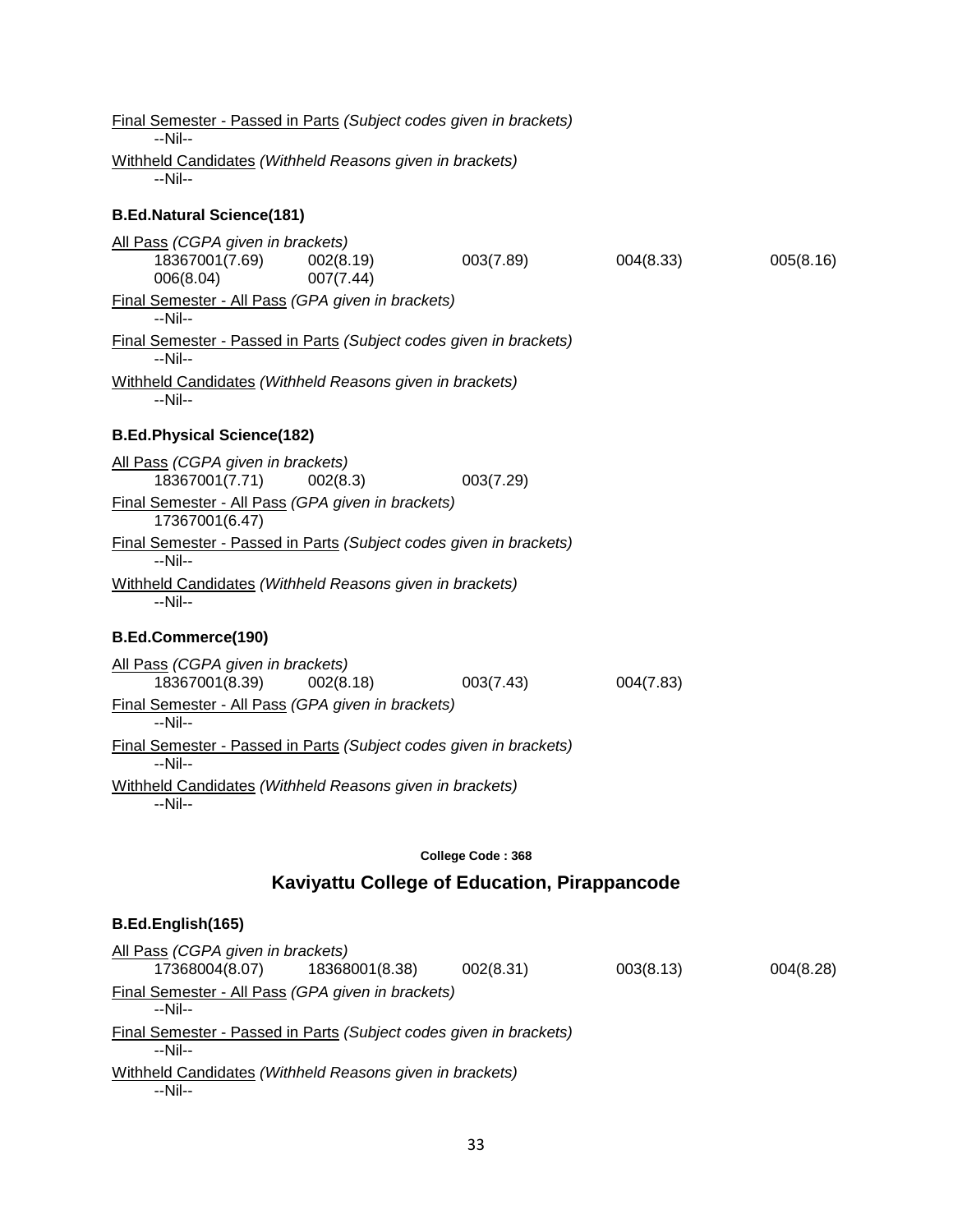Final Semester - Passed in Parts *(Subject codes given in brackets)*
--Nil--

Withheld Candidates *(Withheld Reasons given in brackets)*
--Nil--

**B.Ed.Natural Science(181)**

All Pass *(CGPA given in brackets)*
18367001(7.69) 002(8.19) 003(7.89) 004(8.33) 005(8.16)
006(8.04) 007(7.44)

Final Semester - All Pass *(GPA given in brackets)*
--Nil--

Final Semester - Passed in Parts *(Subject codes given in brackets)*
--Nil--

Withheld Candidates *(Withheld Reasons given in brackets)*
--Nil--

**B.Ed.Physical Science(182)**

All Pass *(CGPA given in brackets)*
18367001(7.71) 002(8.3) 003(7.29)

Final Semester - All Pass *(GPA given in brackets)*
17367001(6.47)

Final Semester - Passed in Parts *(Subject codes given in brackets)*
--Nil--

Withheld Candidates *(Withheld Reasons given in brackets)*
--Nil--

**B.Ed.Commerce(190)**

All Pass *(CGPA given in brackets)*
18367001(8.39) 002(8.18) 003(7.43) 004(7.83)

Final Semester - All Pass *(GPA given in brackets)*
--Nil--

Final Semester - Passed in Parts *(Subject codes given in brackets)*
--Nil--

Withheld Candidates *(Withheld Reasons given in brackets)*
--Nil--

**College Code : 368**

## Kaviyattu College of Education, Pirappancode

**B.Ed.English(165)**

All Pass *(CGPA given in brackets)*
17368004(8.07) 18368001(8.38) 002(8.31) 003(8.13) 004(8.28)

Final Semester - All Pass *(GPA given in brackets)*
--Nil--

Final Semester - Passed in Parts *(Subject codes given in brackets)*
--Nil--

Withheld Candidates *(Withheld Reasons given in brackets)*
--Nil--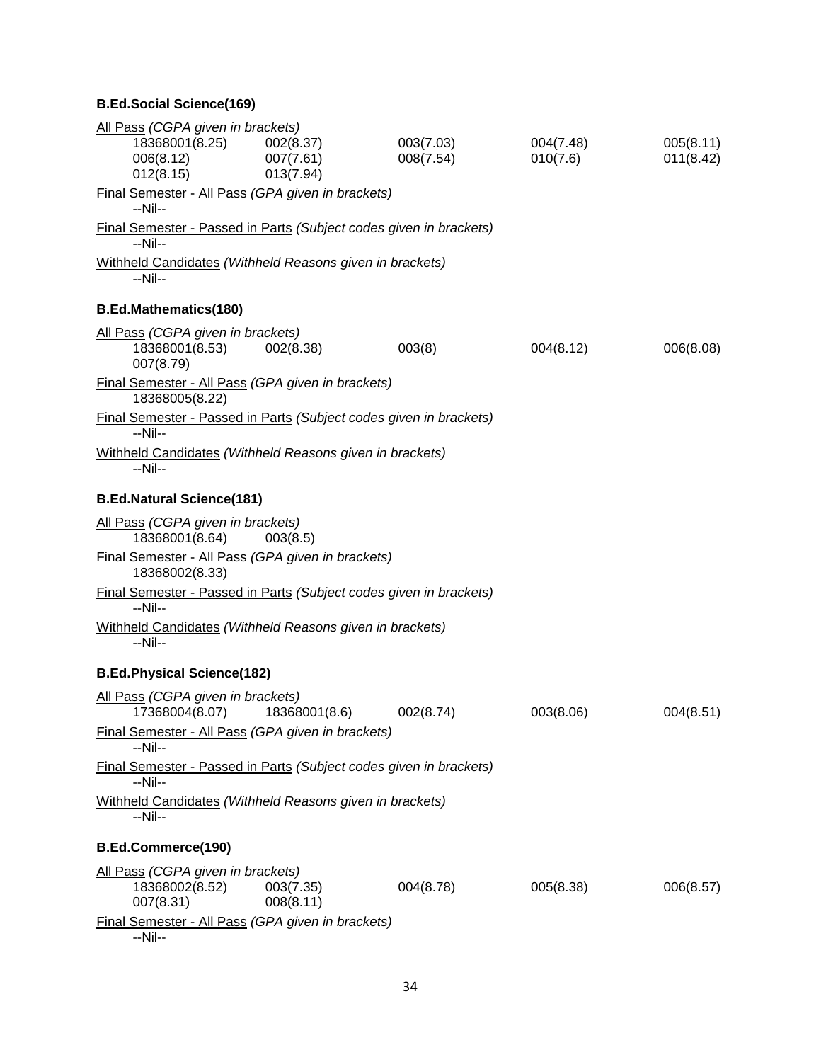**B.Ed.Social Science(169)**

<u>All Pass</u> *(CGPA given in brackets)*

18368001(8.25)    002(8.37)    003(7.03)    004(7.48)    005(8.11)
006(8.12)    007(7.61)    008(7.54)    010(7.6)    011(8.42)
012(8.15)    013(7.94)

<u>Final Semester - All Pass</u> *(GPA given in brackets)*

--Nil--

<u>Final Semester - Passed in Parts</u> *(Subject codes given in brackets)*

--Nil--

<u>Withheld Candidates</u> *(Withheld Reasons given in brackets)*

--Nil--

**B.Ed.Mathematics(180)**

<u>All Pass</u> *(CGPA given in brackets)*

18368001(8.53)    002(8.38)    003(8)    004(8.12)    006(8.08)
007(8.79)

<u>Final Semester - All Pass</u> *(GPA given in brackets)*

18368005(8.22)

<u>Final Semester - Passed in Parts</u> *(Subject codes given in brackets)*

--Nil--

<u>Withheld Candidates</u> *(Withheld Reasons given in brackets)*

--Nil--

**B.Ed.Natural Science(181)**

<u>All Pass</u> *(CGPA given in brackets)*

18368001(8.64)    003(8.5)

<u>Final Semester - All Pass</u> *(GPA given in brackets)*

18368002(8.33)

<u>Final Semester - Passed in Parts</u> *(Subject codes given in brackets)*

--Nil--

<u>Withheld Candidates</u> *(Withheld Reasons given in brackets)*

--Nil--

**B.Ed.Physical Science(182)**

<u>All Pass</u> *(CGPA given in brackets)*

17368004(8.07)    18368001(8.6)    002(8.74)    003(8.06)    004(8.51)

<u>Final Semester - All Pass</u> *(GPA given in brackets)*

--Nil--

<u>Final Semester - Passed in Parts</u> *(Subject codes given in brackets)*

--Nil--

<u>Withheld Candidates</u> *(Withheld Reasons given in brackets)*

--Nil--

**B.Ed.Commerce(190)**

<u>All Pass</u> *(CGPA given in brackets)*

18368002(8.52)    003(7.35)    004(8.78)    005(8.38)    006(8.57)
007(8.31)    008(8.11)

<u>Final Semester - All Pass</u> *(GPA given in brackets)*

--Nil--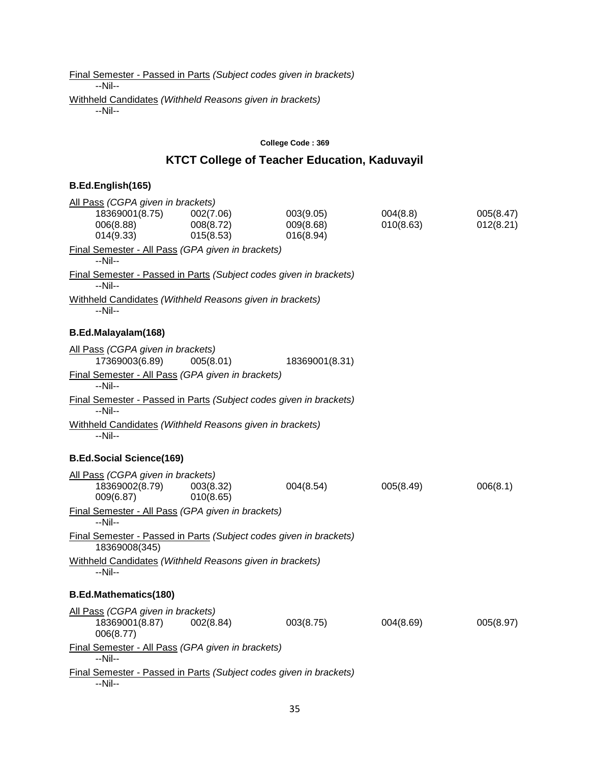Final Semester - Passed in Parts *(Subject codes given in brackets)*

--Nil--

Withheld Candidates *(Withheld Reasons given in brackets)*

--Nil--

**College Code : 369**

## KTCT College of Teacher Education, Kaduvayil

### B.Ed.English(165)

All Pass *(CGPA given in brackets)*

| | | | | |
|---|---|---|---|---|
| 18369001(8.75) | 002(7.06) | 003(9.05) | 004(8.8) | 005(8.47) |
| 006(8.88) | 008(8.72) | 009(9.68) | 010(8.63) | 012(8.21) |
| 014(9.33) | 015(8.53) | 016(8.94) | | |

Final Semester - All Pass *(GPA given in brackets)*

--Nil--

Final Semester - Passed in Parts *(Subject codes given in brackets)*

--Nil--

Withheld Candidates *(Withheld Reasons given in brackets)*

--Nil--

### B.Ed.Malayalam(168)

All Pass *(CGPA given in brackets)*

| | | |
|---|---|---|
| 17369003(6.89) | 005(8.01) | 18369001(8.31) |

Final Semester - All Pass *(GPA given in brackets)*

--Nil--

Final Semester - Passed in Parts *(Subject codes given in brackets)*

--Nil--

Withheld Candidates *(Withheld Reasons given in brackets)*

--Nil--

### B.Ed.Social Science(169)

All Pass *(CGPA given in brackets)*

| | | | | |
|---|---|---|---|---|
| 18369002(8.79) | 003(8.32) | 004(8.54) | 005(8.49) | 006(8.1) |
| 009(6.87) | 010(8.65) | | | |

Final Semester - All Pass *(GPA given in brackets)*

--Nil--

Final Semester - Passed in Parts *(Subject codes given in brackets)*

18369008(345)

Withheld Candidates *(Withheld Reasons given in brackets)*

--Nil--

### B.Ed.Mathematics(180)

All Pass *(CGPA given in brackets)*

| | | | | |
|---|---|---|---|---|
| 18369001(8.87) | 002(8.84) | 003(8.75) | 004(8.69) | 005(8.97) |
| 006(8.77) | | | | |

Final Semester - All Pass *(GPA given in brackets)*

--Nil--

Final Semester - Passed in Parts *(Subject codes given in brackets)*

--Nil--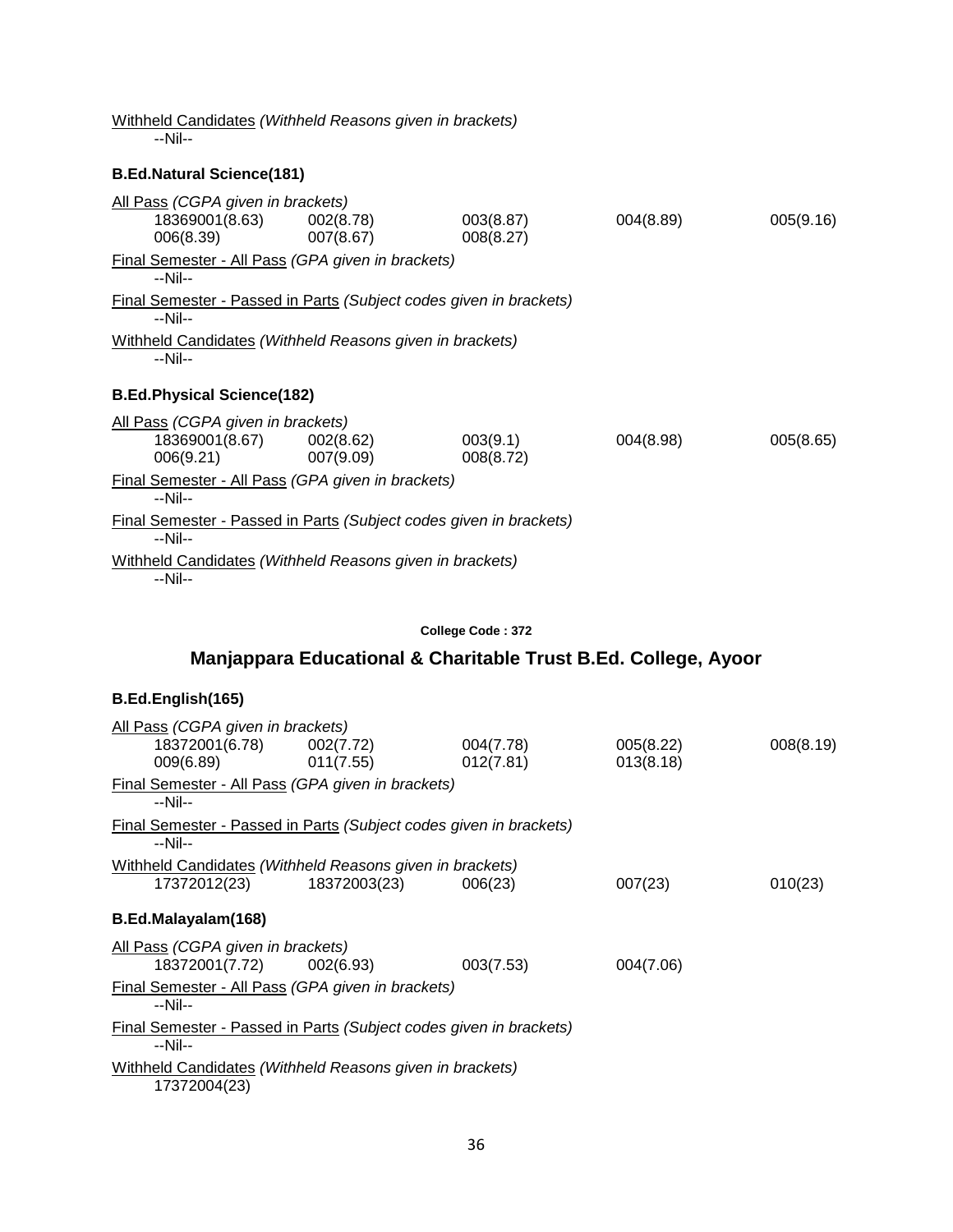Withheld Candidates *(Withheld Reasons given in brackets)*
--Nil--

**B.Ed.Natural Science(181)**

All Pass *(CGPA given in brackets)*

| | | | | |
|---|---|---|---|---|
| 18369001(8.63) | 002(8.78) | 003(8.87) | 004(8.89) | 005(9.16) |
| 006(8.39) | 007(8.67) | 008(8.27) | | |

Final Semester - All Pass *(GPA given in brackets)*
--Nil--

Final Semester - Passed in Parts *(Subject codes given in brackets)*
--Nil--

Withheld Candidates *(Withheld Reasons given in brackets)*
--Nil--

**B.Ed.Physical Science(182)**

All Pass *(CGPA given in brackets)*

| | | | | |
|---|---|---|---|---|
| 18369001(8.67) | 002(8.62) | 003(9.1) | 004(8.98) | 005(8.65) |
| 006(9.21) | 007(9.09) | 008(8.72) | | |

Final Semester - All Pass *(GPA given in brackets)*
--Nil--

Final Semester - Passed in Parts *(Subject codes given in brackets)*
--Nil--

Withheld Candidates *(Withheld Reasons given in brackets)*
--Nil--

**College Code : 372**

## Manjappara Educational & Charitable Trust B.Ed. College, Ayoor

**B.Ed.English(165)**

All Pass *(CGPA given in brackets)*

| | | | | |
|---|---|---|---|---|
| 18372001(6.78) | 002(7.72) | 004(7.78) | 005(8.22) | 008(8.19) |
| 009(6.89) | 011(7.55) | 012(7.81) | 013(8.18) | |

Final Semester - All Pass *(GPA given in brackets)*
--Nil--

Final Semester - Passed in Parts *(Subject codes given in brackets)*
--Nil--

Withheld Candidates *(Withheld Reasons given in brackets)*

| | | | | |
|---|---|---|---|---|
| 17372012(23) | 18372003(23) | 006(23) | 007(23) | 010(23) |

**B.Ed.Malayalam(168)**

All Pass *(CGPA given in brackets)*

| | | | |
|---|---|---|---|
| 18372001(7.72) | 002(6.93) | 003(7.53) | 004(7.06) |

Final Semester - All Pass *(GPA given in brackets)*
--Nil--

Final Semester - Passed in Parts *(Subject codes given in brackets)*
--Nil--

Withheld Candidates *(Withheld Reasons given in brackets)*
17372004(23)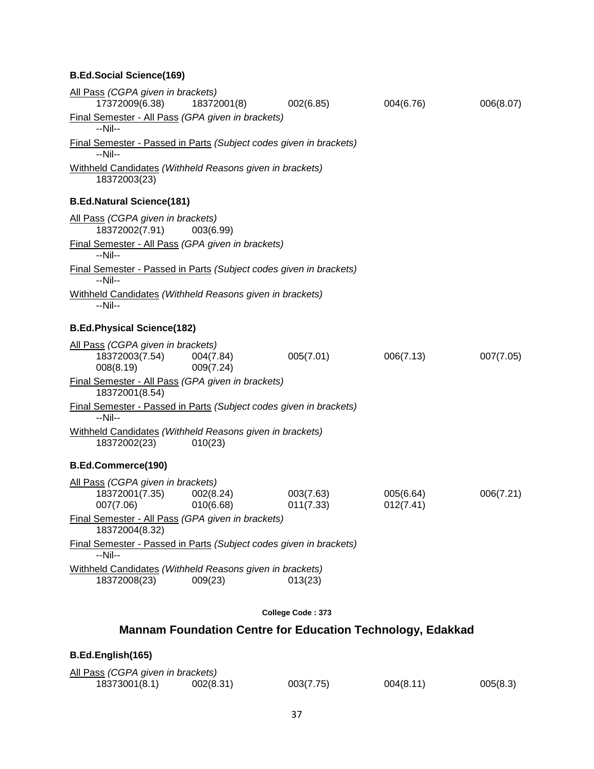**B.Ed.Social Science(169)**

All Pass *(CGPA given in brackets)*

17372009(6.38) 18372001(8) 002(6.85) 004(6.76) 006(8.07)

Final Semester - All Pass *(GPA given in brackets)*

--Nil--

Final Semester - Passed in Parts *(Subject codes given in brackets)*

--Nil--

Withheld Candidates *(Withheld Reasons given in brackets)*

18372003(23)

**B.Ed.Natural Science(181)**

All Pass *(CGPA given in brackets)*

18372002(7.91) 003(6.99)

Final Semester - All Pass *(GPA given in brackets)*

--Nil--

Final Semester - Passed in Parts *(Subject codes given in brackets)*

--Nil--

Withheld Candidates *(Withheld Reasons given in brackets)*

--Nil--

**B.Ed.Physical Science(182)**

All Pass *(CGPA given in brackets)*

18372003(7.54) 004(7.84) 005(7.01) 006(7.13) 007(7.05)
008(8.19) 009(7.24)

Final Semester - All Pass *(GPA given in brackets)*

18372001(8.54)

Final Semester - Passed in Parts *(Subject codes given in brackets)*

--Nil--

Withheld Candidates *(Withheld Reasons given in brackets)*

18372002(23) 010(23)

**B.Ed.Commerce(190)**

All Pass *(CGPA given in brackets)*

18372001(7.35) 002(8.24) 003(7.63) 005(6.64) 006(7.21)
007(7.06) 010(6.68) 011(7.33) 012(7.41)

Final Semester - All Pass *(GPA given in brackets)*

18372004(8.32)

Final Semester - Passed in Parts *(Subject codes given in brackets)*

--Nil--

Withheld Candidates *(Withheld Reasons given in brackets)*

18372008(23) 009(23) 013(23)

**College Code : 373**

## Mannam Foundation Centre for Education Technology, Edakkad

**B.Ed.English(165)**

All Pass *(CGPA given in brackets)*

18373001(8.1) 002(8.31) 003(7.75) 004(8.11) 005(8.3)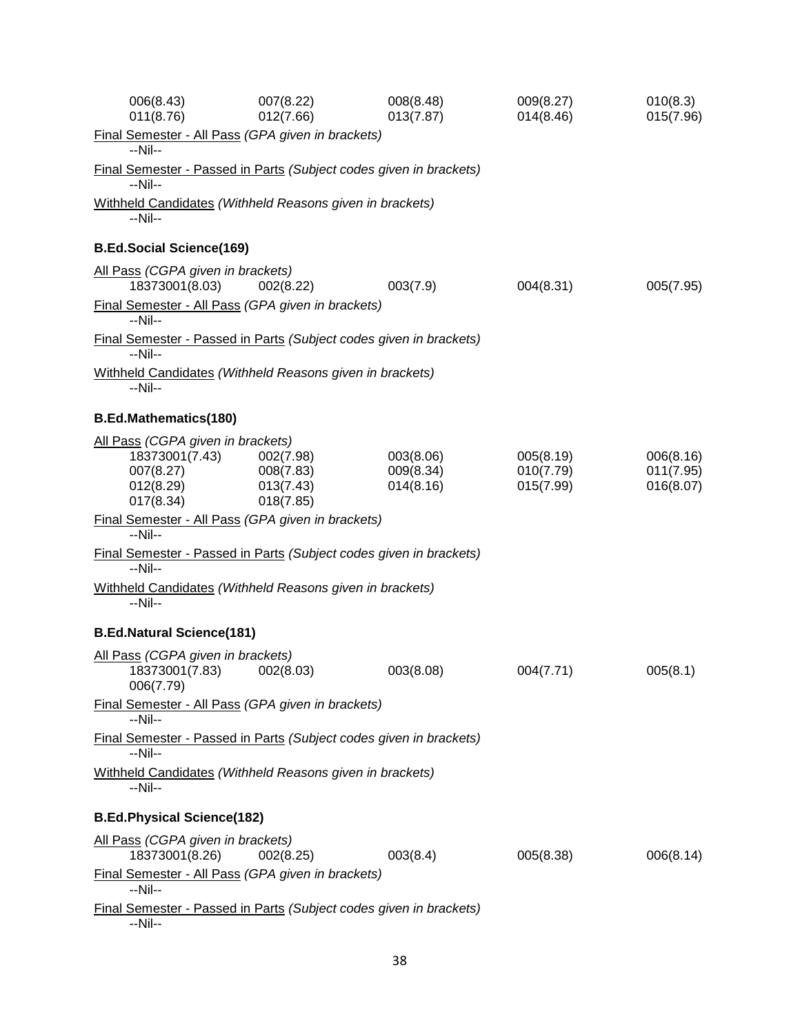006(8.43) 007(8.22) 008(8.48) 009(8.27) 010(8.3)
011(8.76) 012(7.66) 013(7.87) 014(8.46) 015(7.96)

Final Semester - All Pass *(GPA given in brackets)*
--Nil--

Final Semester - Passed in Parts *(Subject codes given in brackets)*
--Nil--

Withheld Candidates *(Withheld Reasons given in brackets)*
--Nil--

**B.Ed.Social Science(169)**

All Pass *(CGPA given in brackets)*
18373001(8.03) 002(8.22) 003(7.9) 004(8.31) 005(7.95)

Final Semester - All Pass *(GPA given in brackets)*
--Nil--

Final Semester - Passed in Parts *(Subject codes given in brackets)*
--Nil--

Withheld Candidates *(Withheld Reasons given in brackets)*
--Nil--

**B.Ed.Mathematics(180)**

All Pass *(CGPA given in brackets)*
18373001(7.43) 002(7.98) 003(8.06) 005(8.19) 006(8.16)
007(8.27) 008(7.83) 009(8.34) 010(7.79) 011(7.95)
012(8.29) 013(7.43) 014(8.16) 015(7.99) 016(8.07)
017(8.34) 018(7.85)

Final Semester - All Pass *(GPA given in brackets)*
--Nil--

Final Semester - Passed in Parts *(Subject codes given in brackets)*
--Nil--

Withheld Candidates *(Withheld Reasons given in brackets)*
--Nil--

**B.Ed.Natural Science(181)**

All Pass *(CGPA given in brackets)*
18373001(7.83) 002(8.03) 003(8.08) 004(7.71) 005(8.1)
006(7.79)

Final Semester - All Pass *(GPA given in brackets)*
--Nil--

Final Semester - Passed in Parts *(Subject codes given in brackets)*
--Nil--

Withheld Candidates *(Withheld Reasons given in brackets)*
--Nil--

**B.Ed.Physical Science(182)**

All Pass *(CGPA given in brackets)*
18373001(8.26) 002(8.25) 003(8.4) 005(8.38) 006(8.14)

Final Semester - All Pass *(GPA given in brackets)*
--Nil--

Final Semester - Passed in Parts *(Subject codes given in brackets)*
--Nil--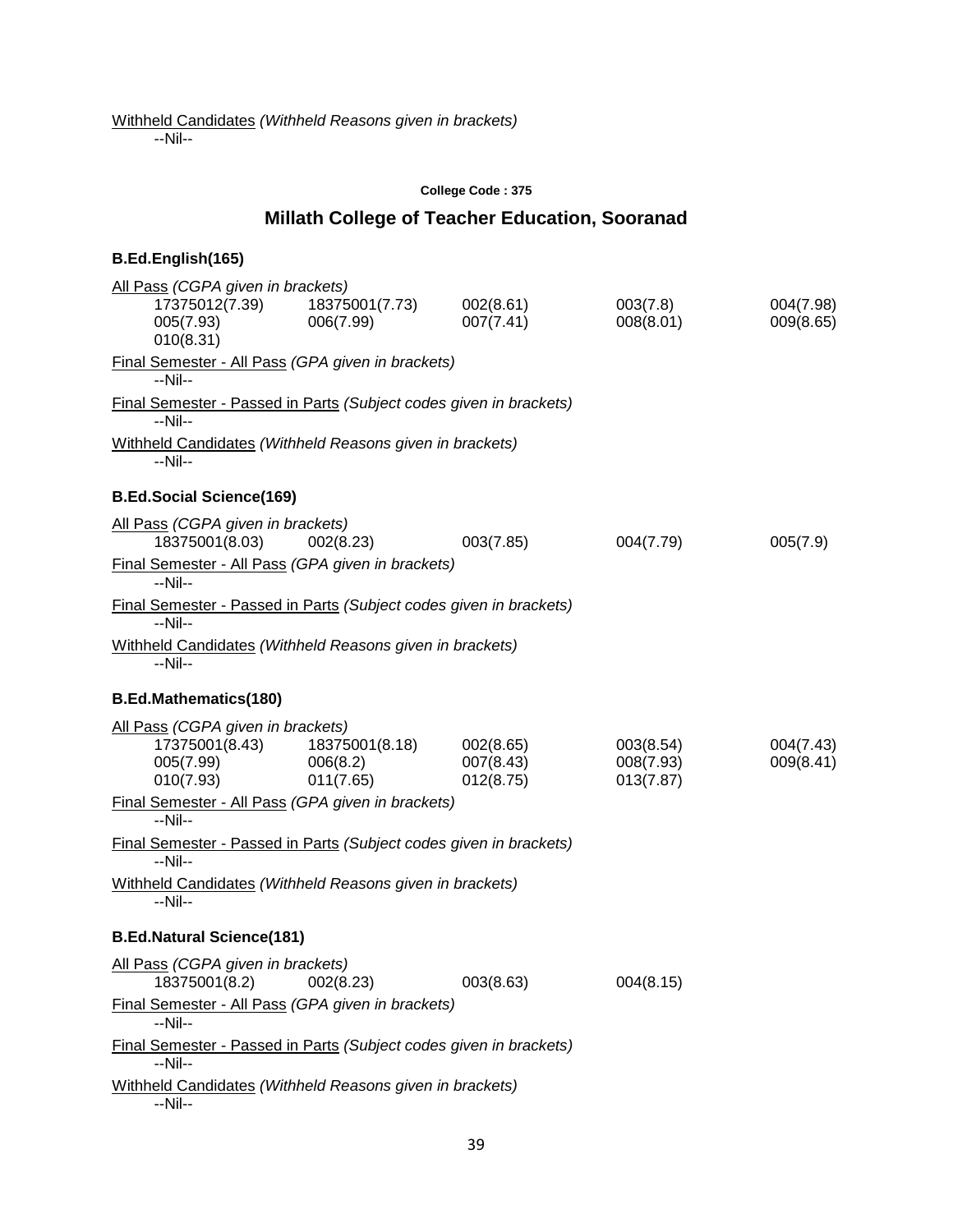Withheld Candidates *(Withheld Reasons given in brackets)*

--Nil--

**College Code : 375**

## Millath College of Teacher Education, Sooranad

### B.Ed.English(165)

All Pass *(CGPA given in brackets)*

17375012(7.39) 18375001(7.73) 002(8.61) 003(7.8) 004(7.98) 005(7.93) 006(7.99) 007(7.41) 008(8.01) 009(8.65) 010(8.31)

Final Semester - All Pass *(GPA given in brackets)*

--Nil--

Final Semester - Passed in Parts *(Subject codes given in brackets)*

--Nil--

Withheld Candidates *(Withheld Reasons given in brackets)*

--Nil--

### B.Ed.Social Science(169)

All Pass *(CGPA given in brackets)*

18375001(8.03) 002(8.23) 003(7.85) 004(7.79) 005(7.9)

Final Semester - All Pass *(GPA given in brackets)*

--Nil--

Final Semester - Passed in Parts *(Subject codes given in brackets)*

--Nil--

Withheld Candidates *(Withheld Reasons given in brackets)*

--Nil--

### B.Ed.Mathematics(180)

All Pass *(CGPA given in brackets)*

17375001(8.43) 18375001(8.18) 002(8.65) 003(8.54) 004(7.43) 005(7.99) 006(8.2) 007(8.43) 008(7.93) 009(8.41) 010(7.93) 011(7.65) 012(8.75) 013(7.87)

Final Semester - All Pass *(GPA given in brackets)*

--Nil--

Final Semester - Passed in Parts *(Subject codes given in brackets)*

--Nil--

Withheld Candidates *(Withheld Reasons given in brackets)*

--Nil--

### B.Ed.Natural Science(181)

All Pass *(CGPA given in brackets)*

18375001(8.2) 002(8.23) 003(8.63) 004(8.15)

Final Semester - All Pass *(GPA given in brackets)*

--Nil--

Final Semester - Passed in Parts *(Subject codes given in brackets)*

--Nil--

Withheld Candidates *(Withheld Reasons given in brackets)*

--Nil--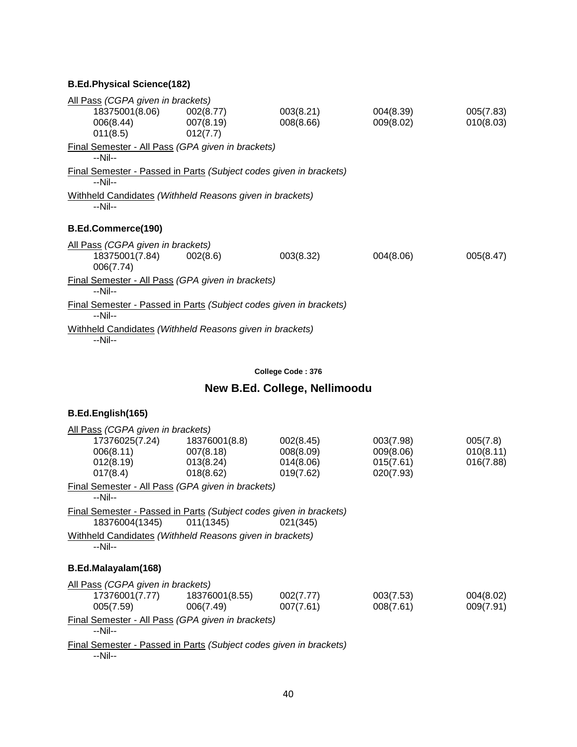### B.Ed.Physical Science(182)

All Pass *(CGPA given in brackets)*

| | | | | |
|---|---|---|---|---|
| 18375001(8.06) | 002(8.77) | 003(8.21) | 004(8.39) | 005(7.83) |
| 006(8.44) | 007(8.19) | 008(8.66) | 009(8.02) | 010(8.03) |
| 011(8.5) | 012(7.7) | | | |

Final Semester - All Pass *(GPA given in brackets)*

--Nil--

Final Semester - Passed in Parts *(Subject codes given in brackets)*

--Nil--

Withheld Candidates *(Withheld Reasons given in brackets)*

--Nil--

### B.Ed.Commerce(190)

All Pass *(CGPA given in brackets)*

| | | | | |
|---|---|---|---|---|
| 18375001(7.84) | 002(8.6) | 003(8.32) | 004(8.06) | 005(8.47) |
| 006(7.74) | | | | |

Final Semester - All Pass *(GPA given in brackets)*

--Nil--

Final Semester - Passed in Parts *(Subject codes given in brackets)*

--Nil--

Withheld Candidates *(Withheld Reasons given in brackets)*

--Nil--

**College Code : 376**

## New B.Ed. College, Nellimoodu

### B.Ed.English(165)

All Pass *(CGPA given in brackets)*

| | | | | |
|---|---|---|---|---|
| 17376025(7.24) | 18376001(8.8) | 002(8.45) | 003(7.98) | 005(7.8) |
| 006(8.11) | 007(8.18) | 008(8.09) | 009(8.06) | 010(8.11) |
| 012(8.19) | 013(8.24) | 014(8.06) | 015(7.61) | 016(7.88) |
| 017(8.4) | 018(8.62) | 019(7.62) | 020(7.93) | |

Final Semester - All Pass *(GPA given in brackets)*

--Nil--

Final Semester - Passed in Parts *(Subject codes given in brackets)*

| | | |
|---|---|---|
| 18376004(1345) | 011(1345) | 021(345) |

Withheld Candidates *(Withheld Reasons given in brackets)*

--Nil--

### B.Ed.Malayalam(168)

All Pass *(CGPA given in brackets)*

| | | | | |
|---|---|---|---|---|
| 17376001(7.77) | 18376001(8.55) | 002(7.77) | 003(7.53) | 004(8.02) |
| 005(7.59) | 006(7.49) | 007(7.61) | 008(7.61) | 009(7.91) |

Final Semester - All Pass *(GPA given in brackets)*

--Nil--

Final Semester - Passed in Parts *(Subject codes given in brackets)*

--Nil--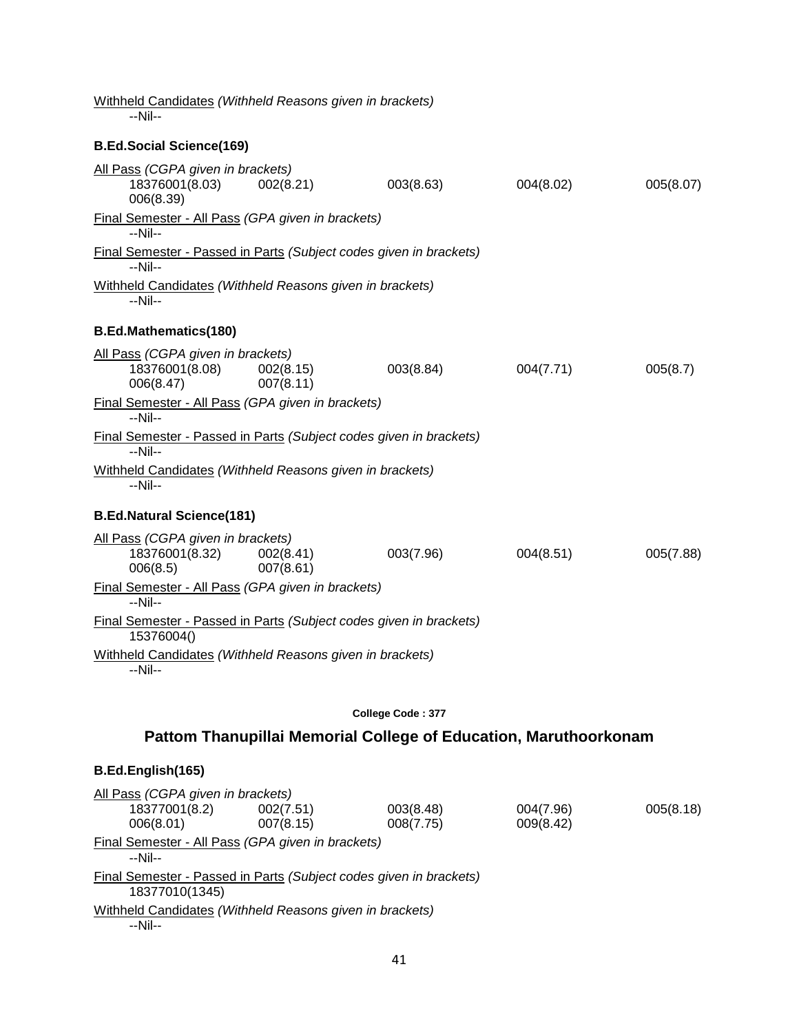Withheld Candidates *(Withheld Reasons given in brackets)*

--Nil--

**B.Ed.Social Science(169)**

All Pass *(CGPA given in brackets)*

| | | | | |
|---|---|---|---|---|
| 18376001(8.03) | 002(8.21) | 003(8.63) | 004(8.02) | 005(8.07) |
| 006(8.39) | | | | |

Final Semester - All Pass *(GPA given in brackets)*

--Nil--

Final Semester - Passed in Parts *(Subject codes given in brackets)*

--Nil--

Withheld Candidates *(Withheld Reasons given in brackets)*

--Nil--

**B.Ed.Mathematics(180)**

All Pass *(CGPA given in brackets)*

| | | | | |
|---|---|---|---|---|
| 18376001(8.08) | 002(8.15) | 003(8.84) | 004(7.71) | 005(8.7) |
| 006(8.47) | 007(8.11) | | | |

Final Semester - All Pass *(GPA given in brackets)*

--Nil--

Final Semester - Passed in Parts *(Subject codes given in brackets)*

--Nil--

Withheld Candidates *(Withheld Reasons given in brackets)*

--Nil--

**B.Ed.Natural Science(181)**

All Pass *(CGPA given in brackets)*

| | | | | |
|---|---|---|---|---|
| 18376001(8.32) | 002(8.41) | 003(7.96) | 004(8.51) | 005(7.88) |
| 006(8.5) | 007(8.61) | | | |

Final Semester - All Pass *(GPA given in brackets)*

--Nil--

Final Semester - Passed in Parts *(Subject codes given in brackets)*

15376004()

Withheld Candidates *(Withheld Reasons given in brackets)*

--Nil--

**College Code : 377**

## Pattom Thanupillai Memorial College of Education, Maruthoorkonam

**B.Ed.English(165)**

All Pass *(CGPA given in brackets)*

| | | | | |
|---|---|---|---|---|
| 18377001(8.2) | 002(7.51) | 003(8.48) | 004(7.96) | 005(8.18) |
| 006(8.01) | 007(8.15) | 008(7.75) | 009(8.42) | |

Final Semester - All Pass *(GPA given in brackets)*

--Nil--

Final Semester - Passed in Parts *(Subject codes given in brackets)*

18377010(1345)

Withheld Candidates *(Withheld Reasons given in brackets)*

--Nil--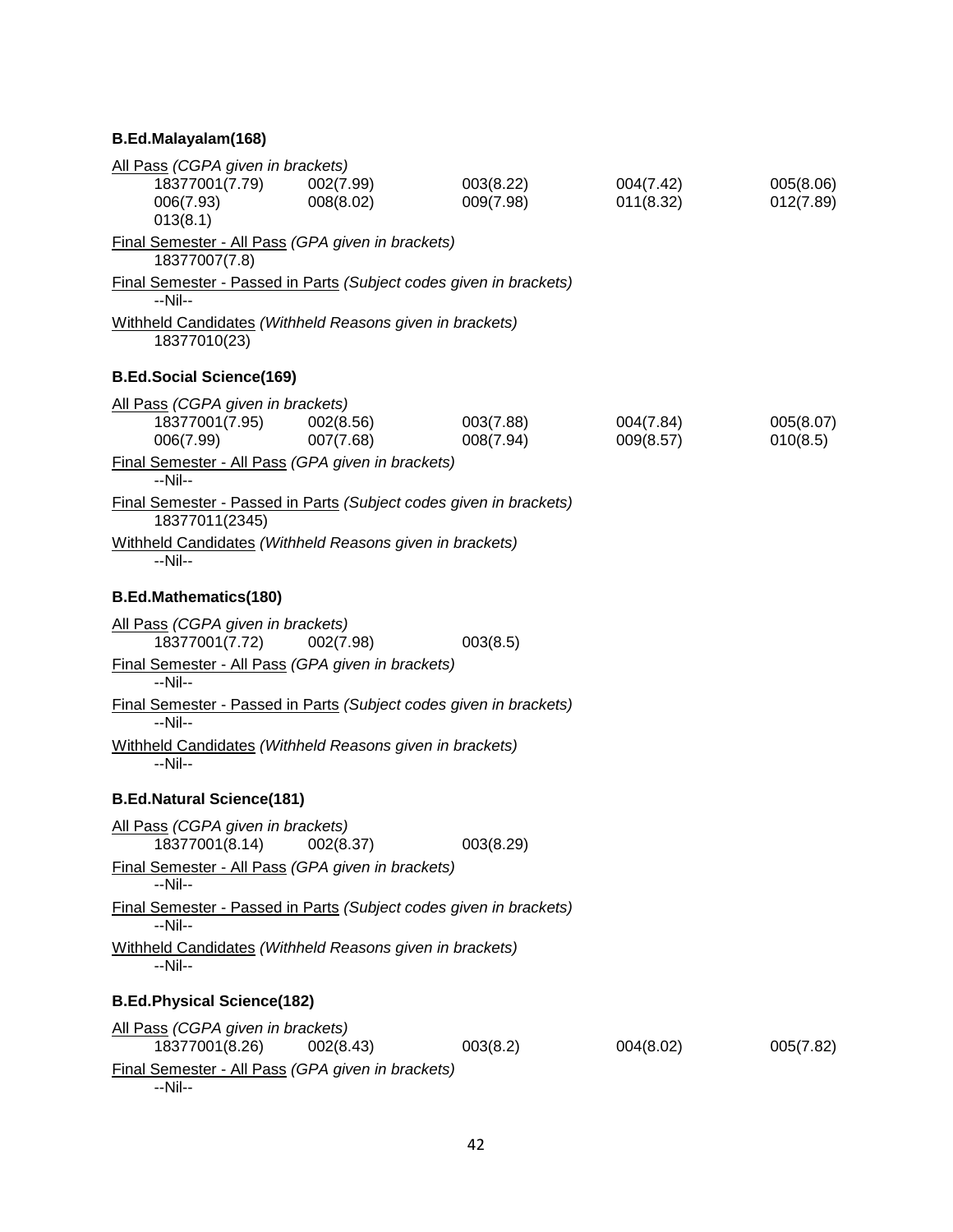**B.Ed.Malayalam(168)**

All Pass *(CGPA given in brackets)*

| | | | | |
|---|---|---|---|---|
| 18377001(7.79) | 002(7.99) | 003(8.22) | 004(7.42) | 005(8.06) |
| 006(7.93) | 008(8.02) | 009(7.98) | 011(8.32) | 012(7.89) |
| 013(8.1) | | | | |

Final Semester - All Pass *(GPA given in brackets)*

18377007(7.8)

Final Semester - Passed in Parts *(Subject codes given in brackets)*

--Nil--

Withheld Candidates *(Withheld Reasons given in brackets)*

18377010(23)

**B.Ed.Social Science(169)**

All Pass *(CGPA given in brackets)*

| | | | | |
|---|---|---|---|---|
| 18377001(7.95) | 002(8.56) | 003(7.88) | 004(7.84) | 005(8.07) |
| 006(7.99) | 007(7.68) | 008(7.94) | 009(8.57) | 010(8.5) |

Final Semester - All Pass *(GPA given in brackets)*

--Nil--

Final Semester - Passed in Parts *(Subject codes given in brackets)*

18377011(2345)

Withheld Candidates *(Withheld Reasons given in brackets)*

--Nil--

**B.Ed.Mathematics(180)**

All Pass *(CGPA given in brackets)*

| | | |
|---|---|---|
| 18377001(7.72) | 002(7.98) | 003(8.5) |

Final Semester - All Pass *(GPA given in brackets)*

--Nil--

Final Semester - Passed in Parts *(Subject codes given in brackets)*

--Nil--

Withheld Candidates *(Withheld Reasons given in brackets)*

--Nil--

**B.Ed.Natural Science(181)**

All Pass *(CGPA given in brackets)*

| | | |
|---|---|---|
| 18377001(8.14) | 002(8.37) | 003(8.29) |

Final Semester - All Pass *(GPA given in brackets)*

--Nil--

Final Semester - Passed in Parts *(Subject codes given in brackets)*

--Nil--

Withheld Candidates *(Withheld Reasons given in brackets)*

--Nil--

**B.Ed.Physical Science(182)**

All Pass *(CGPA given in brackets)*

| | | | | |
|---|---|---|---|---|
| 18377001(8.26) | 002(8.43) | 003(8.2) | 004(8.02) | 005(7.82) |

Final Semester - All Pass *(GPA given in brackets)*

--Nil--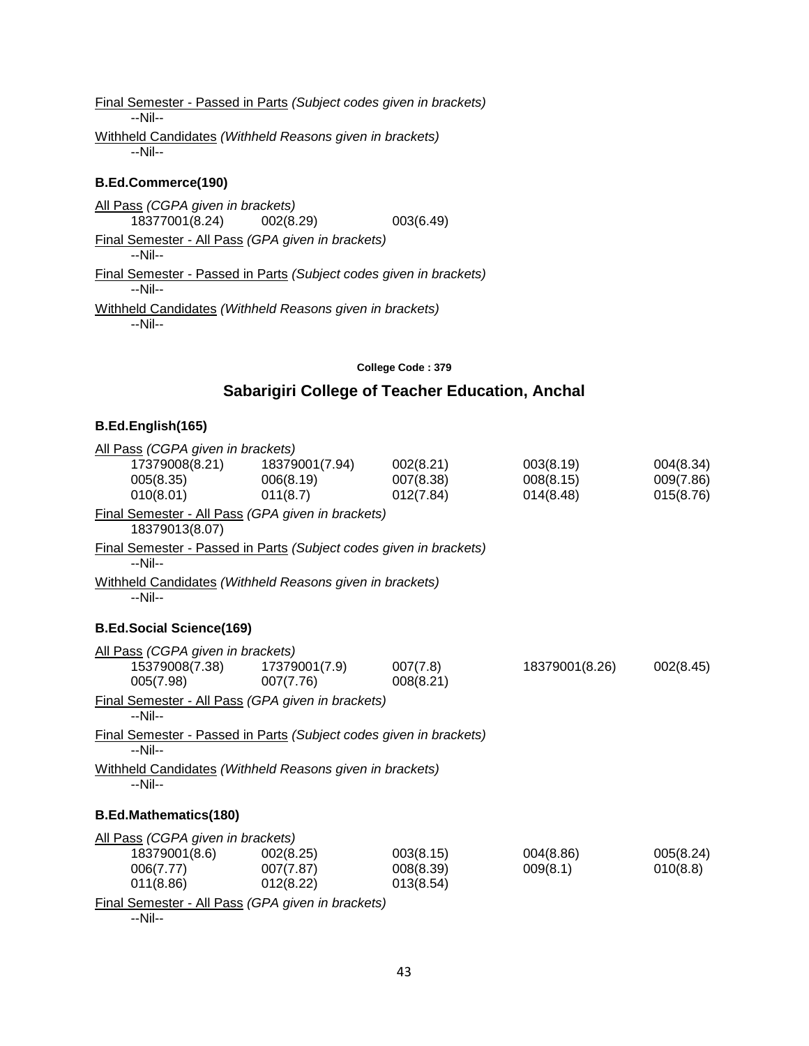Final Semester - Passed in Parts *(Subject codes given in brackets)*
--Nil--

Withheld Candidates *(Withheld Reasons given in brackets)*
--Nil--

### B.Ed.Commerce(190)

All Pass *(CGPA given in brackets)*

| | | |
|---|---|---|
| 18377001(8.24) | 002(8.29) | 003(6.49) |

Final Semester - All Pass *(GPA given in brackets)*
--Nil--

Final Semester - Passed in Parts *(Subject codes given in brackets)*
--Nil--

Withheld Candidates *(Withheld Reasons given in brackets)*
--Nil--

**College Code : 379**

## Sabarigiri College of Teacher Education, Anchal

### B.Ed.English(165)

All Pass *(CGPA given in brackets)*

| | | | | |
|---|---|---|---|---|
| 17379008(8.21) | 18379001(7.94) | 002(8.21) | 003(8.19) | 004(8.34) |
| 005(8.35) | 006(8.19) | 007(8.38) | 008(8.15) | 009(7.86) |
| 010(8.01) | 011(8.7) | 012(7.84) | 014(8.48) | 015(8.76) |

Final Semester - All Pass *(GPA given in brackets)*
18379013(8.07)

Final Semester - Passed in Parts *(Subject codes given in brackets)*
--Nil--

Withheld Candidates *(Withheld Reasons given in brackets)*
--Nil--

### B.Ed.Social Science(169)

All Pass *(CGPA given in brackets)*

| | | | | |
|---|---|---|---|---|
| 15379008(7.38) | 17379001(7.9) | 007(7.8) | 18379001(8.26) | 002(8.45) |
| 005(7.98) | 007(7.76) | 008(8.21) | | |

Final Semester - All Pass *(GPA given in brackets)*
--Nil--

Final Semester - Passed in Parts *(Subject codes given in brackets)*
--Nil--

Withheld Candidates *(Withheld Reasons given in brackets)*
--Nil--

### B.Ed.Mathematics(180)

All Pass *(CGPA given in brackets)*

| | | | | |
|---|---|---|---|---|
| 18379001(8.6) | 002(8.25) | 003(8.15) | 004(8.86) | 005(8.24) |
| 006(7.77) | 007(7.87) | 008(8.39) | 009(8.1) | 010(8.8) |
| 011(8.86) | 012(8.22) | 013(8.54) | | |

Final Semester - All Pass *(GPA given in brackets)*
--Nil--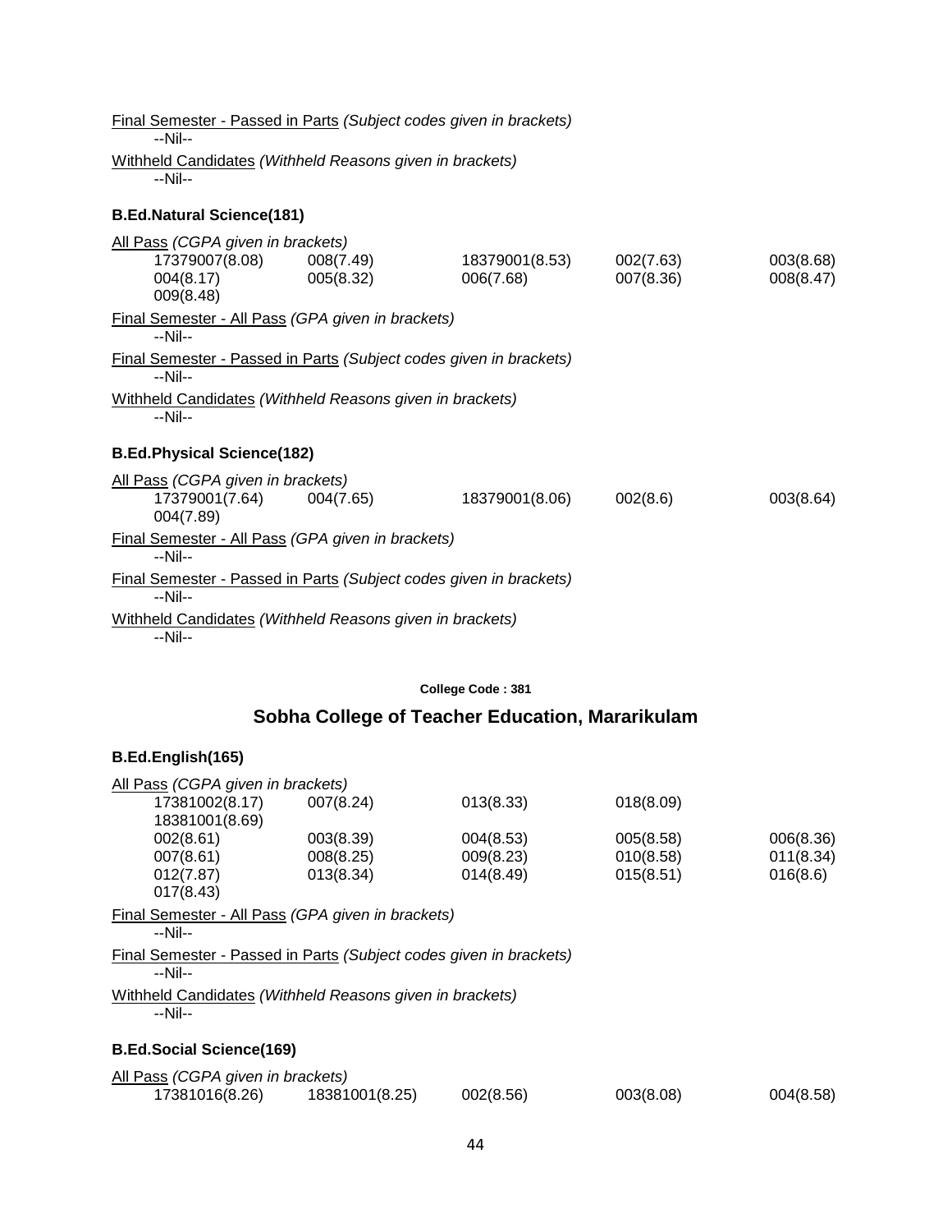Final Semester - Passed in Parts *(Subject codes given in brackets)*

--Nil--

Withheld Candidates *(Withheld Reasons given in brackets)*

--Nil--

**B.Ed.Natural Science(181)**

All Pass *(CGPA given in brackets)*

| | | | | |
|---|---|---|---|---|
| 17379007(8.08) | 008(7.49) | 18379001(8.53) | 002(7.63) | 003(8.68) |
| 004(8.17) | 005(8.32) | 006(7.68) | 007(8.36) | 008(8.47) |
| 009(8.48) | | | | |

Final Semester - All Pass *(GPA given in brackets)*

--Nil--

Final Semester - Passed in Parts *(Subject codes given in brackets)*

--Nil--

Withheld Candidates *(Withheld Reasons given in brackets)*

--Nil--

**B.Ed.Physical Science(182)**

All Pass *(CGPA given in brackets)*

| | | | | |
|---|---|---|---|---|
| 17379001(7.64) | 004(7.65) | 18379001(8.06) | 002(8.6) | 003(8.64) |
| 004(7.89) | | | | |

Final Semester - All Pass *(GPA given in brackets)*

--Nil--

Final Semester - Passed in Parts *(Subject codes given in brackets)*

--Nil--

Withheld Candidates *(Withheld Reasons given in brackets)*

--Nil--

College Code : 381

## Sobha College of Teacher Education, Mararikulam

**B.Ed.English(165)**

All Pass *(CGPA given in brackets)*

| | | | | |
|---|---|---|---|---|
| 17381002(8.17) | 007(8.24) | 013(8.33) | 018(8.09) | |
| 18381001(8.69) | | | | |
| 002(8.61) | 003(8.39) | 004(8.53) | 005(8.58) | 006(8.36) |
| 007(8.61) | 008(8.25) | 009(8.23) | 010(8.58) | 011(8.34) |
| 012(7.87) | 013(8.34) | 014(8.49) | 015(8.51) | 016(8.6) |
| 017(8.43) | | | | |

Final Semester - All Pass *(GPA given in brackets)*

--Nil--

Final Semester - Passed in Parts *(Subject codes given in brackets)*

--Nil--

Withheld Candidates *(Withheld Reasons given in brackets)*

--Nil--

**B.Ed.Social Science(169)**

All Pass *(CGPA given in brackets)*

| | | | | |
|---|---|---|---|---|
| 17381016(8.26) | 18381001(8.25) | 002(8.56) | 003(8.08) | 004(8.58) |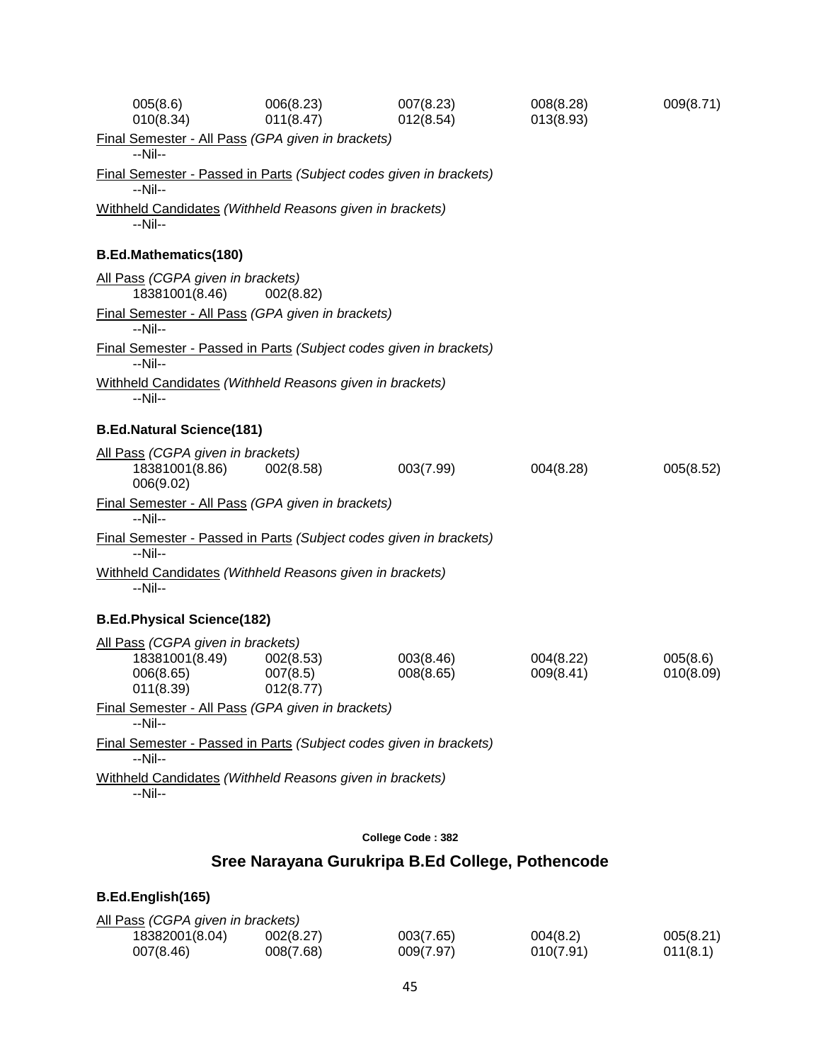005(8.6)	006(8.23)	007(8.23)	008(8.28)	009(8.71)
010(8.34)	011(8.47)	012(8.54)	013(8.93)

Final Semester - All Pass *(GPA given in brackets)*
--Nil--

Final Semester - Passed in Parts *(Subject codes given in brackets)*
--Nil--

Withheld Candidates *(Withheld Reasons given in brackets)*
--Nil--

**B.Ed.Mathematics(180)**

All Pass *(CGPA given in brackets)*
18381001(8.46)	002(8.82)

Final Semester - All Pass *(GPA given in brackets)*
--Nil--

Final Semester - Passed in Parts *(Subject codes given in brackets)*
--Nil--

Withheld Candidates *(Withheld Reasons given in brackets)*
--Nil--

**B.Ed.Natural Science(181)**

All Pass *(CGPA given in brackets)*
18381001(8.86)	002(8.58)	003(7.99)	004(8.28)	005(8.52)
006(9.02)

Final Semester - All Pass *(GPA given in brackets)*
--Nil--

Final Semester - Passed in Parts *(Subject codes given in brackets)*
--Nil--

Withheld Candidates *(Withheld Reasons given in brackets)*
--Nil--

**B.Ed.Physical Science(182)**

All Pass *(CGPA given in brackets)*
18381001(8.49)	002(8.53)	003(8.46)	004(8.22)	005(8.6)
006(8.65)	007(8.5)	008(8.65)	009(8.41)	010(8.09)
011(8.39)	012(8.77)

Final Semester - All Pass *(GPA given in brackets)*
--Nil--

Final Semester - Passed in Parts *(Subject codes given in brackets)*
--Nil--

Withheld Candidates *(Withheld Reasons given in brackets)*
--Nil--

**College Code : 382**

## Sree Narayana Gurukripa B.Ed College, Pothencode

**B.Ed.English(165)**

All Pass *(CGPA given in brackets)*
18382001(8.04)	002(8.27)	003(7.65)	004(8.2)	005(8.21)
007(8.46)	008(7.68)	009(7.97)	010(7.91)	011(8.1)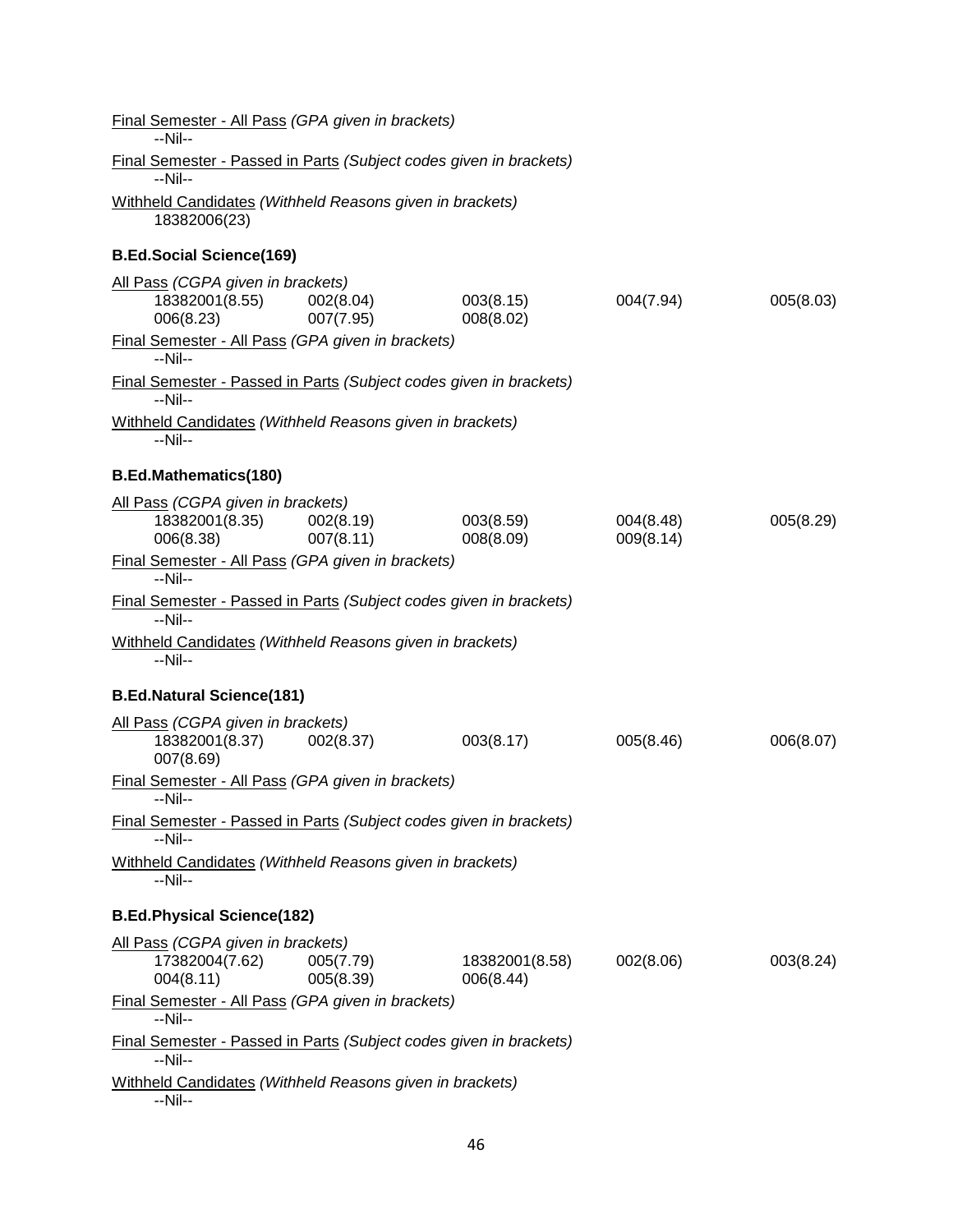Final Semester - All Pass *(GPA given in brackets)*

--Nil--

Final Semester - Passed in Parts *(Subject codes given in brackets)*

--Nil--

Withheld Candidates *(Withheld Reasons given in brackets)*

18382006(23)

**B.Ed.Social Science(169)**

All Pass *(CGPA given in brackets)*

| | | | | |
|---|---|---|---|---|
| 18382001(8.55) | 002(8.04) | 003(8.15) | 004(7.94) | 005(8.03) |
| 006(8.23) | 007(7.95) | 008(8.02) | | |

Final Semester - All Pass *(GPA given in brackets)*

--Nil--

Final Semester - Passed in Parts *(Subject codes given in brackets)*

--Nil--

Withheld Candidates *(Withheld Reasons given in brackets)*

--Nil--

**B.Ed.Mathematics(180)**

All Pass *(CGPA given in brackets)*

| | | | | |
|---|---|---|---|---|
| 18382001(8.35) | 002(8.19) | 003(8.59) | 004(8.48) | 005(8.29) |
| 006(8.38) | 007(8.11) | 008(8.09) | 009(8.14) | |

Final Semester - All Pass *(GPA given in brackets)*

--Nil--

Final Semester - Passed in Parts *(Subject codes given in brackets)*

--Nil--

Withheld Candidates *(Withheld Reasons given in brackets)*

--Nil--

**B.Ed.Natural Science(181)**

All Pass *(CGPA given in brackets)*

| | | | | |
|---|---|---|---|---|
| 18382001(8.37) | 002(8.37) | 003(8.17) | 005(8.46) | 006(8.07) |
| 007(8.69) | | | | |

Final Semester - All Pass *(GPA given in brackets)*

--Nil--

Final Semester - Passed in Parts *(Subject codes given in brackets)*

--Nil--

Withheld Candidates *(Withheld Reasons given in brackets)*

--Nil--

**B.Ed.Physical Science(182)**

All Pass *(CGPA given in brackets)*

| | | | | |
|---|---|---|---|---|
| 17382004(7.62) | 005(7.79) | 18382001(8.58) | 002(8.06) | 003(8.24) |
| 004(8.11) | 005(8.39) | 006(8.44) | | |

Final Semester - All Pass *(GPA given in brackets)*

--Nil--

Final Semester - Passed in Parts *(Subject codes given in brackets)*

--Nil--

Withheld Candidates *(Withheld Reasons given in brackets)*

--Nil--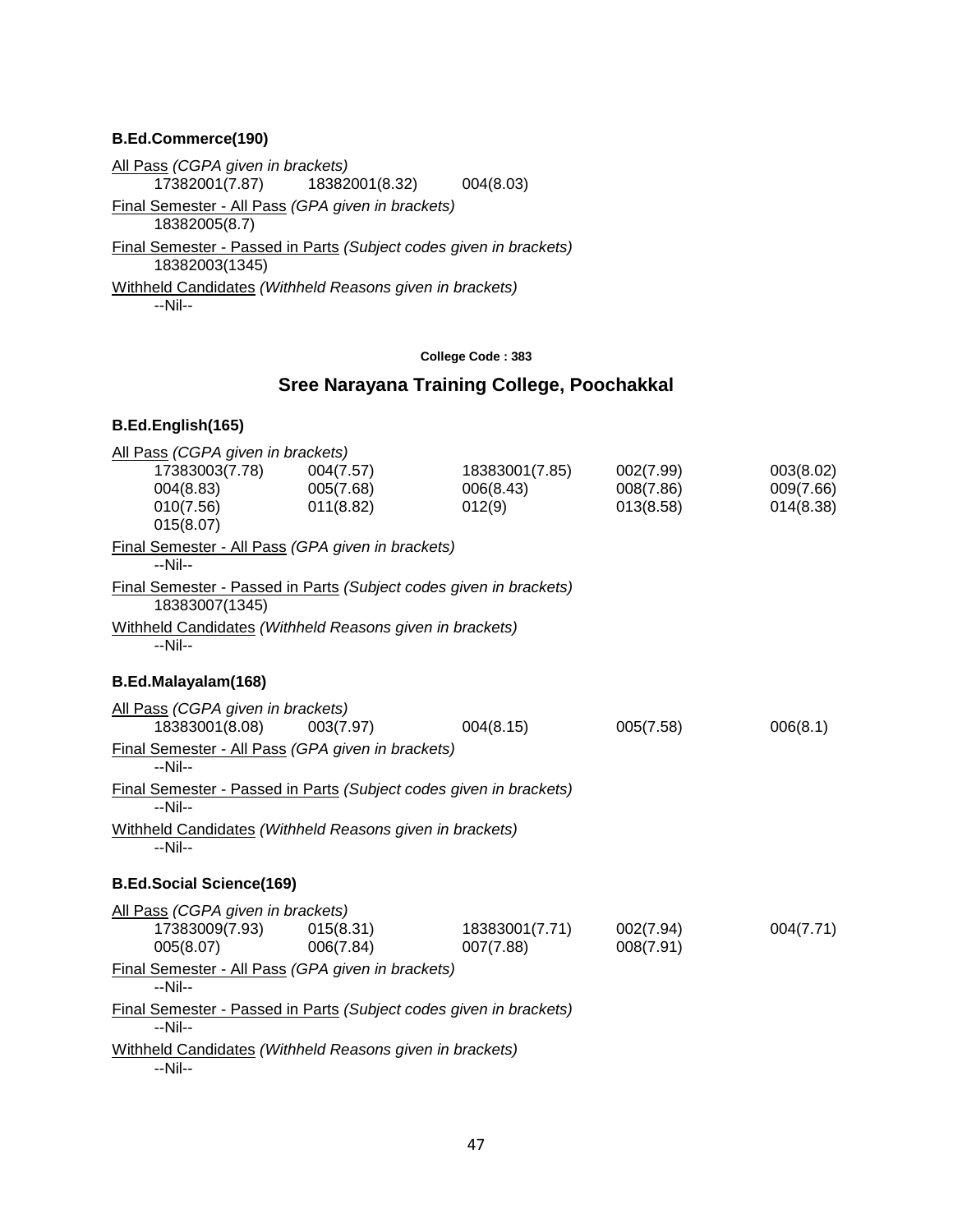### B.Ed.Commerce(190)

All Pass *(CGPA given in brackets)*

17382001(7.87)    18382001(8.32)    004(8.03)

Final Semester - All Pass *(GPA given in brackets)*

18382005(8.7)

Final Semester - Passed in Parts *(Subject codes given in brackets)*

18382003(1345)

Withheld Candidates *(Withheld Reasons given in brackets)*

--Nil--

**College Code : 383**

## Sree Narayana Training College, Poochakkal

### B.Ed.English(165)

All Pass *(CGPA given in brackets)*

| | | | | |
|---|---|---|---|---|
| 17383003(7.78) | 004(7.57) | 18383001(7.85) | 002(7.99) | 003(8.02) |
| 004(8.83) | 005(7.68) | 006(8.43) | 008(7.86) | 009(7.66) |
| 010(7.56) | 011(8.82) | 012(9) | 013(8.58) | 014(8.38) |
| 015(8.07) | | | | |

Final Semester - All Pass *(GPA given in brackets)*

--Nil--

Final Semester - Passed in Parts *(Subject codes given in brackets)*

18383007(1345)

Withheld Candidates *(Withheld Reasons given in brackets)*

--Nil--

### B.Ed.Malayalam(168)

All Pass *(CGPA given in brackets)*

| | | | | |
|---|---|---|---|---|
| 18383001(8.08) | 003(7.97) | 004(8.15) | 005(7.58) | 006(8.1) |

Final Semester - All Pass *(GPA given in brackets)*

--Nil--

Final Semester - Passed in Parts *(Subject codes given in brackets)*

--Nil--

Withheld Candidates *(Withheld Reasons given in brackets)*

--Nil--

### B.Ed.Social Science(169)

All Pass *(CGPA given in brackets)*

| | | | | |
|---|---|---|---|---|
| 17383009(7.93) | 015(8.31) | 18383001(7.71) | 002(7.94) | 004(7.71) |
| 005(8.07) | 006(7.84) | 007(7.88) | 008(7.91) | |

Final Semester - All Pass *(GPA given in brackets)*

--Nil--

Final Semester - Passed in Parts *(Subject codes given in brackets)*

--Nil--

Withheld Candidates *(Withheld Reasons given in brackets)*

--Nil--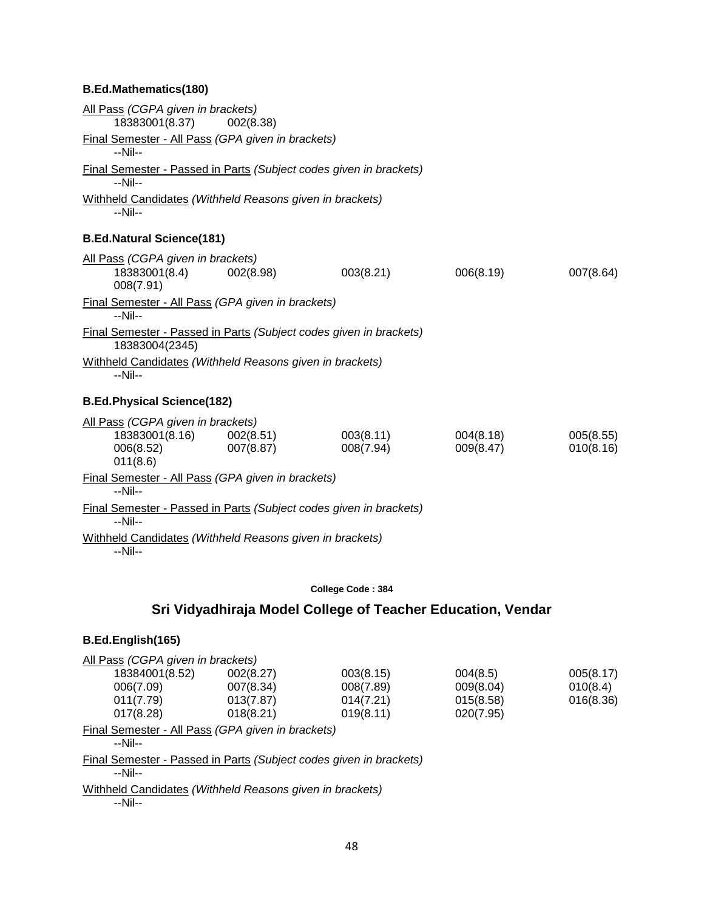### B.Ed.Mathematics(180)

<u>All Pass</u> *(CGPA given in brackets)*

| | |
|---|---|
| 18383001(8.37) | 002(8.38) |

<u>Final Semester - All Pass</u> *(GPA given in brackets)*

--Nil--

<u>Final Semester - Passed in Parts</u> *(Subject codes given in brackets)*

--Nil--

<u>Withheld Candidates</u> *(Withheld Reasons given in brackets)*

--Nil--

### B.Ed.Natural Science(181)

<u>All Pass</u> *(CGPA given in brackets)*

| | | | | |
|---|---|---|---|---|
| 18383001(8.4) | 002(8.98) | 003(8.21) | 006(8.19) | 007(8.64) |
| 008(7.91) | | | | |

<u>Final Semester - All Pass</u> *(GPA given in brackets)*

--Nil--

<u>Final Semester - Passed in Parts</u> *(Subject codes given in brackets)*

18383004(2345)

<u>Withheld Candidates</u> *(Withheld Reasons given in brackets)*

--Nil--

### B.Ed.Physical Science(182)

<u>All Pass</u> *(CGPA given in brackets)*

| | | | | |
|---|---|---|---|---|
| 18383001(8.16) | 002(8.51) | 003(8.11) | 004(8.18) | 005(8.55) |
| 006(8.52) | 007(8.87) | 008(7.94) | 009(8.47) | 010(8.16) |
| 011(8.6) | | | | |

<u>Final Semester - All Pass</u> *(GPA given in brackets)*

--Nil--

<u>Final Semester - Passed in Parts</u> *(Subject codes given in brackets)*

--Nil--

<u>Withheld Candidates</u> *(Withheld Reasons given in brackets)*

--Nil--

**College Code : 384**

## Sri Vidyadhiraja Model College of Teacher Education, Vendar

### B.Ed.English(165)

<u>All Pass</u> *(CGPA given in brackets)*

| | | | | |
|---|---|---|---|---|
| 18384001(8.52) | 002(8.27) | 003(8.15) | 004(8.5) | 005(8.17) |
| 006(7.09) | 007(8.34) | 008(7.89) | 009(8.04) | 010(8.4) |
| 011(7.79) | 013(7.87) | 014(7.21) | 015(8.58) | 016(8.36) |
| 017(8.28) | 018(8.21) | 019(8.11) | 020(7.95) | |

<u>Final Semester - All Pass</u> *(GPA given in brackets)*

--Nil--

<u>Final Semester - Passed in Parts</u> *(Subject codes given in brackets)*

--Nil--

<u>Withheld Candidates</u> *(Withheld Reasons given in brackets)*

--Nil--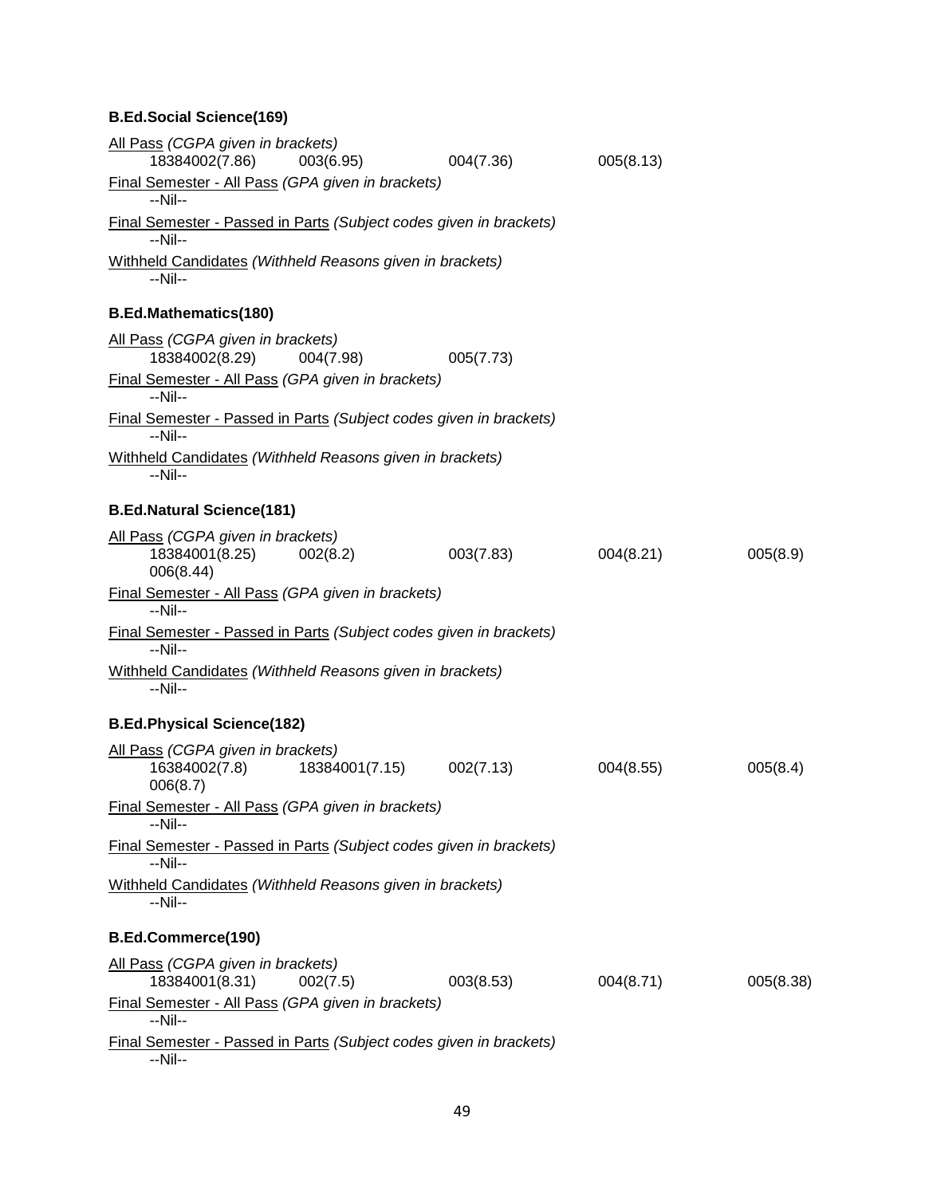**B.Ed.Social Science(169)**

<u>All Pass</u> *(CGPA given in brackets)*

18384002(7.86) 003(6.95) 004(7.36) 005(8.13)

<u>Final Semester - All Pass</u> *(GPA given in brackets)*

--Nil--

<u>Final Semester - Passed in Parts</u> *(Subject codes given in brackets)*

--Nil--

<u>Withheld Candidates</u> *(Withheld Reasons given in brackets)*

--Nil--

**B.Ed.Mathematics(180)**

<u>All Pass</u> *(CGPA given in brackets)*

18384002(8.29) 004(7.98) 005(7.73)

<u>Final Semester - All Pass</u> *(GPA given in brackets)*

--Nil--

<u>Final Semester - Passed in Parts</u> *(Subject codes given in brackets)*

--Nil--

<u>Withheld Candidates</u> *(Withheld Reasons given in brackets)*

--Nil--

**B.Ed.Natural Science(181)**

<u>All Pass</u> *(CGPA given in brackets)*

18384001(8.25) 002(8.2) 003(7.83) 004(8.21) 005(8.9)
006(8.44)

<u>Final Semester - All Pass</u> *(GPA given in brackets)*

--Nil--

<u>Final Semester - Passed in Parts</u> *(Subject codes given in brackets)*

--Nil--

<u>Withheld Candidates</u> *(Withheld Reasons given in brackets)*

--Nil--

**B.Ed.Physical Science(182)**

<u>All Pass</u> *(CGPA given in brackets)*

16384002(7.8) 18384001(7.15) 002(7.13) 004(8.55) 005(8.4)
006(8.7)

<u>Final Semester - All Pass</u> *(GPA given in brackets)*

--Nil--

<u>Final Semester - Passed in Parts</u> *(Subject codes given in brackets)*

--Nil--

<u>Withheld Candidates</u> *(Withheld Reasons given in brackets)*

--Nil--

**B.Ed.Commerce(190)**

<u>All Pass</u> *(CGPA given in brackets)*

18384001(8.31) 002(7.5) 003(8.53) 004(8.71) 005(8.38)

<u>Final Semester - All Pass</u> *(GPA given in brackets)*

--Nil--

<u>Final Semester - Passed in Parts</u> *(Subject codes given in brackets)*

--Nil--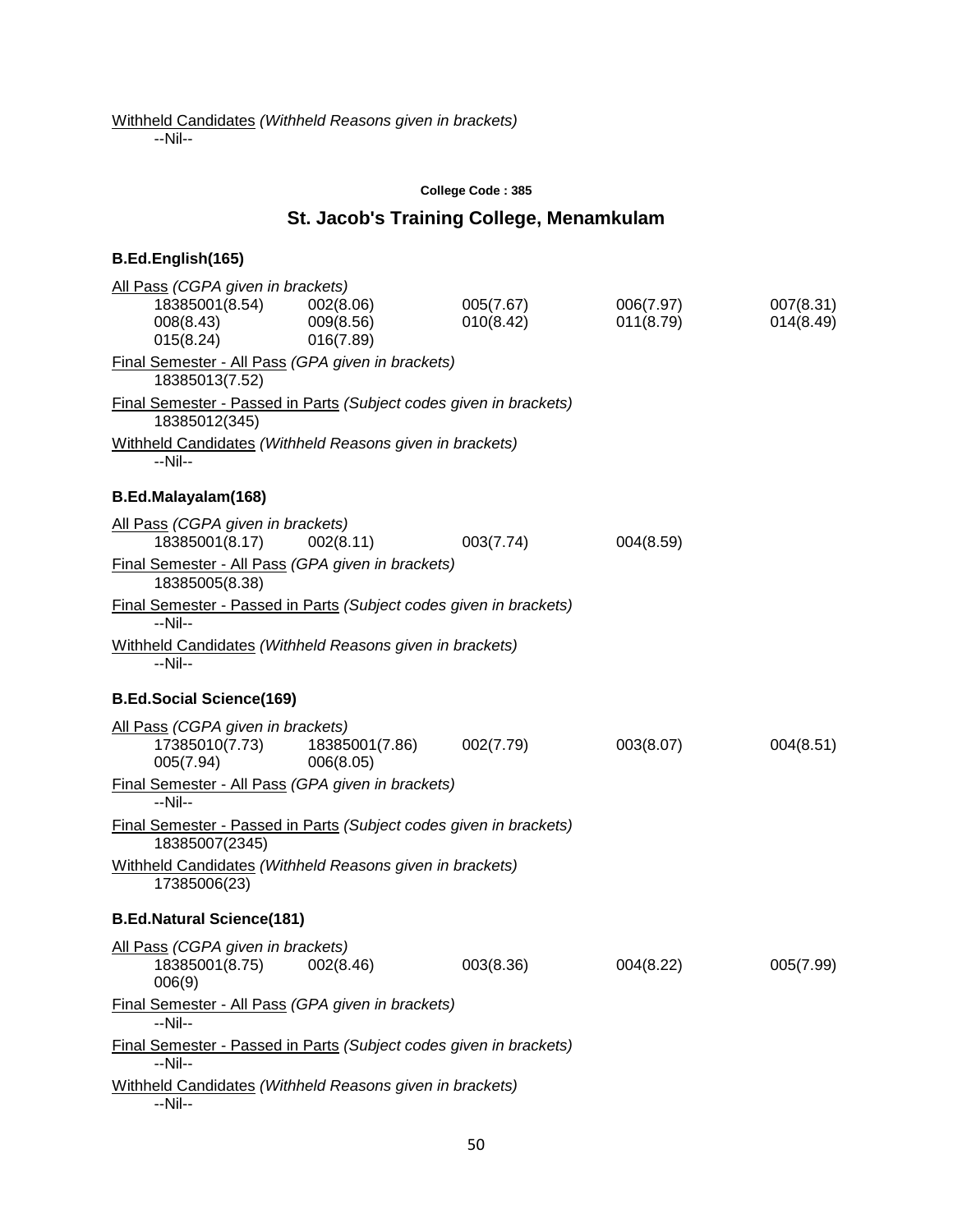<u>Withheld Candidates</u> *(Withheld Reasons given in brackets)*
--Nil--

**College Code : 385**

## St. Jacob's Training College, Menamkulam

### B.Ed.English(165)

<u>All Pass</u> *(CGPA given in brackets)*

| | | | | |
|---|---|---|---|---|
| 18385001(8.54) | 002(8.06) | 005(7.67) | 006(7.97) | 007(8.31) |
| 008(8.43) | 009(8.56) | 010(8.42) | 011(8.79) | 014(8.49) |
| 015(8.24) | 016(7.89) | | | |

<u>Final Semester - All Pass</u> *(GPA given in brackets)*
18385013(7.52)

<u>Final Semester - Passed in Parts</u> *(Subject codes given in brackets)*
18385012(345)

<u>Withheld Candidates</u> *(Withheld Reasons given in brackets)*
--Nil--

### B.Ed.Malayalam(168)

<u>All Pass</u> *(CGPA given in brackets)*

| | | | |
|---|---|---|---|
| 18385001(8.17) | 002(8.11) | 003(7.74) | 004(8.59) |

<u>Final Semester - All Pass</u> *(GPA given in brackets)*
18385005(8.38)

<u>Final Semester - Passed in Parts</u> *(Subject codes given in brackets)*
--Nil--

<u>Withheld Candidates</u> *(Withheld Reasons given in brackets)*
--Nil--

### B.Ed.Social Science(169)

<u>All Pass</u> *(CGPA given in brackets)*

| | | | | |
|---|---|---|---|---|
| 17385010(7.73) | 18385001(7.86) | 002(7.79) | 003(8.07) | 004(8.51) |
| 005(7.94) | 006(8.05) | | | |

<u>Final Semester - All Pass</u> *(GPA given in brackets)*
--Nil--

<u>Final Semester - Passed in Parts</u> *(Subject codes given in brackets)*
18385007(2345)

<u>Withheld Candidates</u> *(Withheld Reasons given in brackets)*
17385006(23)

### B.Ed.Natural Science(181)

<u>All Pass</u> *(CGPA given in brackets)*

| | | | | |
|---|---|---|---|---|
| 18385001(8.75) | 002(8.46) | 003(8.36) | 004(8.22) | 005(7.99) |
| 006(9) | | | | |

<u>Final Semester - All Pass</u> *(GPA given in brackets)*
--Nil--

<u>Final Semester - Passed in Parts</u> *(Subject codes given in brackets)*
--Nil--

<u>Withheld Candidates</u> *(Withheld Reasons given in brackets)*
--Nil--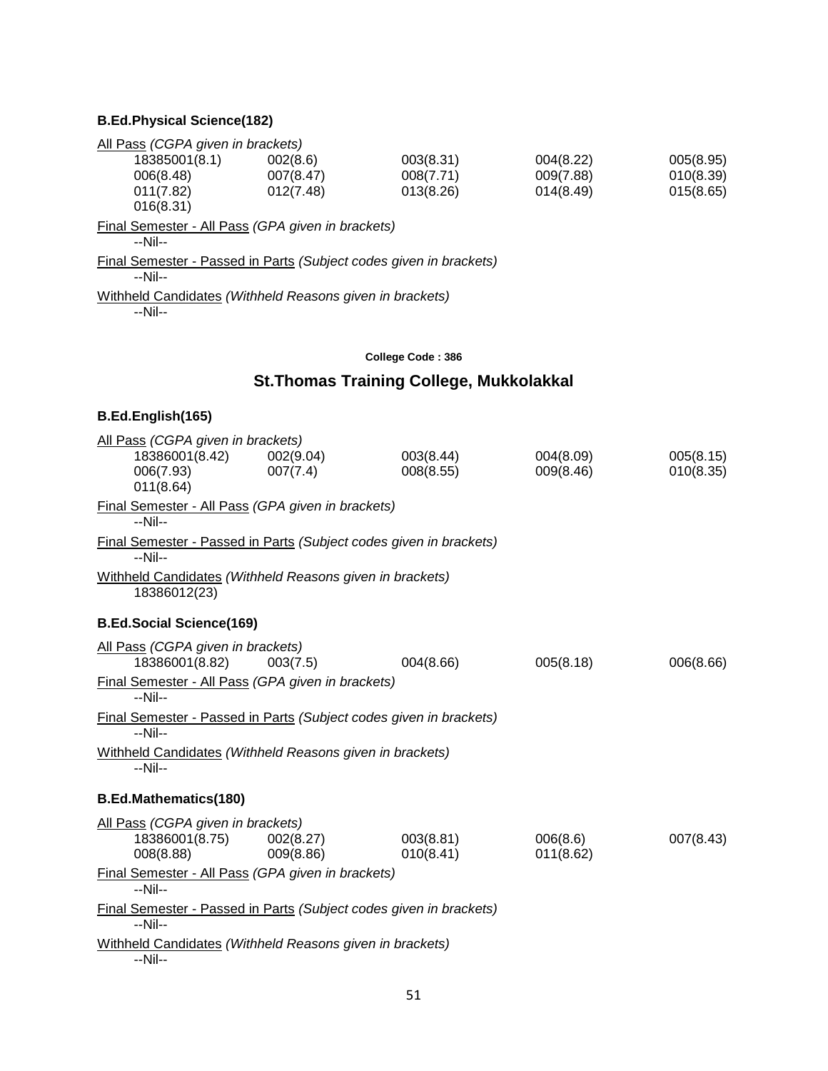### B.Ed.Physical Science(182)

All Pass *(CGPA given in brackets)*

| | | | | |
|---|---|---|---|---|
| 18385001(8.1) | 002(8.6) | 003(8.31) | 004(8.22) | 005(8.95) |
| 006(8.48) | 007(8.47) | 008(7.71) | 009(7.88) | 010(8.39) |
| 011(7.82) | 012(7.48) | 013(8.26) | 014(8.49) | 015(8.65) |
| 016(8.31) | | | | |

Final Semester - All Pass *(GPA given in brackets)*

--Nil--

Final Semester - Passed in Parts *(Subject codes given in brackets)*

--Nil--

Withheld Candidates *(Withheld Reasons given in brackets)*

--Nil--

**College Code : 386**

## St.Thomas Training College, Mukkolakkal

### B.Ed.English(165)

All Pass *(CGPA given in brackets)*

| | | | | |
|---|---|---|---|---|
| 18386001(8.42) | 002(9.04) | 003(8.44) | 004(8.09) | 005(8.15) |
| 006(7.93) | 007(7.4) | 008(8.55) | 009(8.46) | 010(8.35) |
| 011(8.64) | | | | |

Final Semester - All Pass *(GPA given in brackets)*

--Nil--

Final Semester - Passed in Parts *(Subject codes given in brackets)*

--Nil--

Withheld Candidates *(Withheld Reasons given in brackets)*

18386012(23)

### B.Ed.Social Science(169)

All Pass *(CGPA given in brackets)*

| | | | | |
|---|---|---|---|---|
| 18386001(8.82) | 003(7.5) | 004(8.66) | 005(8.18) | 006(8.66) |

Final Semester - All Pass *(GPA given in brackets)*

--Nil--

Final Semester - Passed in Parts *(Subject codes given in brackets)*

--Nil--

Withheld Candidates *(Withheld Reasons given in brackets)*

--Nil--

### B.Ed.Mathematics(180)

All Pass *(CGPA given in brackets)*

| | | | | |
|---|---|---|---|---|
| 18386001(8.75) | 002(8.27) | 003(8.81) | 006(8.6) | 007(8.43) |
| 008(8.88) | 009(8.86) | 010(8.41) | 011(8.62) | |

Final Semester - All Pass *(GPA given in brackets)*

--Nil--

Final Semester - Passed in Parts *(Subject codes given in brackets)*

--Nil--

Withheld Candidates *(Withheld Reasons given in brackets)*

--Nil--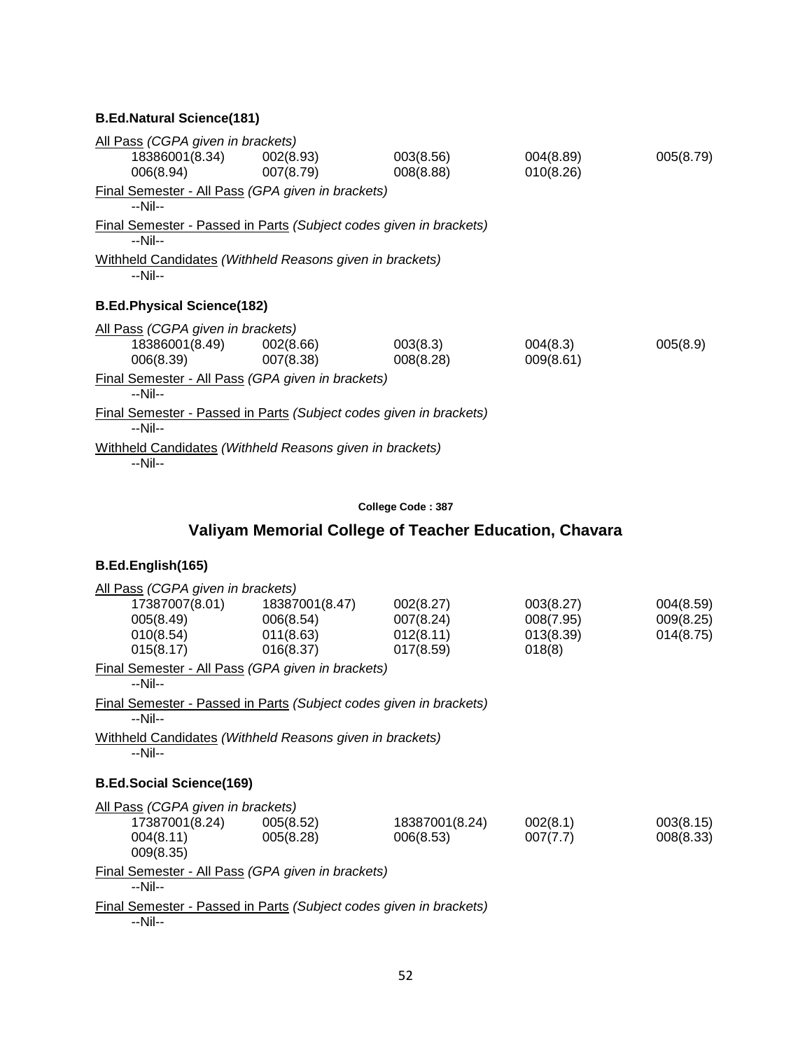### B.Ed.Natural Science(181)

All Pass *(CGPA given in brackets)*

| | | | | |
|---|---|---|---|---|
| 18386001(8.34) | 002(8.93) | 003(8.56) | 004(8.89) | 005(8.79) |
| 006(8.94) | 007(8.79) | 008(8.88) | 010(8.26) | |

Final Semester - All Pass *(GPA given in brackets)*

--Nil--

Final Semester - Passed in Parts *(Subject codes given in brackets)*

--Nil--

Withheld Candidates *(Withheld Reasons given in brackets)*

--Nil--

### B.Ed.Physical Science(182)

All Pass *(CGPA given in brackets)*

| | | | | |
|---|---|---|---|---|
| 18386001(8.49) | 002(8.66) | 003(8.3) | 004(8.3) | 005(8.9) |
| 006(8.39) | 007(8.38) | 008(8.28) | 009(8.61) | |

Final Semester - All Pass *(GPA given in brackets)*

--Nil--

Final Semester - Passed in Parts *(Subject codes given in brackets)*

--Nil--

Withheld Candidates *(Withheld Reasons given in brackets)*

--Nil--

**College Code : 387**

## Valiyam Memorial College of Teacher Education, Chavara

### B.Ed.English(165)

All Pass *(CGPA given in brackets)*

| | | | | |
|---|---|---|---|---|
| 17387007(8.01) | 18387001(8.47) | 002(8.27) | 003(8.27) | 004(8.59) |
| 005(8.49) | 006(8.54) | 007(8.24) | 008(7.95) | 009(8.25) |
| 010(8.54) | 011(8.63) | 012(8.11) | 013(8.39) | 014(8.75) |
| 015(8.17) | 016(8.37) | 017(8.59) | 018(8) | |

Final Semester - All Pass *(GPA given in brackets)*

--Nil--

Final Semester - Passed in Parts *(Subject codes given in brackets)*

--Nil--

Withheld Candidates *(Withheld Reasons given in brackets)*

--Nil--

### B.Ed.Social Science(169)

All Pass *(CGPA given in brackets)*

| | | | | |
|---|---|---|---|---|
| 17387001(8.24) | 005(8.52) | 18387001(8.24) | 002(8.1) | 003(8.15) |
| 004(8.11) | 005(8.28) | 006(8.53) | 007(7.7) | 008(8.33) |
| 009(8.35) | | | | |

Final Semester - All Pass *(GPA given in brackets)*

--Nil--

Final Semester - Passed in Parts *(Subject codes given in brackets)*

--Nil--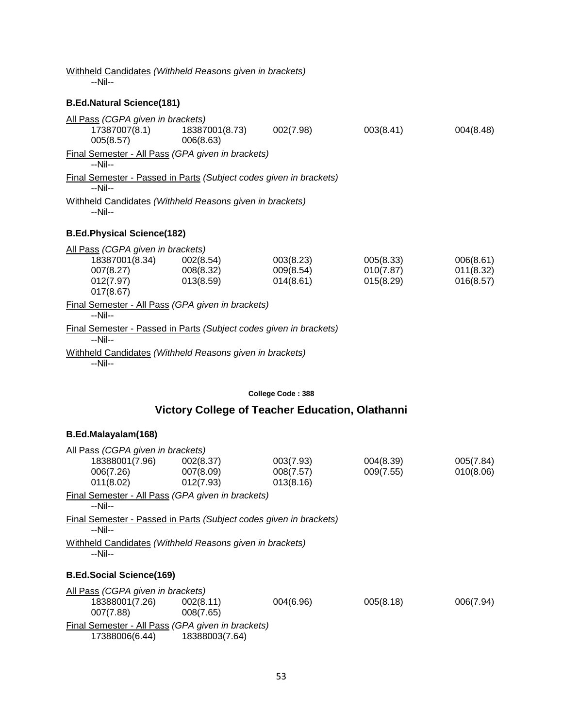Withheld Candidates *(Withheld Reasons given in brackets)*

--Nil--

### B.Ed.Natural Science(181)

All Pass *(CGPA given in brackets)*

| | | | | |
|---|---|---|---|---|
| 17387007(8.1) | 18387001(8.73) | 002(7.98) | 003(8.41) | 004(8.48) |
| 005(8.57) | 006(8.63) | | | |

Final Semester - All Pass *(GPA given in brackets)*

--Nil--

Final Semester - Passed in Parts *(Subject codes given in brackets)*

--Nil--

Withheld Candidates *(Withheld Reasons given in brackets)*

--Nil--

### B.Ed.Physical Science(182)

All Pass *(CGPA given in brackets)*

| | | | | |
|---|---|---|---|---|
| 18387001(8.34) | 002(8.54) | 003(8.23) | 005(8.33) | 006(8.61) |
| 007(8.27) | 008(8.32) | 009(8.54) | 010(7.87) | 011(8.32) |
| 012(7.97) | 013(8.59) | 014(8.61) | 015(8.29) | 016(8.57) |
| 017(8.67) | | | | |

Final Semester - All Pass *(GPA given in brackets)*

--Nil--

Final Semester - Passed in Parts *(Subject codes given in brackets)*

--Nil--

Withheld Candidates *(Withheld Reasons given in brackets)*

--Nil--

**College Code : 388**

## Victory College of Teacher Education, Olathanni

### B.Ed.Malayalam(168)

All Pass *(CGPA given in brackets)*

| | | | | |
|---|---|---|---|---|
| 18388001(7.96) | 002(8.37) | 003(7.93) | 004(8.39) | 005(7.84) |
| 006(7.26) | 007(8.09) | 008(7.57) | 009(7.55) | 010(8.06) |
| 011(8.02) | 012(7.93) | 013(8.16) | | |

Final Semester - All Pass *(GPA given in brackets)*

--Nil--

Final Semester - Passed in Parts *(Subject codes given in brackets)*

--Nil--

Withheld Candidates *(Withheld Reasons given in brackets)*

--Nil--

### B.Ed.Social Science(169)

All Pass *(CGPA given in brackets)*

| | | | | |
|---|---|---|---|---|
| 18388001(7.26) | 002(8.11) | 004(6.96) | 005(8.18) | 006(7.94) |
| 007(7.88) | 008(7.65) | | | |

Final Semester - All Pass *(GPA given in brackets)*

| | |
|---|---|
| 17388006(6.44) | 18388003(7.64) |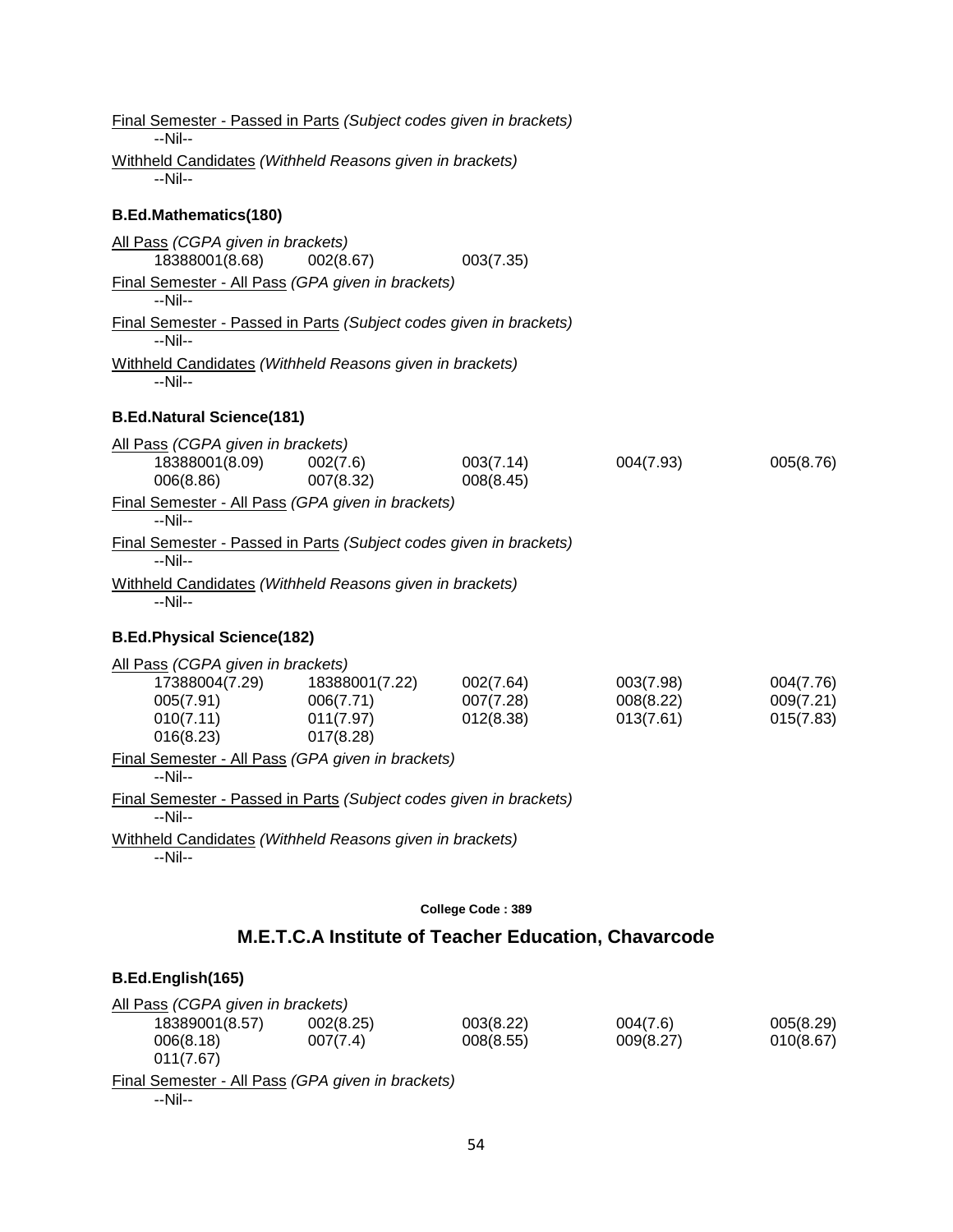Final Semester - Passed in Parts *(Subject codes given in brackets)*

--Nil--

Withheld Candidates *(Withheld Reasons given in brackets)*

--Nil--

**B.Ed.Mathematics(180)**

All Pass *(CGPA given in brackets)*

| | | |
|---|---|---|
| 18388001(8.68) | 002(8.67) | 003(7.35) |

Final Semester - All Pass *(GPA given in brackets)*

--Nil--

Final Semester - Passed in Parts *(Subject codes given in brackets)*

--Nil--

Withheld Candidates *(Withheld Reasons given in brackets)*

--Nil--

**B.Ed.Natural Science(181)**

All Pass *(CGPA given in brackets)*

| | | | | |
|---|---|---|---|---|
| 18388001(8.09) | 002(7.6) | 003(7.14) | 004(7.93) | 005(8.76) |
| 006(8.86) | 007(8.32) | 008(8.45) | | |

Final Semester - All Pass *(GPA given in brackets)*

--Nil--

Final Semester - Passed in Parts *(Subject codes given in brackets)*

--Nil--

Withheld Candidates *(Withheld Reasons given in brackets)*

--Nil--

**B.Ed.Physical Science(182)**

All Pass *(CGPA given in brackets)*

| | | | | |
|---|---|---|---|---|
| 17388004(7.29) | 18388001(7.22) | 002(7.64) | 003(7.98) | 004(7.76) |
| 005(7.91) | 006(7.71) | 007(7.28) | 008(8.22) | 009(7.21) |
| 010(7.11) | 011(7.97) | 012(8.38) | 013(7.61) | 015(7.83) |
| 016(8.23) | 017(8.28) | | | |

Final Semester - All Pass *(GPA given in brackets)*

--Nil--

Final Semester - Passed in Parts *(Subject codes given in brackets)*

--Nil--

Withheld Candidates *(Withheld Reasons given in brackets)*

--Nil--

**College Code : 389**

## M.E.T.C.A Institute of Teacher Education, Chavarcode

**B.Ed.English(165)**

All Pass *(CGPA given in brackets)*

| | | | | |
|---|---|---|---|---|
| 18389001(8.57) | 002(8.25) | 003(8.22) | 004(7.6) | 005(8.29) |
| 006(8.18) | 007(7.4) | 008(8.55) | 009(8.27) | 010(8.67) |
| 011(7.67) | | | | |

Final Semester - All Pass *(GPA given in brackets)*

--Nil--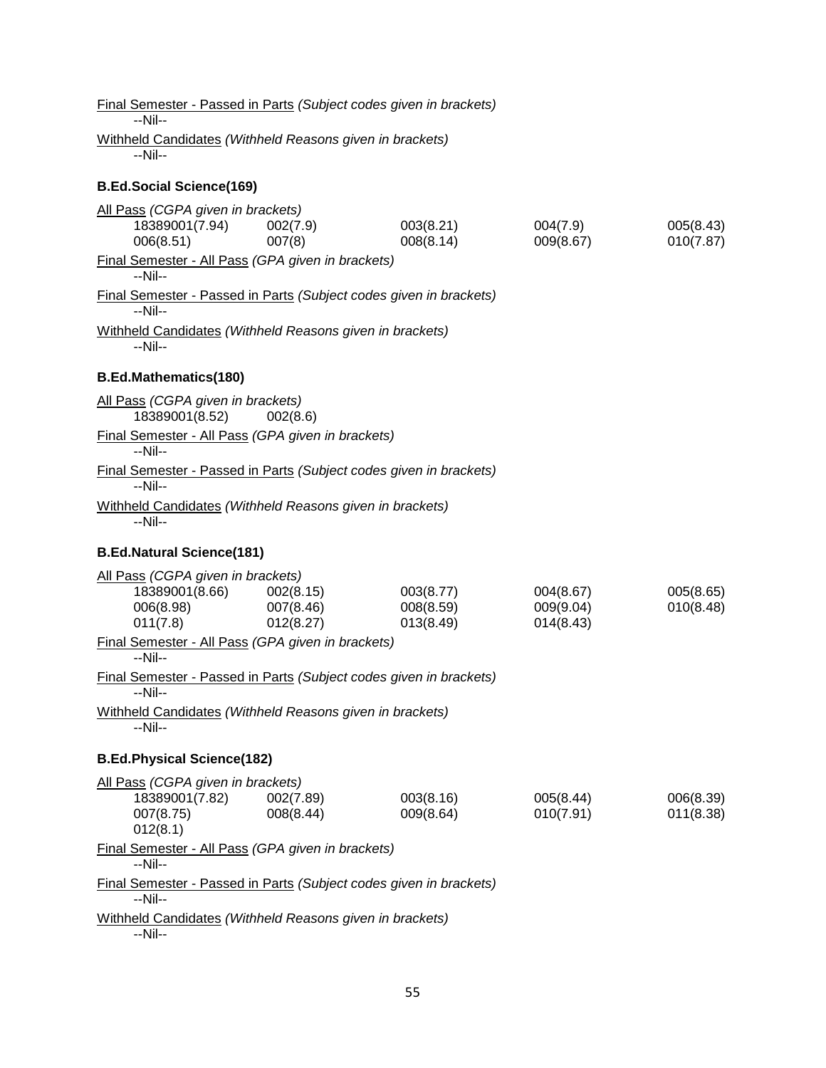<u>Final Semester - Passed in Parts</u> *(Subject codes given in brackets)*
--Nil--

<u>Withheld Candidates</u> *(Withheld Reasons given in brackets)*
--Nil--

**B.Ed.Social Science(169)**

<u>All Pass</u> *(CGPA given in brackets)*

| | | | | |
|---|---|---|---|---|
| 18389001(7.94) | 002(7.9) | 003(8.21) | 004(7.9) | 005(8.43) |
| 006(8.51) | 007(8) | 008(8.14) | 009(8.67) | 010(7.87) |

<u>Final Semester - All Pass</u> *(GPA given in brackets)*
--Nil--

<u>Final Semester - Passed in Parts</u> *(Subject codes given in brackets)*
--Nil--

<u>Withheld Candidates</u> *(Withheld Reasons given in brackets)*
--Nil--

**B.Ed.Mathematics(180)**

<u>All Pass</u> *(CGPA given in brackets)*

| | |
|---|---|
| 18389001(8.52) | 002(8.6) |

<u>Final Semester - All Pass</u> *(GPA given in brackets)*
--Nil--

<u>Final Semester - Passed in Parts</u> *(Subject codes given in brackets)*
--Nil--

<u>Withheld Candidates</u> *(Withheld Reasons given in brackets)*
--Nil--

**B.Ed.Natural Science(181)**

<u>All Pass</u> *(CGPA given in brackets)*

| | | | | |
|---|---|---|---|---|
| 18389001(8.66) | 002(8.15) | 003(8.77) | 004(8.67) | 005(8.65) |
| 006(8.98) | 007(8.46) | 008(8.59) | 009(9.04) | 010(8.48) |
| 011(7.8) | 012(8.27) | 013(8.49) | 014(8.43) | |

<u>Final Semester - All Pass</u> *(GPA given in brackets)*
--Nil--

<u>Final Semester - Passed in Parts</u> *(Subject codes given in brackets)*
--Nil--

<u>Withheld Candidates</u> *(Withheld Reasons given in brackets)*
--Nil--

**B.Ed.Physical Science(182)**

<u>All Pass</u> *(CGPA given in brackets)*

| | | | | |
|---|---|---|---|---|
| 18389001(7.82) | 002(7.89) | 003(8.16) | 005(8.44) | 006(8.39) |
| 007(8.75) | 008(8.44) | 009(8.64) | 010(7.91) | 011(8.38) |
| 012(8.1) | | | | |

<u>Final Semester - All Pass</u> *(GPA given in brackets)*
--Nil--

<u>Final Semester - Passed in Parts</u> *(Subject codes given in brackets)*
--Nil--

<u>Withheld Candidates</u> *(Withheld Reasons given in brackets)*
--Nil--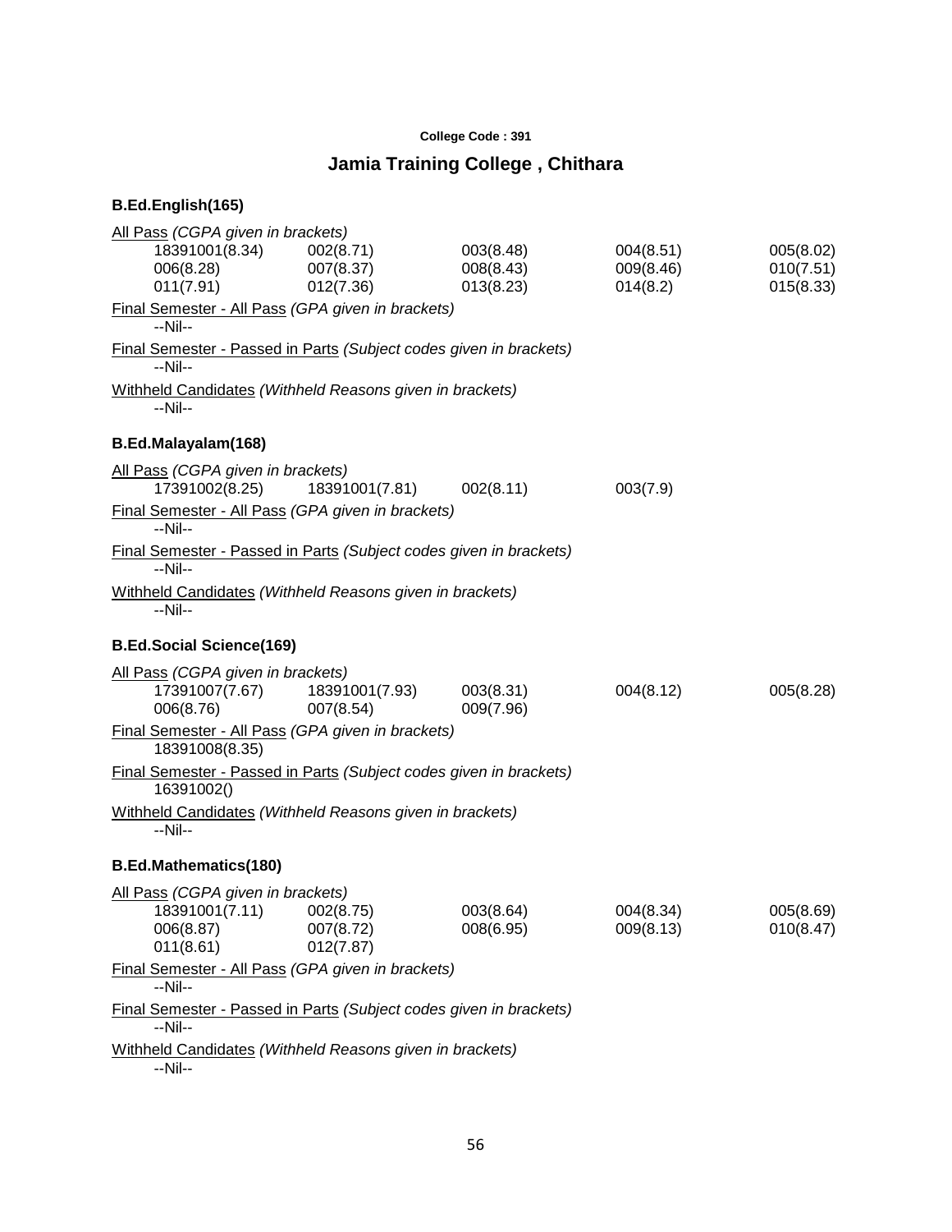College Code : 391

## Jamia Training College , Chithara

### B.Ed.English(165)

All Pass *(CGPA given in brackets)*

| | | | | |
|---|---|---|---|---|
| 18391001(8.34) | 002(8.71) | 003(8.48) | 004(8.51) | 005(8.02) |
| 006(8.28) | 007(8.37) | 008(8.43) | 009(8.46) | 010(7.51) |
| 011(7.91) | 012(7.36) | 013(8.23) | 014(8.2) | 015(8.33) |

Final Semester - All Pass *(GPA given in brackets)*

--Nil--

Final Semester - Passed in Parts *(Subject codes given in brackets)*

--Nil--

Withheld Candidates *(Withheld Reasons given in brackets)*

--Nil--

### B.Ed.Malayalam(168)

All Pass *(CGPA given in brackets)*

| | | | |
|---|---|---|---|
| 17391002(8.25) | 18391001(7.81) | 002(8.11) | 003(7.9) |

Final Semester - All Pass *(GPA given in brackets)*

--Nil--

Final Semester - Passed in Parts *(Subject codes given in brackets)*

--Nil--

Withheld Candidates *(Withheld Reasons given in brackets)*

--Nil--

### B.Ed.Social Science(169)

All Pass *(CGPA given in brackets)*

| | | | | |
|---|---|---|---|---|
| 17391007(7.67) | 18391001(7.93) | 003(8.31) | 004(8.12) | 005(8.28) |
| 006(8.76) | 007(8.54) | 009(7.96) | | |

Final Semester - All Pass *(GPA given in brackets)*

18391008(8.35)

Final Semester - Passed in Parts *(Subject codes given in brackets)*

16391002()

Withheld Candidates *(Withheld Reasons given in brackets)*

--Nil--

### B.Ed.Mathematics(180)

All Pass *(CGPA given in brackets)*

| | | | | |
|---|---|---|---|---|
| 18391001(7.11) | 002(8.75) | 003(8.64) | 004(8.34) | 005(8.69) |
| 006(8.87) | 007(8.72) | 008(6.95) | 009(8.13) | 010(8.47) |
| 011(8.61) | 012(7.87) | | | |

Final Semester - All Pass *(GPA given in brackets)*

--Nil--

Final Semester - Passed in Parts *(Subject codes given in brackets)*

--Nil--

Withheld Candidates *(Withheld Reasons given in brackets)*

--Nil--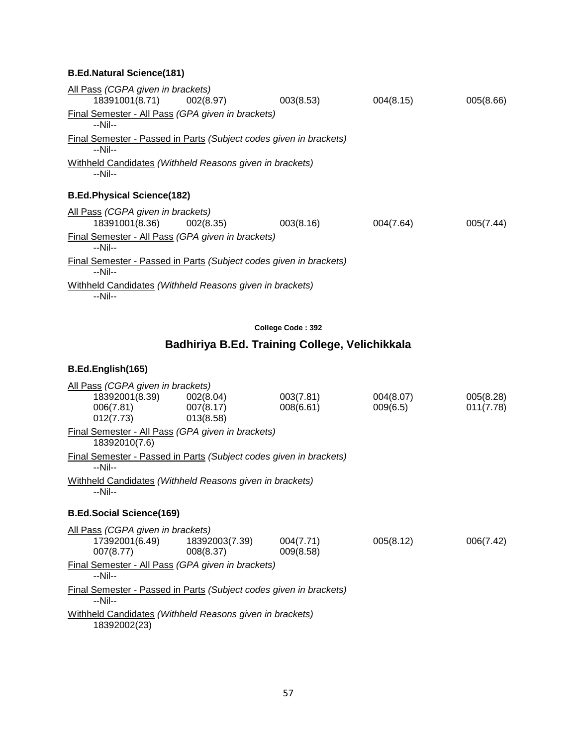### B.Ed.Natural Science(181)

All Pass *(CGPA given in brackets)*

| | | | | |
|---|---|---|---|---|
| 18391001(8.71) | 002(8.97) | 003(8.53) | 004(8.15) | 005(8.66) |

Final Semester - All Pass *(GPA given in brackets)*

--Nil--

Final Semester - Passed in Parts *(Subject codes given in brackets)*

--Nil--

Withheld Candidates *(Withheld Reasons given in brackets)*

--Nil--

### B.Ed.Physical Science(182)

All Pass *(CGPA given in brackets)*

| | | | | |
|---|---|---|---|---|
| 18391001(8.36) | 002(8.35) | 003(8.16) | 004(7.64) | 005(7.44) |

Final Semester - All Pass *(GPA given in brackets)*

--Nil--

Final Semester - Passed in Parts *(Subject codes given in brackets)*

--Nil--

Withheld Candidates *(Withheld Reasons given in brackets)*

--Nil--

**College Code : 392**

## Badhiriya B.Ed. Training College, Velichikkala

### B.Ed.English(165)

All Pass *(CGPA given in brackets)*

| | | | | |
|---|---|---|---|---|
| 18392001(8.39) | 002(8.04) | 003(7.81) | 004(8.07) | 005(8.28) |
| 006(7.81) | 007(8.17) | 008(6.61) | 009(6.5) | 011(7.78) |
| 012(7.73) | 013(8.58) | | | |

Final Semester - All Pass *(GPA given in brackets)*

18392010(7.6)

Final Semester - Passed in Parts *(Subject codes given in brackets)*

--Nil--

Withheld Candidates *(Withheld Reasons given in brackets)*

--Nil--

### B.Ed.Social Science(169)

All Pass *(CGPA given in brackets)*

| | | | | |
|---|---|---|---|---|
| 17392001(6.49) | 18392003(7.39) | 004(7.71) | 005(8.12) | 006(7.42) |
| 007(8.77) | 008(8.37) | 009(8.58) | | |

Final Semester - All Pass *(GPA given in brackets)*

--Nil--

Final Semester - Passed in Parts *(Subject codes given in brackets)*

--Nil--

Withheld Candidates *(Withheld Reasons given in brackets)*

18392002(23)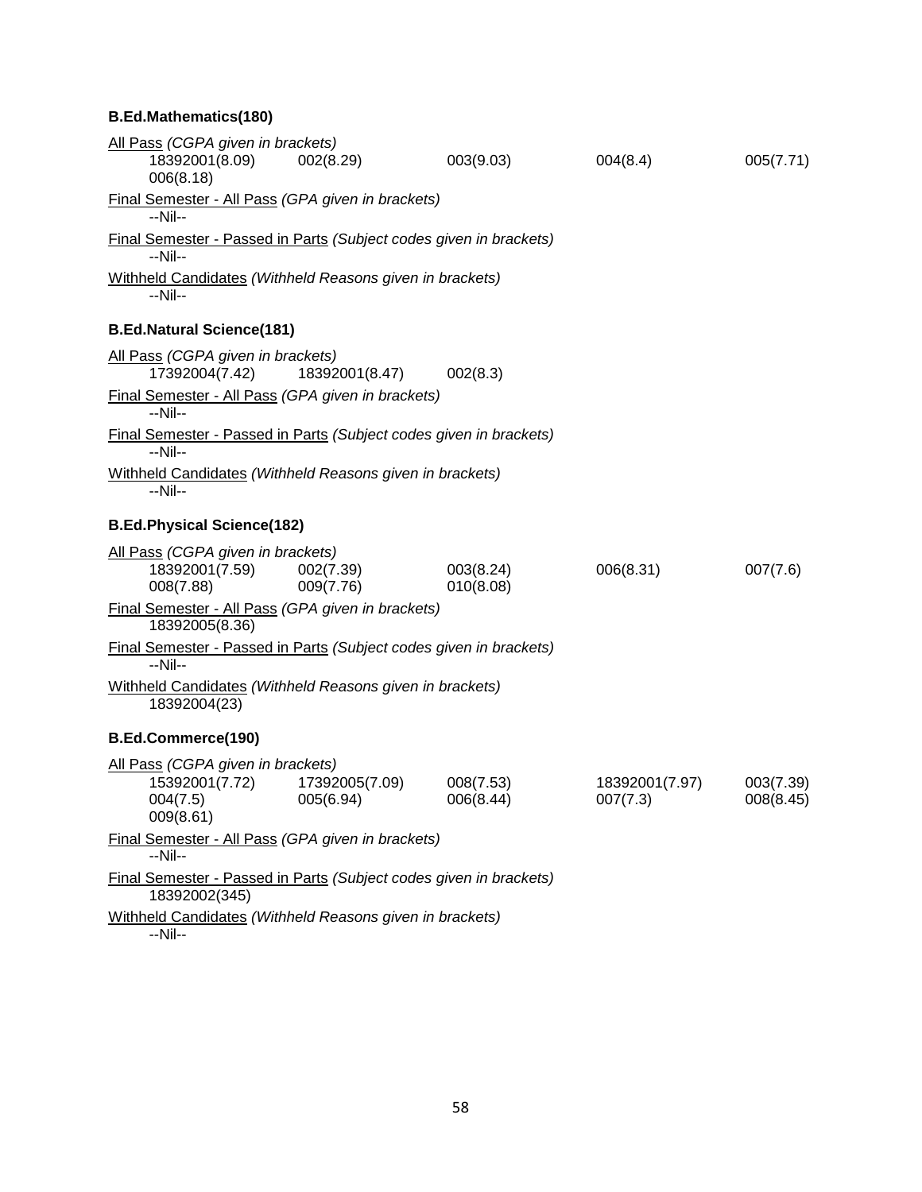**B.Ed.Mathematics(180)**

All Pass *(CGPA given in brackets)*

18392001(8.09) 002(8.29) 003(9.03) 004(8.4) 005(7.71)
006(8.18)

Final Semester - All Pass *(GPA given in brackets)*

--Nil--

Final Semester - Passed in Parts *(Subject codes given in brackets)*

--Nil--

Withheld Candidates *(Withheld Reasons given in brackets)*

--Nil--

**B.Ed.Natural Science(181)**

All Pass *(CGPA given in brackets)*

17392004(7.42) 18392001(8.47) 002(8.3)

Final Semester - All Pass *(GPA given in brackets)*

--Nil--

Final Semester - Passed in Parts *(Subject codes given in brackets)*

--Nil--

Withheld Candidates *(Withheld Reasons given in brackets)*

--Nil--

**B.Ed.Physical Science(182)**

All Pass *(CGPA given in brackets)*

18392001(7.59) 002(7.39) 003(8.24) 006(8.31) 007(7.6)
008(7.88) 009(7.76) 010(8.08)

Final Semester - All Pass *(GPA given in brackets)*

18392005(8.36)

Final Semester - Passed in Parts *(Subject codes given in brackets)*

--Nil--

Withheld Candidates *(Withheld Reasons given in brackets)*

18392004(23)

**B.Ed.Commerce(190)**

All Pass *(CGPA given in brackets)*

15392001(7.72) 17392005(7.09) 008(7.53) 18392001(7.97) 003(7.39)
004(7.5) 005(6.94) 006(8.44) 007(7.3) 008(8.45)
009(8.61)

Final Semester - All Pass *(GPA given in brackets)*

--Nil--

Final Semester - Passed in Parts *(Subject codes given in brackets)*

18392002(345)

Withheld Candidates *(Withheld Reasons given in brackets)*

--Nil--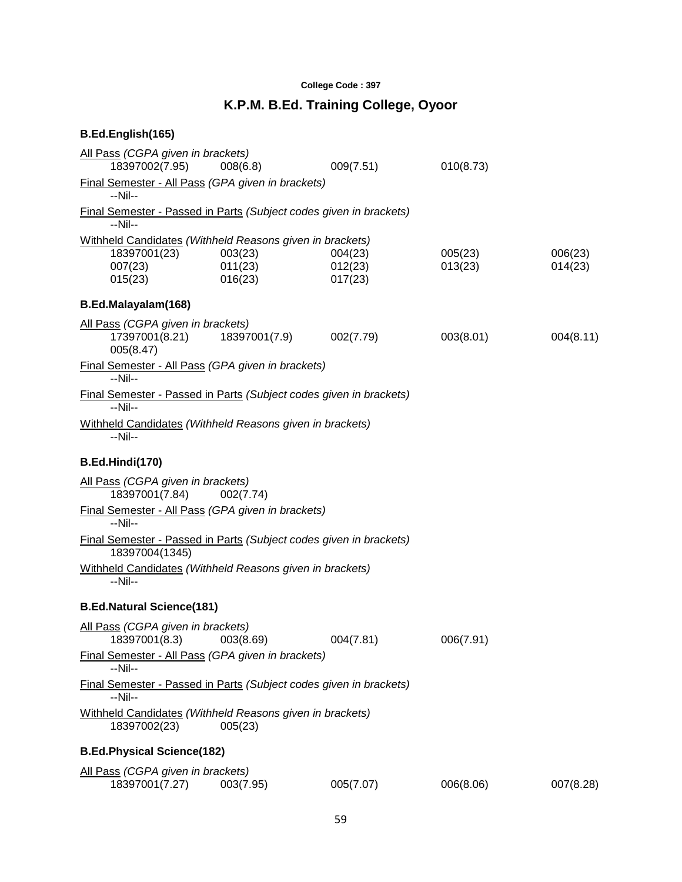**College Code : 397**

## K.P.M. B.Ed. Training College, Oyoor

### B.Ed.English(165)

All Pass *(CGPA given in brackets)*

| | | | | |
|---|---|---|---|---|
| 18397002(7.95) | 008(6.8) | 009(7.51) | 010(8.73) | |

Final Semester - All Pass *(GPA given in brackets)*

--Nil--

Final Semester - Passed in Parts *(Subject codes given in brackets)*

--Nil--

Withheld Candidates *(Withheld Reasons given in brackets)*

| | | | | |
|---|---|---|---|---|
| 18397001(23) | 003(23) | 004(23) | 005(23) | 006(23) |
| 007(23) | 011(23) | 012(23) | 013(23) | 014(23) |
| 015(23) | 016(23) | 017(23) | | |

### B.Ed.Malayalam(168)

All Pass *(CGPA given in brackets)*

| | | | | |
|---|---|---|---|---|
| 17397001(8.21) | 18397001(7.9) | 002(7.79) | 003(8.01) | 004(8.11) |
| 005(8.47) | | | | |

Final Semester - All Pass *(GPA given in brackets)*

--Nil--

Final Semester - Passed in Parts *(Subject codes given in brackets)*

--Nil--

Withheld Candidates *(Withheld Reasons given in brackets)*

--Nil--

### B.Ed.Hindi(170)

All Pass *(CGPA given in brackets)*

| | |
|---|---|
| 18397001(7.84) | 002(7.74) |

Final Semester - All Pass *(GPA given in brackets)*

--Nil--

Final Semester - Passed in Parts *(Subject codes given in brackets)*

18397004(1345)

Withheld Candidates *(Withheld Reasons given in brackets)*

--Nil--

### B.Ed.Natural Science(181)

All Pass *(CGPA given in brackets)*

| | | | |
|---|---|---|---|
| 18397001(8.3) | 003(8.69) | 004(7.81) | 006(7.91) |

Final Semester - All Pass *(GPA given in brackets)*

--Nil--

Final Semester - Passed in Parts *(Subject codes given in brackets)*

--Nil--

Withheld Candidates *(Withheld Reasons given in brackets)*

| | |
|---|---|
| 18397002(23) | 005(23) |

### B.Ed.Physical Science(182)

All Pass *(CGPA given in brackets)*

| | | | | |
|---|---|---|---|---|
| 18397001(7.27) | 003(7.95) | 005(7.07) | 006(8.06) | 007(8.28) |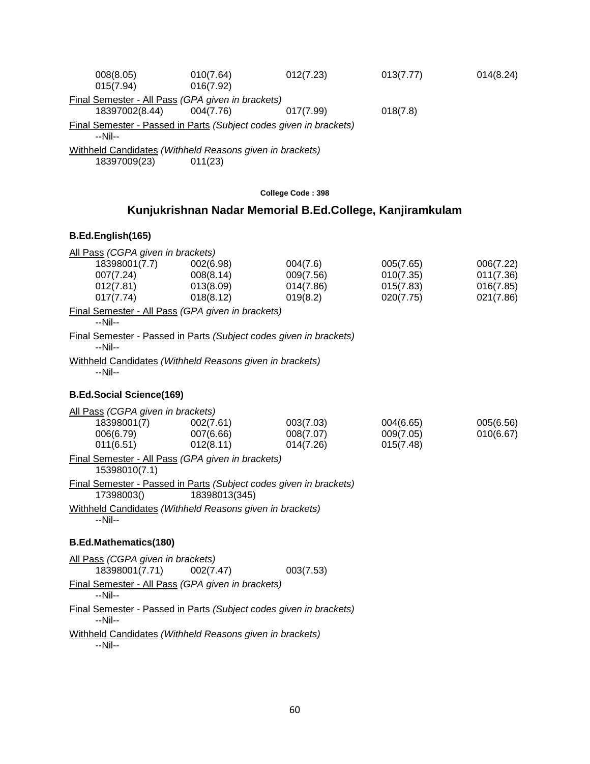008(8.05) 010(7.64) 012(7.23) 013(7.77) 014(8.24)
015(7.94) 016(7.92)

Final Semester - All Pass *(GPA given in brackets)*

18397002(8.44) 004(7.76) 017(7.99) 018(7.8)

Final Semester - Passed in Parts *(Subject codes given in brackets)*

--Nil--

Withheld Candidates *(Withheld Reasons given in brackets)*

18397009(23) 011(23)

**College Code : 398**

## Kunjukrishnan Nadar Memorial B.Ed.College, Kanjiramkulam

### B.Ed.English(165)

All Pass *(CGPA given in brackets)*

18398001(7.7) 002(6.98) 004(7.6) 005(7.65) 006(7.22)
007(7.24) 008(8.14) 009(7.56) 010(7.35) 011(7.36)
012(7.81) 013(8.09) 014(7.86) 015(7.83) 016(7.85)
017(7.74) 018(8.12) 019(8.2) 020(7.75) 021(7.86)

Final Semester - All Pass *(GPA given in brackets)*

--Nil--

Final Semester - Passed in Parts *(Subject codes given in brackets)*

--Nil--

Withheld Candidates *(Withheld Reasons given in brackets)*

--Nil--

### B.Ed.Social Science(169)

All Pass *(CGPA given in brackets)*

18398001(7) 002(7.61) 003(7.03) 004(6.65) 005(6.56)
006(6.79) 007(6.66) 008(7.07) 009(7.05) 010(6.67)
011(6.51) 012(8.11) 014(7.26) 015(7.48)

Final Semester - All Pass *(GPA given in brackets)*

15398010(7.1)

Final Semester - Passed in Parts *(Subject codes given in brackets)*

17398003() 18398013(345)

Withheld Candidates *(Withheld Reasons given in brackets)*

--Nil--

### B.Ed.Mathematics(180)

All Pass *(CGPA given in brackets)*

18398001(7.71) 002(7.47) 003(7.53)

Final Semester - All Pass *(GPA given in brackets)*

--Nil--

Final Semester - Passed in Parts *(Subject codes given in brackets)*

--Nil--

Withheld Candidates *(Withheld Reasons given in brackets)*

--Nil--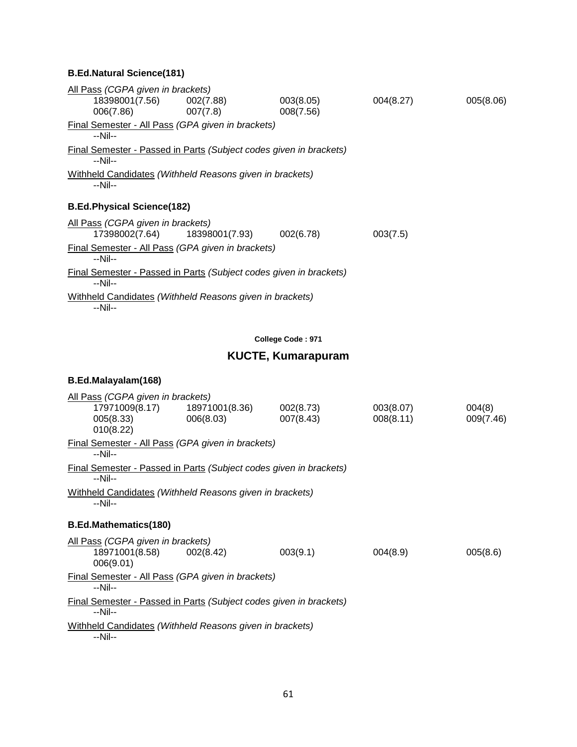**B.Ed.Natural Science(181)**

All Pass *(CGPA given in brackets)*

| | | | | |
|---|---|---|---|---|
| 18398001(7.56) | 002(7.88) | 003(8.05) | 004(8.27) | 005(8.06) |
| 006(7.86) | 007(7.8) | 008(7.56) | | |

Final Semester - All Pass *(GPA given in brackets)*

--Nil--

Final Semester - Passed in Parts *(Subject codes given in brackets)*

--Nil--

Withheld Candidates *(Withheld Reasons given in brackets)*

--Nil--

**B.Ed.Physical Science(182)**

All Pass *(CGPA given in brackets)*

| | | | |
|---|---|---|---|
| 17398002(7.64) | 18398001(7.93) | 002(6.78) | 003(7.5) |

Final Semester - All Pass *(GPA given in brackets)*

--Nil--

Final Semester - Passed in Parts *(Subject codes given in brackets)*

--Nil--

Withheld Candidates *(Withheld Reasons given in brackets)*

--Nil--

**College Code : 971**

## KUCTE, Kumarapuram

**B.Ed.Malayalam(168)**

All Pass *(CGPA given in brackets)*

| | | | | |
|---|---|---|---|---|
| 17971009(8.17) | 18971001(8.36) | 002(8.73) | 003(8.07) | 004(8) |
| 005(8.33) | 006(8.03) | 007(8.43) | 008(8.11) | 009(7.46) |
| 010(8.22) | | | | |

Final Semester - All Pass *(GPA given in brackets)*

--Nil--

Final Semester - Passed in Parts *(Subject codes given in brackets)*

--Nil--

Withheld Candidates *(Withheld Reasons given in brackets)*

--Nil--

**B.Ed.Mathematics(180)**

All Pass *(CGPA given in brackets)*

| | | | | |
|---|---|---|---|---|
| 18971001(8.58) | 002(8.42) | 003(9.1) | 004(8.9) | 005(8.6) |
| 006(9.01) | | | | |

Final Semester - All Pass *(GPA given in brackets)*

--Nil--

Final Semester - Passed in Parts *(Subject codes given in brackets)*

--Nil--

Withheld Candidates *(Withheld Reasons given in brackets)*

--Nil--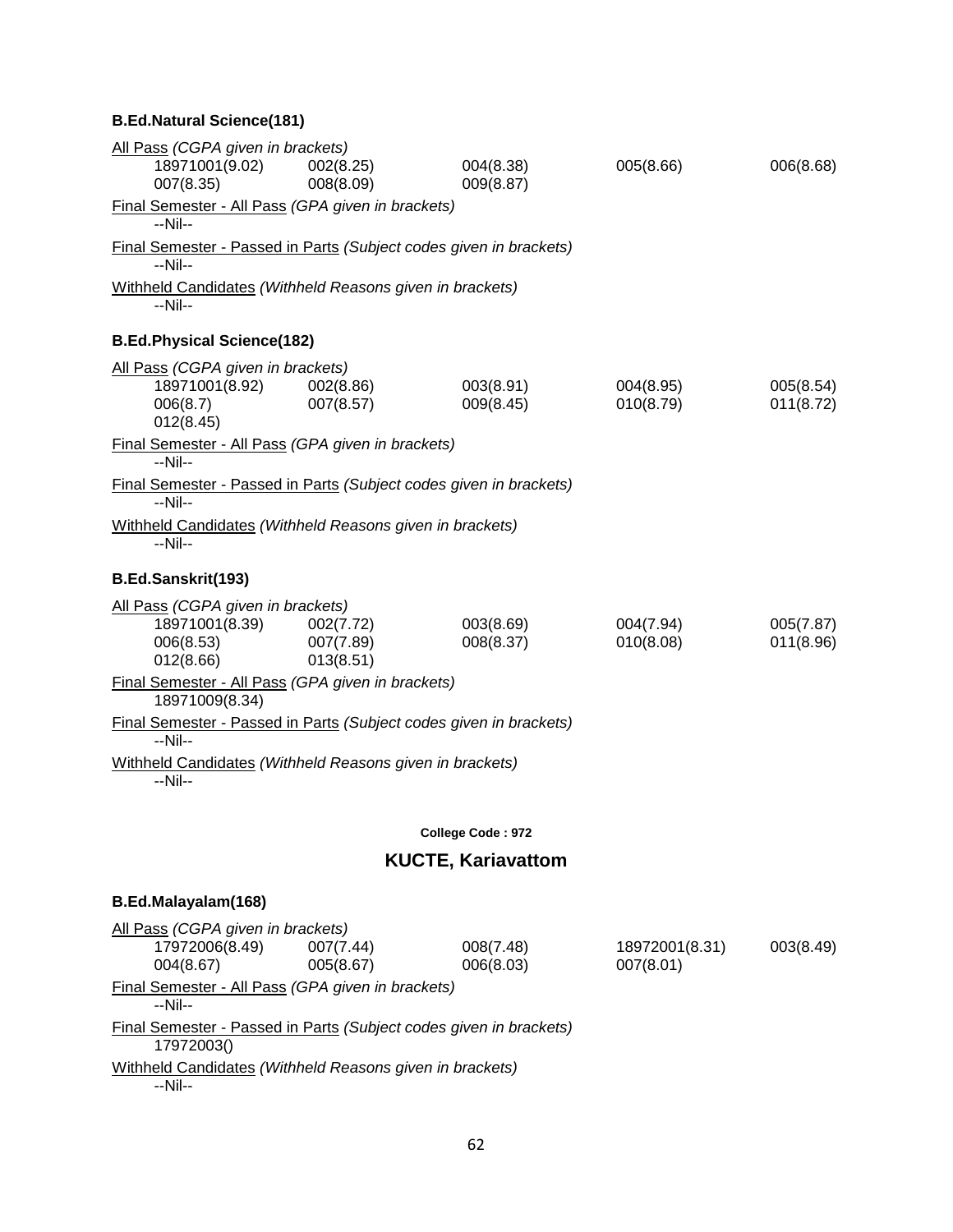**B.Ed.Natural Science(181)**

All Pass *(CGPA given in brackets)*

| | | | | |
|---|---|---|---|---|
| 18971001(9.02) | 002(8.25) | 004(8.38) | 005(8.66) | 006(8.68) |
| 007(8.35) | 008(8.09) | 009(8.87) | | |

Final Semester - All Pass *(GPA given in brackets)*

--Nil--

Final Semester - Passed in Parts *(Subject codes given in brackets)*

--Nil--

Withheld Candidates *(Withheld Reasons given in brackets)*

--Nil--

**B.Ed.Physical Science(182)**

All Pass *(CGPA given in brackets)*

| | | | | |
|---|---|---|---|---|
| 18971001(8.92) | 002(8.86) | 003(8.91) | 004(8.95) | 005(8.54) |
| 006(8.7) | 007(8.57) | 009(8.45) | 010(8.79) | 011(8.72) |
| 012(8.45) | | | | |

Final Semester - All Pass *(GPA given in brackets)*

--Nil--

Final Semester - Passed in Parts *(Subject codes given in brackets)*

--Nil--

Withheld Candidates *(Withheld Reasons given in brackets)*

--Nil--

**B.Ed.Sanskrit(193)**

All Pass *(CGPA given in brackets)*

| | | | | |
|---|---|---|---|---|
| 18971001(8.39) | 002(7.72) | 003(8.69) | 004(7.94) | 005(7.87) |
| 006(8.53) | 007(7.89) | 008(8.37) | 010(8.08) | 011(8.96) |
| 012(8.66) | 013(8.51) | | | |

Final Semester - All Pass *(GPA given in brackets)*

18971009(8.34)

Final Semester - Passed in Parts *(Subject codes given in brackets)*

--Nil--

Withheld Candidates *(Withheld Reasons given in brackets)*

--Nil--

**College Code : 972**

## KUCTE, Kariavattom

**B.Ed.Malayalam(168)**

All Pass *(CGPA given in brackets)*

| | | | | |
|---|---|---|---|---|
| 17972006(8.49) | 007(7.44) | 008(7.48) | 18972001(8.31) | 003(8.49) |
| 004(8.67) | 005(8.67) | 006(8.03) | 007(8.01) | |

Final Semester - All Pass *(GPA given in brackets)*

--Nil--

Final Semester - Passed in Parts *(Subject codes given in brackets)*

17972003()

Withheld Candidates *(Withheld Reasons given in brackets)*

--Nil--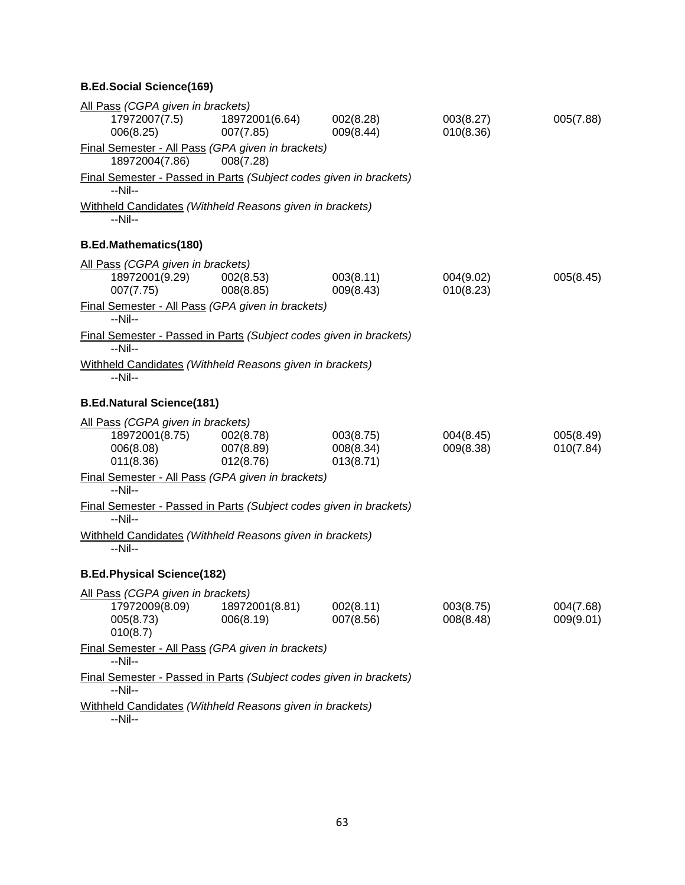**B.Ed.Social Science(169)**

<u>All Pass</u> *(CGPA given in brackets)*

| | | | | |
|---|---|---|---|---|
| 17972007(7.5) | 18972001(6.64) | 002(8.28) | 003(8.27) | 005(7.88) |
| 006(8.25) | 007(7.85) | 009(8.44) | 010(8.36) | |

<u>Final Semester - All Pass</u> *(GPA given in brackets)*

18972004(7.86)    008(7.28)

<u>Final Semester - Passed in Parts</u> *(Subject codes given in brackets)*

--Nil--

<u>Withheld Candidates</u> *(Withheld Reasons given in brackets)*

--Nil--

**B.Ed.Mathematics(180)**

<u>All Pass</u> *(CGPA given in brackets)*

| | | | | |
|---|---|---|---|---|
| 18972001(9.29) | 002(8.53) | 003(8.11) | 004(9.02) | 005(8.45) |
| 007(7.75) | 008(8.85) | 009(8.43) | 010(8.23) | |

<u>Final Semester - All Pass</u> *(GPA given in brackets)*

--Nil--

<u>Final Semester - Passed in Parts</u> *(Subject codes given in brackets)*

--Nil--

<u>Withheld Candidates</u> *(Withheld Reasons given in brackets)*

--Nil--

**B.Ed.Natural Science(181)**

<u>All Pass</u> *(CGPA given in brackets)*

| | | | | |
|---|---|---|---|---|
| 18972001(8.75) | 002(8.78) | 003(8.75) | 004(8.45) | 005(8.49) |
| 006(8.08) | 007(7.89) | 008(8.34) | 009(8.38) | 010(7.84) |
| 011(8.36) | 012(8.76) | 013(8.71) | | |

<u>Final Semester - All Pass</u> *(GPA given in brackets)*

--Nil--

<u>Final Semester - Passed in Parts</u> *(Subject codes given in brackets)*

--Nil--

<u>Withheld Candidates</u> *(Withheld Reasons given in brackets)*

--Nil--

**B.Ed.Physical Science(182)**

<u>All Pass</u> *(CGPA given in brackets)*

| | | | | |
|---|---|---|---|---|
| 17972009(8.09) | 18972001(8.81) | 002(8.11) | 003(8.75) | 004(7.68) |
| 005(8.73) | 006(8.19) | 007(8.56) | 008(8.48) | 009(9.01) |
| 010(8.7) | | | | |

<u>Final Semester - All Pass</u> *(GPA given in brackets)*

--Nil--

<u>Final Semester - Passed in Parts</u> *(Subject codes given in brackets)*

--Nil--

<u>Withheld Candidates</u> *(Withheld Reasons given in brackets)*

--Nil--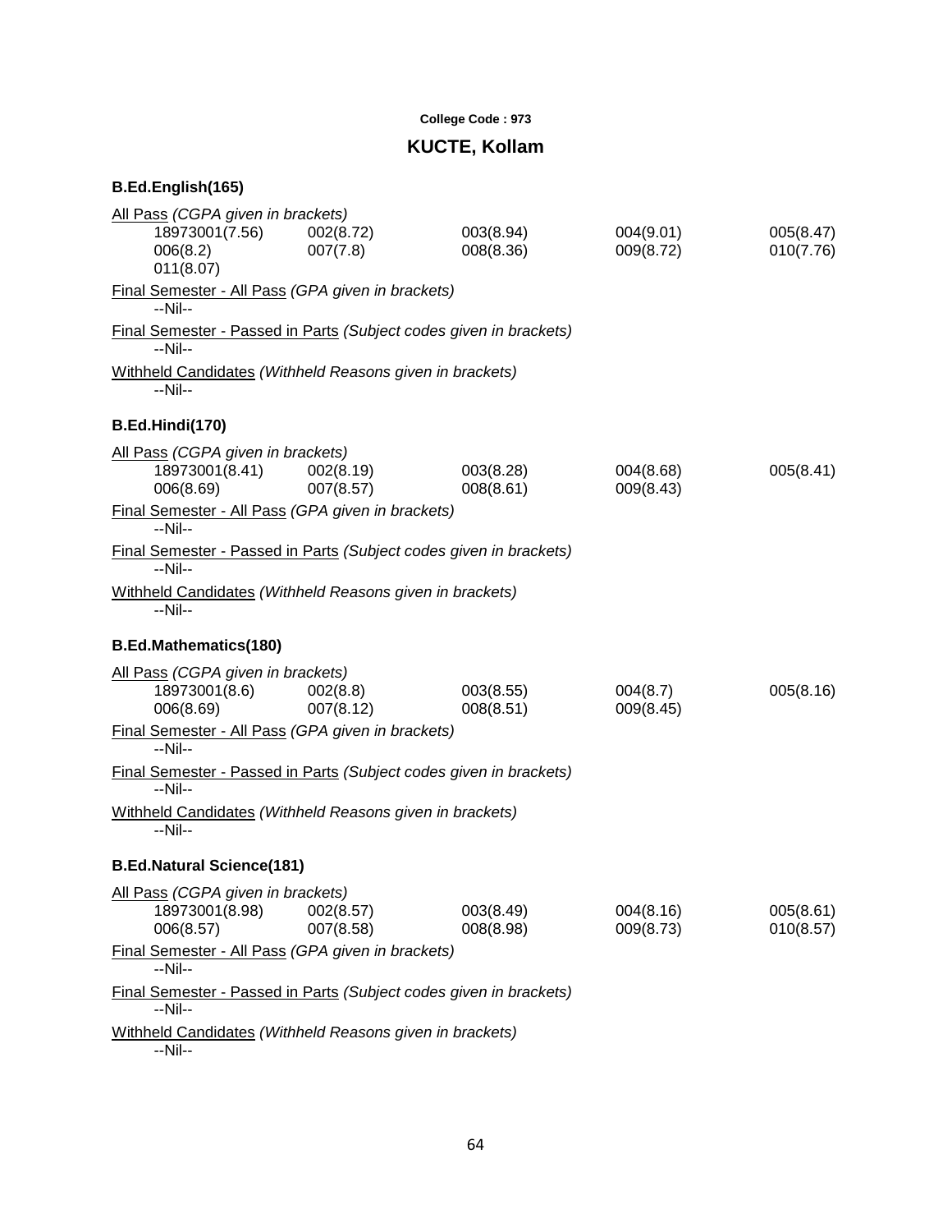**College Code : 973**

## KUCTE, Kollam

### B.Ed.English(165)

All Pass *(CGPA given in brackets)*

| | | | | |
|---|---|---|---|---|
| 18973001(7.56) | 002(8.72) | 003(8.94) | 004(9.01) | 005(8.47) |
| 006(8.2) | 007(7.8) | 008(8.36) | 009(8.72) | 010(7.76) |
| 011(8.07) | | | | |

Final Semester - All Pass *(GPA given in brackets)*

--Nil--

Final Semester - Passed in Parts *(Subject codes given in brackets)*

--Nil--

Withheld Candidates *(Withheld Reasons given in brackets)*

--Nil--

### B.Ed.Hindi(170)

All Pass *(CGPA given in brackets)*

| | | | | |
|---|---|---|---|---|
| 18973001(8.41) | 002(8.19) | 003(8.28) | 004(8.68) | 005(8.41) |
| 006(8.69) | 007(8.57) | 008(8.61) | 009(8.43) | |

Final Semester - All Pass *(GPA given in brackets)*

--Nil--

Final Semester - Passed in Parts *(Subject codes given in brackets)*

--Nil--

Withheld Candidates *(Withheld Reasons given in brackets)*

--Nil--

### B.Ed.Mathematics(180)

All Pass *(CGPA given in brackets)*

| | | | | |
|---|---|---|---|---|
| 18973001(8.6) | 002(8.8) | 003(8.55) | 004(8.7) | 005(8.16) |
| 006(8.69) | 007(8.12) | 008(8.51) | 009(8.45) | |

Final Semester - All Pass *(GPA given in brackets)*

--Nil--

Final Semester - Passed in Parts *(Subject codes given in brackets)*

--Nil--

Withheld Candidates *(Withheld Reasons given in brackets)*

--Nil--

### B.Ed.Natural Science(181)

All Pass *(CGPA given in brackets)*

| | | | | |
|---|---|---|---|---|
| 18973001(8.98) | 002(8.57) | 003(8.49) | 004(8.16) | 005(8.61) |
| 006(8.57) | 007(8.58) | 008(8.98) | 009(8.73) | 010(8.57) |

Final Semester - All Pass *(GPA given in brackets)*

--Nil--

Final Semester - Passed in Parts *(Subject codes given in brackets)*

--Nil--

Withheld Candidates *(Withheld Reasons given in brackets)*

--Nil--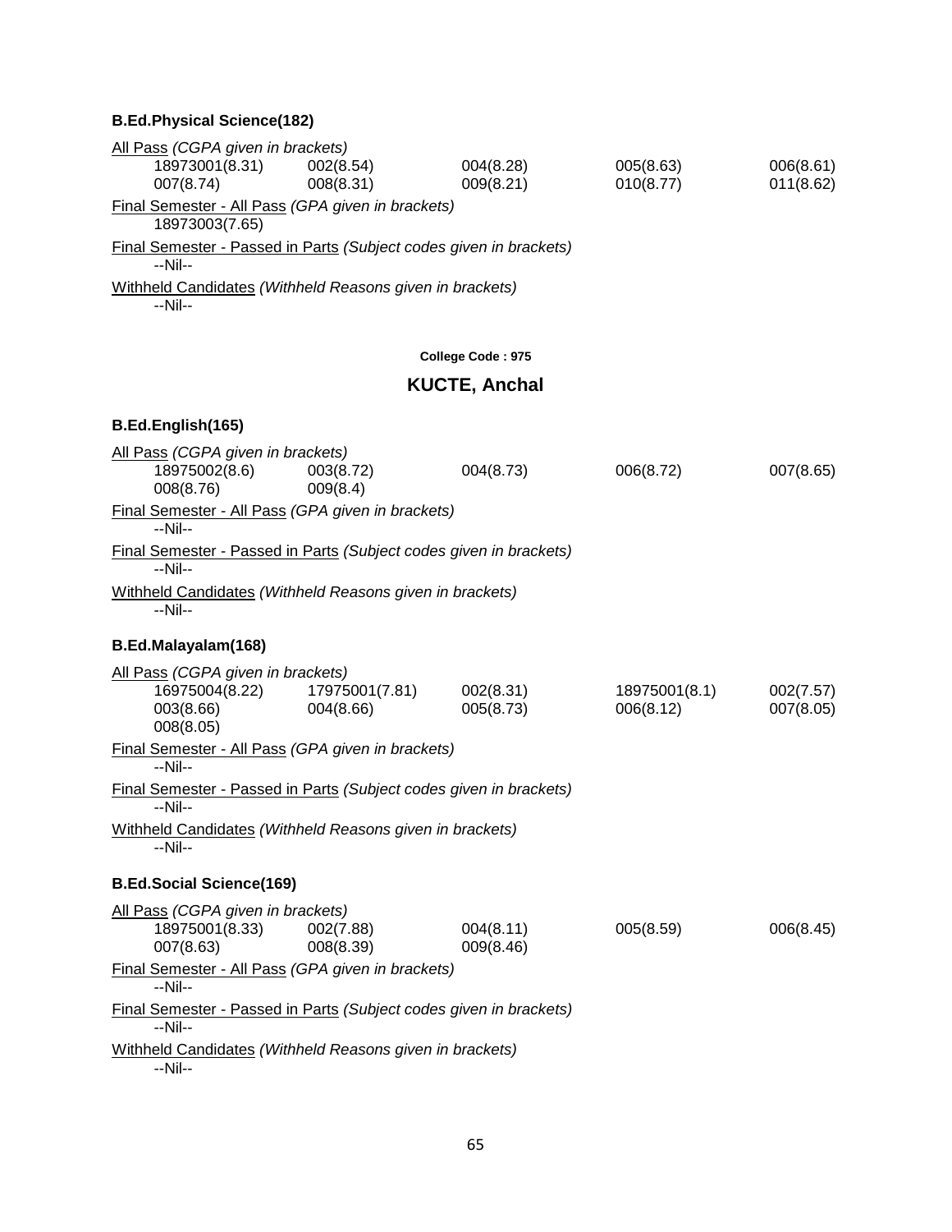**B.Ed.Physical Science(182)**

<u>All Pass</u> *(CGPA given in brackets)*

| | | | | |
|---|---|---|---|---|
| 18973001(8.31) | 002(8.54) | 004(8.28) | 005(8.63) | 006(8.61) |
| 007(8.74) | 008(8.31) | 009(8.21) | 010(8.77) | 011(8.62) |

<u>Final Semester - All Pass</u> *(GPA given in brackets)*

18973003(7.65)

<u>Final Semester - Passed in Parts</u> *(Subject codes given in brackets)*

--Nil--

<u>Withheld Candidates</u> *(Withheld Reasons given in brackets)*

--Nil--

**College Code : 975**

## KUCTE, Anchal

**B.Ed.English(165)**

<u>All Pass</u> *(CGPA given in brackets)*

| | | | | |
|---|---|---|---|---|
| 18975002(8.6) | 003(8.72) | 004(8.73) | 006(8.72) | 007(8.65) |
| 008(8.76) | 009(8.4) | | | |

<u>Final Semester - All Pass</u> *(GPA given in brackets)*

--Nil--

<u>Final Semester - Passed in Parts</u> *(Subject codes given in brackets)*

--Nil--

<u>Withheld Candidates</u> *(Withheld Reasons given in brackets)*

--Nil--

**B.Ed.Malayalam(168)**

<u>All Pass</u> *(CGPA given in brackets)*

| | | | | |
|---|---|---|---|---|
| 16975004(8.22) | 17975001(7.81) | 002(8.31) | 18975001(8.1) | 002(7.57) |
| 003(8.66) | 004(8.66) | 005(8.73) | 006(8.12) | 007(8.05) |
| 008(8.05) | | | | |

<u>Final Semester - All Pass</u> *(GPA given in brackets)*

--Nil--

<u>Final Semester - Passed in Parts</u> *(Subject codes given in brackets)*

--Nil--

<u>Withheld Candidates</u> *(Withheld Reasons given in brackets)*

--Nil--

**B.Ed.Social Science(169)**

<u>All Pass</u> *(CGPA given in brackets)*

| | | | | |
|---|---|---|---|---|
| 18975001(8.33) | 002(7.88) | 004(8.11) | 005(8.59) | 006(8.45) |
| 007(8.63) | 008(8.39) | 009(8.46) | | |

<u>Final Semester - All Pass</u> *(GPA given in brackets)*

--Nil--

<u>Final Semester - Passed in Parts</u> *(Subject codes given in brackets)*

--Nil--

<u>Withheld Candidates</u> *(Withheld Reasons given in brackets)*

--Nil--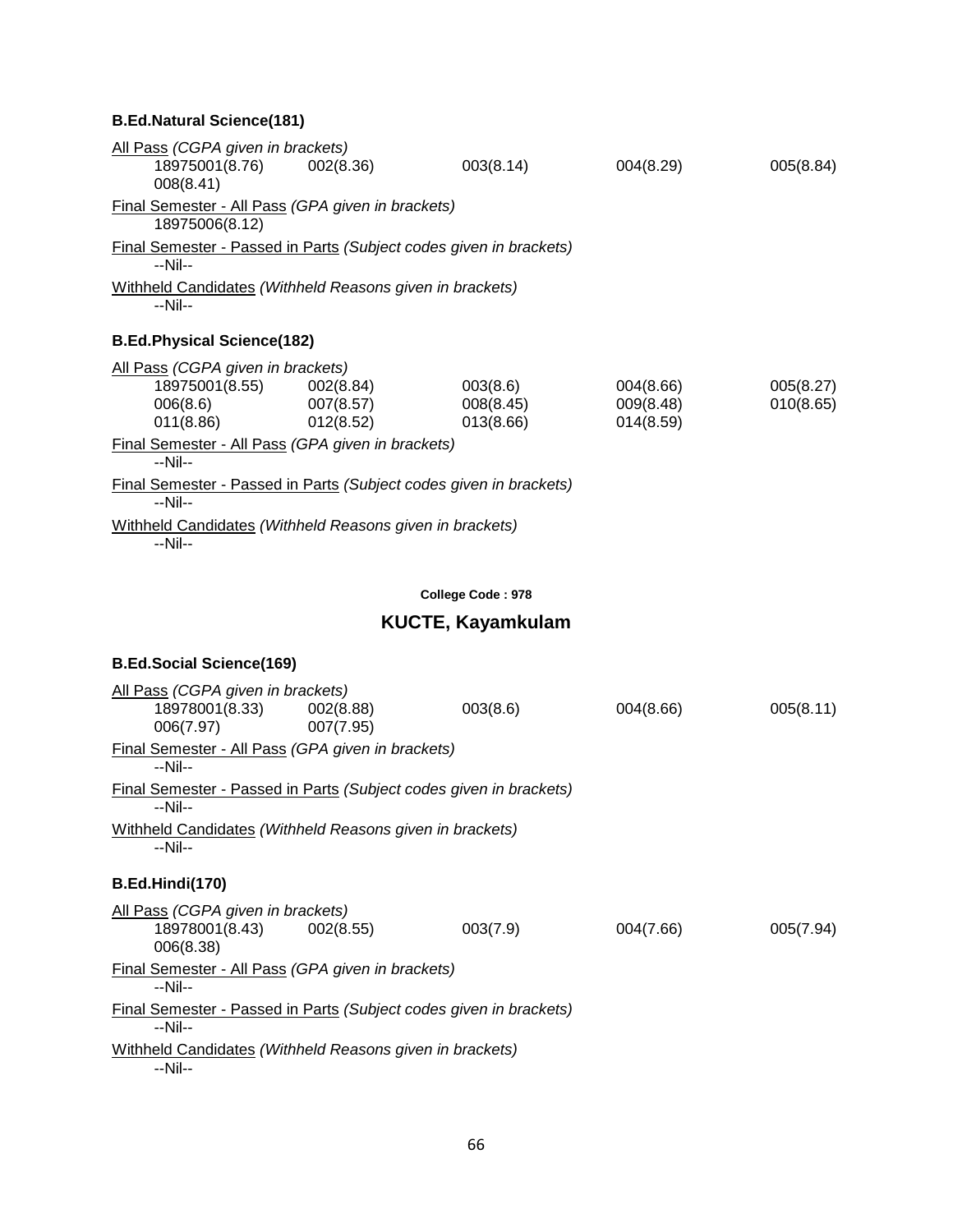**B.Ed.Natural Science(181)**

All Pass *(CGPA given in brackets)*

| | | | | |
|---|---|---|---|---|
| 18975001(8.76) | 002(8.36) | 003(8.14) | 004(8.29) | 005(8.84) |
| 008(8.41) | | | | |

Final Semester - All Pass *(GPA given in brackets)*

18975006(8.12)

Final Semester - Passed in Parts *(Subject codes given in brackets)*

--Nil--

Withheld Candidates *(Withheld Reasons given in brackets)*

--Nil--

**B.Ed.Physical Science(182)**

All Pass *(CGPA given in brackets)*

| | | | | |
|---|---|---|---|---|
| 18975001(8.55) | 002(8.84) | 003(8.6) | 004(8.66) | 005(8.27) |
| 006(8.6) | 007(8.57) | 008(8.45) | 009(8.48) | 010(8.65) |
| 011(8.86) | 012(8.52) | 013(8.66) | 014(8.59) | |

Final Semester - All Pass *(GPA given in brackets)*

--Nil--

Final Semester - Passed in Parts *(Subject codes given in brackets)*

--Nil--

Withheld Candidates *(Withheld Reasons given in brackets)*

--Nil--

**College Code : 978**

## KUCTE, Kayamkulam

**B.Ed.Social Science(169)**

All Pass *(CGPA given in brackets)*

| | | | | |
|---|---|---|---|---|
| 18978001(8.33) | 002(8.88) | 003(8.6) | 004(8.66) | 005(8.11) |
| 006(7.97) | 007(7.95) | | | |

Final Semester - All Pass *(GPA given in brackets)*

--Nil--

Final Semester - Passed in Parts *(Subject codes given in brackets)*

--Nil--

Withheld Candidates *(Withheld Reasons given in brackets)*

--Nil--

**B.Ed.Hindi(170)**

All Pass *(CGPA given in brackets)*

| | | | | |
|---|---|---|---|---|
| 18978001(8.43) | 002(8.55) | 003(7.9) | 004(7.66) | 005(7.94) |
| 006(8.38) | | | | |

Final Semester - All Pass *(GPA given in brackets)*

--Nil--

Final Semester - Passed in Parts *(Subject codes given in brackets)*

--Nil--

Withheld Candidates *(Withheld Reasons given in brackets)*

--Nil--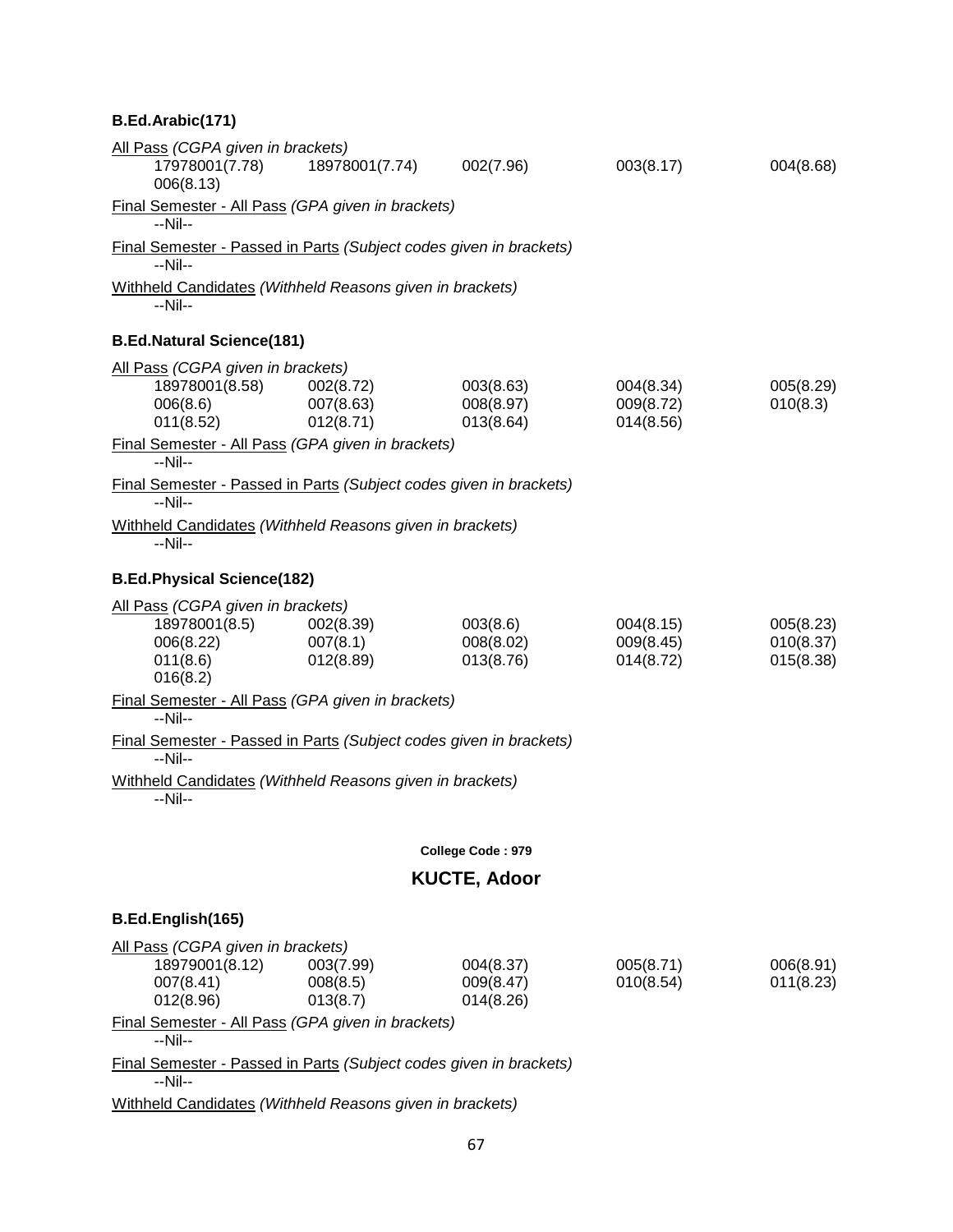**B.Ed.Arabic(171)**

All Pass *(CGPA given in brackets)*

| | | | | |
|---|---|---|---|---|
| 17978001(7.78) | 18978001(7.74) | 002(7.96) | 003(8.17) | 004(8.68) |
| 006(8.13) | | | | |

Final Semester - All Pass *(GPA given in brackets)*

--Nil--

Final Semester - Passed in Parts *(Subject codes given in brackets)*

--Nil--

Withheld Candidates *(Withheld Reasons given in brackets)*

--Nil--

**B.Ed.Natural Science(181)**

All Pass *(CGPA given in brackets)*

| | | | | |
|---|---|---|---|---|
| 18978001(8.58) | 002(8.72) | 003(8.63) | 004(8.34) | 005(8.29) |
| 006(8.6) | 007(8.63) | 008(8.97) | 009(8.72) | 010(8.3) |
| 011(8.52) | 012(8.71) | 013(8.64) | 014(8.56) | |

Final Semester - All Pass *(GPA given in brackets)*

--Nil--

Final Semester - Passed in Parts *(Subject codes given in brackets)*

--Nil--

Withheld Candidates *(Withheld Reasons given in brackets)*

--Nil--

**B.Ed.Physical Science(182)**

All Pass *(CGPA given in brackets)*

| | | | | |
|---|---|---|---|---|
| 18978001(8.5) | 002(8.39) | 003(8.6) | 004(8.15) | 005(8.23) |
| 006(8.22) | 007(8.1) | 008(8.02) | 009(8.45) | 010(8.37) |
| 011(8.6) | 012(8.89) | 013(8.76) | 014(8.72) | 015(8.38) |
| 016(8.2) | | | | |

Final Semester - All Pass *(GPA given in brackets)*

--Nil--

Final Semester - Passed in Parts *(Subject codes given in brackets)*

--Nil--

Withheld Candidates *(Withheld Reasons given in brackets)*

--Nil--

**College Code : 979**

## KUCTE, Adoor

**B.Ed.English(165)**

All Pass *(CGPA given in brackets)*

| | | | | |
|---|---|---|---|---|
| 18979001(8.12) | 003(7.99) | 004(8.37) | 005(8.71) | 006(8.91) |
| 007(8.41) | 008(8.5) | 009(8.47) | 010(8.54) | 011(8.23) |
| 012(8.96) | 013(8.7) | 014(8.26) | | |

Final Semester - All Pass *(GPA given in brackets)*

--Nil--

Final Semester - Passed in Parts *(Subject codes given in brackets)*

--Nil--

Withheld Candidates *(Withheld Reasons given in brackets)*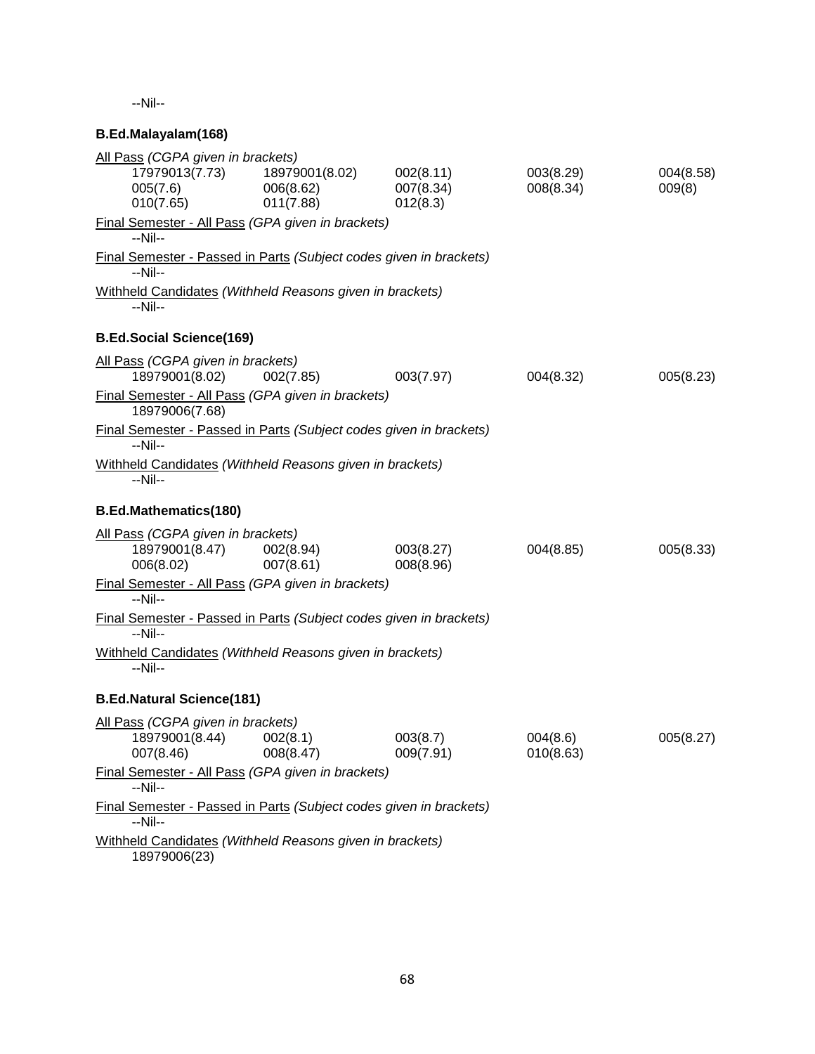--Nil--

**B.Ed.Malayalam(168)**

All Pass *(CGPA given in brackets)*

| | | | | |
|---|---|---|---|---|
| 17979013(7.73) | 18979001(8.02) | 002(8.11) | 003(8.29) | 004(8.58) |
| 005(7.6) | 006(8.62) | 007(8.34) | 008(8.34) | 009(8) |
| 010(7.65) | 011(7.88) | 012(8.3) | | |

Final Semester - All Pass *(GPA given in brackets)*

--Nil--

Final Semester - Passed in Parts *(Subject codes given in brackets)*

--Nil--

Withheld Candidates *(Withheld Reasons given in brackets)*

--Nil--

**B.Ed.Social Science(169)**

All Pass *(CGPA given in brackets)*

| | | | | |
|---|---|---|---|---|
| 18979001(8.02) | 002(7.85) | 003(7.97) | 004(8.32) | 005(8.23) |

Final Semester - All Pass *(GPA given in brackets)*

18979006(7.68)

Final Semester - Passed in Parts *(Subject codes given in brackets)*

--Nil--

Withheld Candidates *(Withheld Reasons given in brackets)*

--Nil--

**B.Ed.Mathematics(180)**

All Pass *(CGPA given in brackets)*

| | | | | |
|---|---|---|---|---|
| 18979001(8.47) | 002(8.94) | 003(8.27) | 004(8.85) | 005(8.33) |
| 006(8.02) | 007(8.61) | 008(8.96) | | |

Final Semester - All Pass *(GPA given in brackets)*

--Nil--

Final Semester - Passed in Parts *(Subject codes given in brackets)*

--Nil--

Withheld Candidates *(Withheld Reasons given in brackets)*

--Nil--

**B.Ed.Natural Science(181)**

All Pass *(CGPA given in brackets)*

| | | | | |
|---|---|---|---|---|
| 18979001(8.44) | 002(8.1) | 003(8.7) | 004(8.6) | 005(8.27) |
| 007(8.46) | 008(8.47) | 009(7.91) | 010(8.63) | |

Final Semester - All Pass *(GPA given in brackets)*

--Nil--

Final Semester - Passed in Parts *(Subject codes given in brackets)*

--Nil--

Withheld Candidates *(Withheld Reasons given in brackets)*

18979006(23)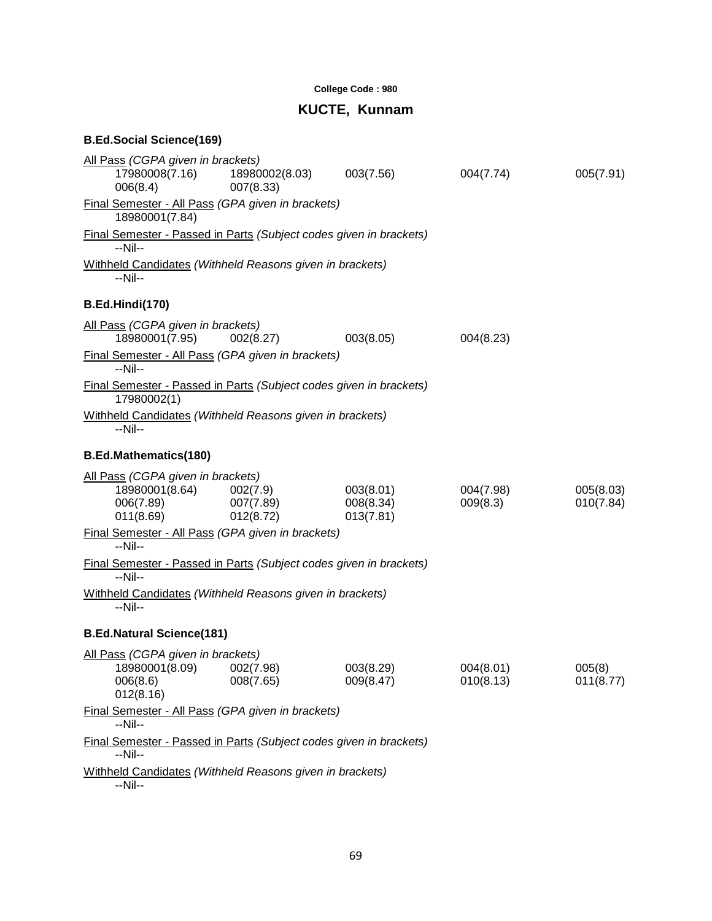College Code : 980

## KUCTE, Kunnam

### B.Ed.Social Science(169)

All Pass *(CGPA given in brackets)*

17980008(7.16) 18980002(8.03) 003(7.56) 004(7.74) 005(7.91)
006(8.4) 007(8.33)

Final Semester - All Pass *(GPA given in brackets)*

18980001(7.84)

Final Semester - Passed in Parts *(Subject codes given in brackets)*

--Nil--

Withheld Candidates *(Withheld Reasons given in brackets)*

--Nil--

### B.Ed.Hindi(170)

All Pass *(CGPA given in brackets)*

18980001(7.95) 002(8.27) 003(8.05) 004(8.23)

Final Semester - All Pass *(GPA given in brackets)*

--Nil--

Final Semester - Passed in Parts *(Subject codes given in brackets)*

17980002(1)

Withheld Candidates *(Withheld Reasons given in brackets)*

--Nil--

### B.Ed.Mathematics(180)

All Pass *(CGPA given in brackets)*

18980001(8.64) 002(7.9) 003(8.01) 004(7.98) 005(8.03)
006(7.89) 007(7.89) 008(8.34) 009(8.3) 010(7.84)
011(8.69) 012(8.72) 013(7.81)

Final Semester - All Pass *(GPA given in brackets)*

--Nil--

Final Semester - Passed in Parts *(Subject codes given in brackets)*

--Nil--

Withheld Candidates *(Withheld Reasons given in brackets)*

--Nil--

### B.Ed.Natural Science(181)

All Pass *(CGPA given in brackets)*

18980001(8.09) 002(7.98) 003(8.29) 004(8.01) 005(8)
006(8.6) 008(7.65) 009(8.47) 010(8.13) 011(8.77)
012(8.16)

Final Semester - All Pass *(GPA given in brackets)*

--Nil--

Final Semester - Passed in Parts *(Subject codes given in brackets)*

--Nil--

Withheld Candidates *(Withheld Reasons given in brackets)*

--Nil--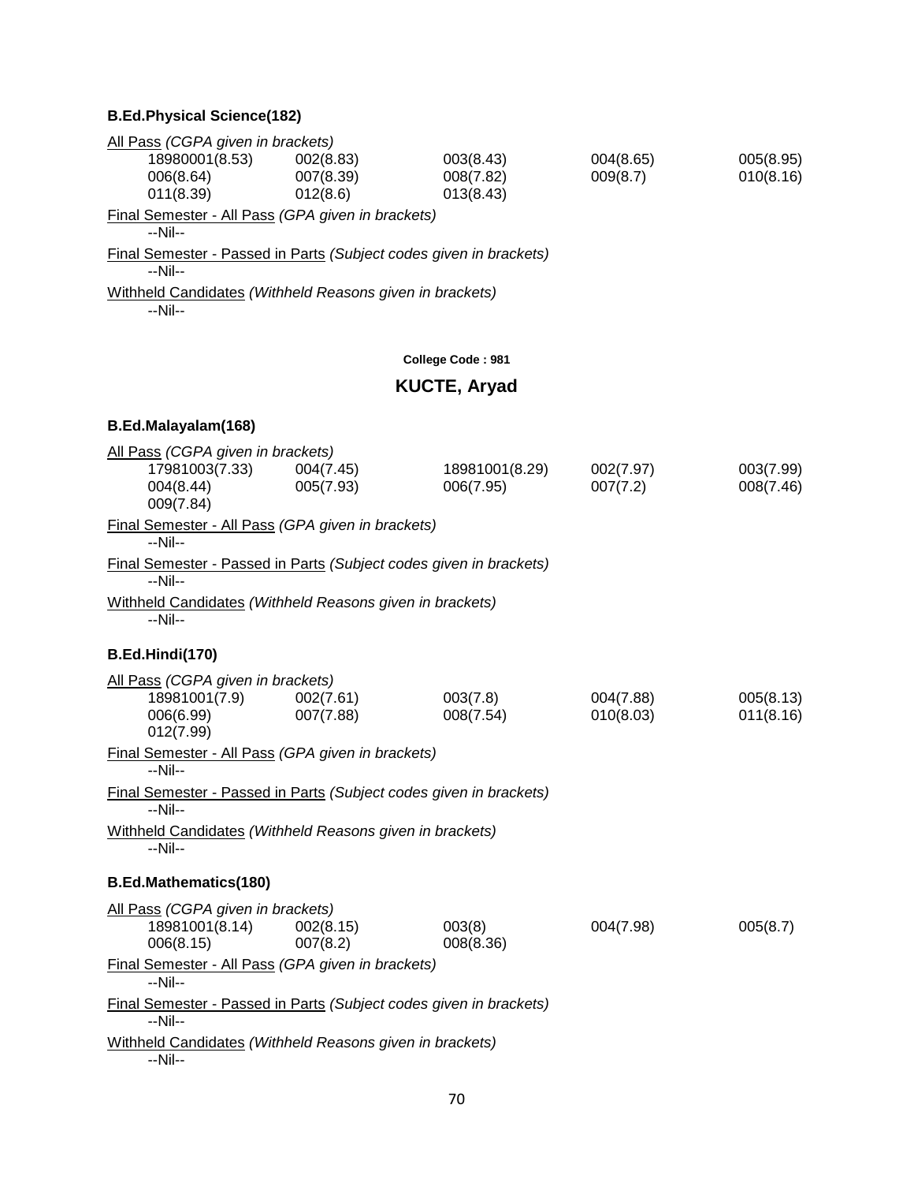### B.Ed.Physical Science(182)

All Pass *(CGPA given in brackets)*

| | | | | |
|---|---|---|---|---|
| 18980001(8.53) | 002(8.83) | 003(8.43) | 004(8.65) | 005(8.95) |
| 006(8.64) | 007(8.39) | 008(7.82) | 009(8.7) | 010(8.16) |
| 011(8.39) | 012(8.6) | 013(8.43) | | |

Final Semester - All Pass *(GPA given in brackets)*

--Nil--

Final Semester - Passed in Parts *(Subject codes given in brackets)*

--Nil--

Withheld Candidates *(Withheld Reasons given in brackets)*

--Nil--

**College Code : 981**

## KUCTE, Aryad

### B.Ed.Malayalam(168)

All Pass *(CGPA given in brackets)*

| | | | | |
|---|---|---|---|---|
| 17981003(7.33) | 004(7.45) | 18981001(8.29) | 002(7.97) | 003(7.99) |
| 004(8.44) | 005(7.93) | 006(7.95) | 007(7.2) | 008(7.46) |
| 009(7.84) | | | | |

Final Semester - All Pass *(GPA given in brackets)*

--Nil--

Final Semester - Passed in Parts *(Subject codes given in brackets)*

--Nil--

Withheld Candidates *(Withheld Reasons given in brackets)*

--Nil--

### B.Ed.Hindi(170)

All Pass *(CGPA given in brackets)*

| | | | | |
|---|---|---|---|---|
| 18981001(7.9) | 002(7.61) | 003(7.8) | 004(7.88) | 005(8.13) |
| 006(6.99) | 007(7.88) | 008(7.54) | 010(8.03) | 011(8.16) |
| 012(7.99) | | | | |

Final Semester - All Pass *(GPA given in brackets)*

--Nil--

Final Semester - Passed in Parts *(Subject codes given in brackets)*

--Nil--

Withheld Candidates *(Withheld Reasons given in brackets)*

--Nil--

### B.Ed.Mathematics(180)

All Pass *(CGPA given in brackets)*

| | | | | |
|---|---|---|---|---|
| 18981001(8.14) | 002(8.15) | 003(8) | 004(7.98) | 005(8.7) |
| 006(8.15) | 007(8.2) | 008(8.36) | | |

Final Semester - All Pass *(GPA given in brackets)*

--Nil--

Final Semester - Passed in Parts *(Subject codes given in brackets)*

--Nil--

Withheld Candidates *(Withheld Reasons given in brackets)*

--Nil--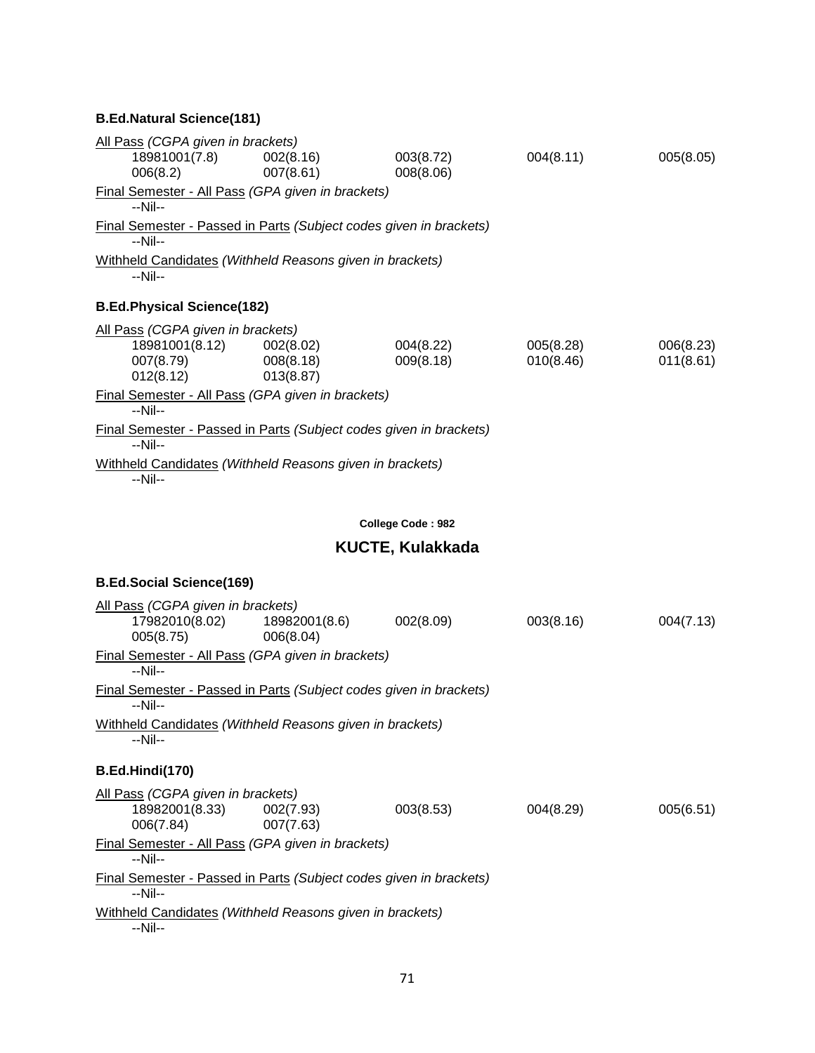### B.Ed.Natural Science(181)

All Pass *(CGPA given in brackets)*

| | | | | |
|---|---|---|---|---|
| 18981001(7.8) | 002(8.16) | 003(8.72) | 004(8.11) | 005(8.05) |
| 006(8.2) | 007(8.61) | 008(8.06) | | |

Final Semester - All Pass *(GPA given in brackets)*

--Nil--

Final Semester - Passed in Parts *(Subject codes given in brackets)*

--Nil--

Withheld Candidates *(Withheld Reasons given in brackets)*

--Nil--

### B.Ed.Physical Science(182)

All Pass *(CGPA given in brackets)*

| | | | | |
|---|---|---|---|---|
| 18981001(8.12) | 002(8.02) | 004(8.22) | 005(8.28) | 006(8.23) |
| 007(8.79) | 008(8.18) | 009(8.18) | 010(8.46) | 011(8.61) |
| 012(8.12) | 013(8.87) | | | |

Final Semester - All Pass *(GPA given in brackets)*

--Nil--

Final Semester - Passed in Parts *(Subject codes given in brackets)*

--Nil--

Withheld Candidates *(Withheld Reasons given in brackets)*

--Nil--

**College Code : 982**

## KUCTE, Kulakkada

### B.Ed.Social Science(169)

All Pass *(CGPA given in brackets)*

| | | | | |
|---|---|---|---|---|
| 17982010(8.02) | 18982001(8.6) | 002(8.09) | 003(8.16) | 004(7.13) |
| 005(8.75) | 006(8.04) | | | |

Final Semester - All Pass *(GPA given in brackets)*

--Nil--

Final Semester - Passed in Parts *(Subject codes given in brackets)*

--Nil--

Withheld Candidates *(Withheld Reasons given in brackets)*

--Nil--

### B.Ed.Hindi(170)

All Pass *(CGPA given in brackets)*

| | | | | |
|---|---|---|---|---|
| 18982001(8.33) | 002(7.93) | 003(8.53) | 004(8.29) | 005(6.51) |
| 006(7.84) | 007(7.63) | | | |

Final Semester - All Pass *(GPA given in brackets)*

--Nil--

Final Semester - Passed in Parts *(Subject codes given in brackets)*

--Nil--

Withheld Candidates *(Withheld Reasons given in brackets)*

--Nil--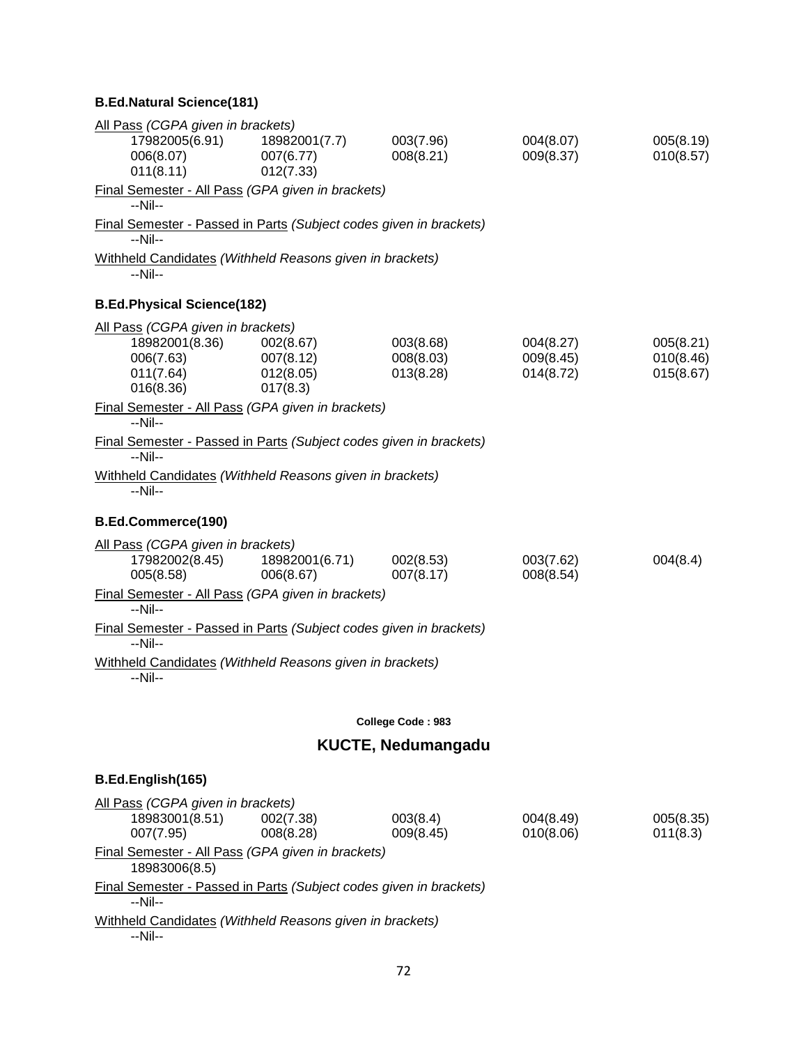### B.Ed.Natural Science(181)

All Pass *(CGPA given in brackets)*

| | | | | |
|---|---|---|---|---|
| 17982005(6.91) | 18982001(7.7) | 003(7.96) | 004(8.07) | 005(8.19) |
| 006(8.07) | 007(6.77) | 008(8.21) | 009(8.37) | 010(8.57) |
| 011(8.11) | 012(7.33) | | | |

Final Semester - All Pass *(GPA given in brackets)*

--Nil--

Final Semester - Passed in Parts *(Subject codes given in brackets)*

--Nil--

Withheld Candidates *(Withheld Reasons given in brackets)*

--Nil--

### B.Ed.Physical Science(182)

All Pass *(CGPA given in brackets)*

| | | | | |
|---|---|---|---|---|
| 18982001(8.36) | 002(8.67) | 003(8.68) | 004(8.27) | 005(8.21) |
| 006(7.63) | 007(8.12) | 008(8.03) | 009(8.45) | 010(8.46) |
| 011(7.64) | 012(8.05) | 013(8.28) | 014(8.72) | 015(8.67) |
| 016(8.36) | 017(8.3) | | | |

Final Semester - All Pass *(GPA given in brackets)*

--Nil--

Final Semester - Passed in Parts *(Subject codes given in brackets)*

--Nil--

Withheld Candidates *(Withheld Reasons given in brackets)*

--Nil--

### B.Ed.Commerce(190)

All Pass *(CGPA given in brackets)*

| | | | | |
|---|---|---|---|---|
| 17982002(8.45) | 18982001(6.71) | 002(8.53) | 003(7.62) | 004(8.4) |
| 005(8.58) | 006(8.67) | 007(8.17) | 008(8.54) | |

Final Semester - All Pass *(GPA given in brackets)*

--Nil--

Final Semester - Passed in Parts *(Subject codes given in brackets)*

--Nil--

Withheld Candidates *(Withheld Reasons given in brackets)*

--Nil--

**College Code : 983**

## KUCTE, Nedumangadu

### B.Ed.English(165)

All Pass *(CGPA given in brackets)*

| | | | | |
|---|---|---|---|---|
| 18983001(8.51) | 002(7.38) | 003(8.4) | 004(8.49) | 005(8.35) |
| 007(7.95) | 008(8.28) | 009(8.45) | 010(8.06) | 011(8.3) |

Final Semester - All Pass *(GPA given in brackets)*

18983006(8.5)

Final Semester - Passed in Parts *(Subject codes given in brackets)*

--Nil--

Withheld Candidates *(Withheld Reasons given in brackets)*

--Nil--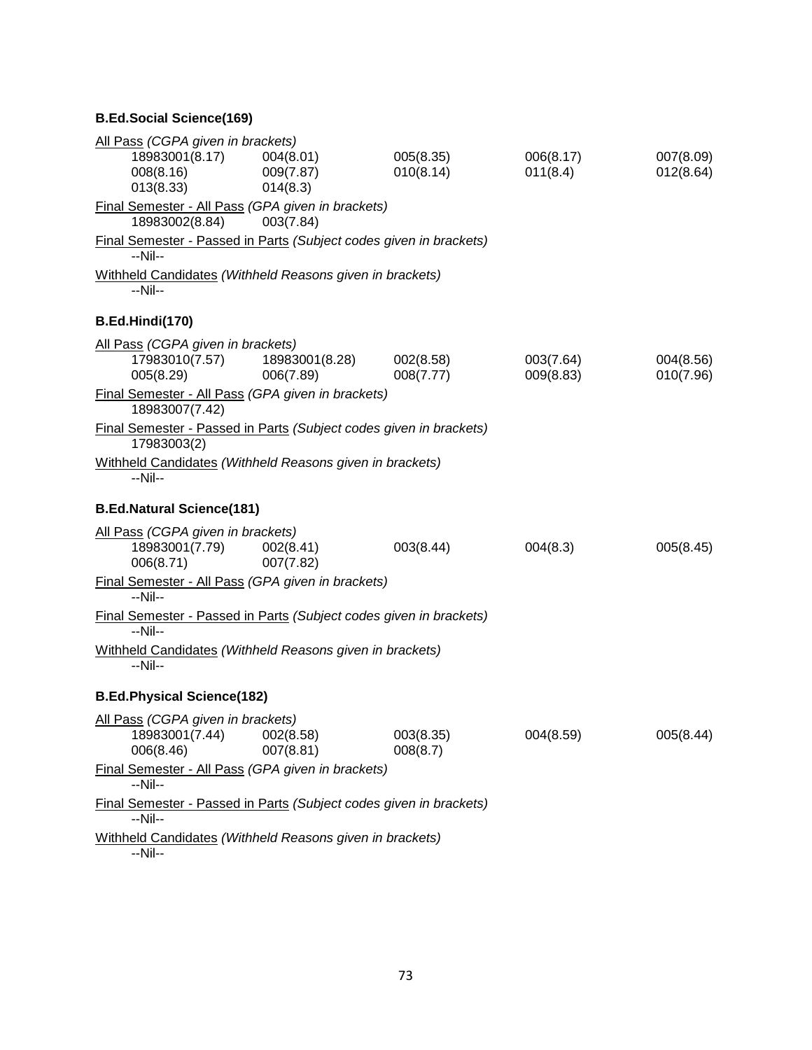**B.Ed.Social Science(169)**

All Pass *(CGPA given in brackets)*

| | | | | |
|---|---|---|---|---|
| 18983001(8.17) | 004(8.01) | 005(8.35) | 006(8.17) | 007(8.09) |
| 008(8.16) | 009(7.87) | 010(8.14) | 011(8.4) | 012(8.64) |
| 013(8.33) | 014(8.3) | | | |

Final Semester - All Pass *(GPA given in brackets)*

18983002(8.84) 003(7.84)

Final Semester - Passed in Parts *(Subject codes given in brackets)*

--Nil--

Withheld Candidates *(Withheld Reasons given in brackets)*

--Nil--

**B.Ed.Hindi(170)**

All Pass *(CGPA given in brackets)*

| | | | | |
|---|---|---|---|---|
| 17983010(7.57) | 18983001(8.28) | 002(8.58) | 003(7.64) | 004(8.56) |
| 005(8.29) | 006(7.89) | 008(7.77) | 009(8.83) | 010(7.96) |

Final Semester - All Pass *(GPA given in brackets)*

18983007(7.42)

Final Semester - Passed in Parts *(Subject codes given in brackets)*

17983003(2)

Withheld Candidates *(Withheld Reasons given in brackets)*

--Nil--

**B.Ed.Natural Science(181)**

All Pass *(CGPA given in brackets)*

| | | | | |
|---|---|---|---|---|
| 18983001(7.79) | 002(8.41) | 003(8.44) | 004(8.3) | 005(8.45) |
| 006(8.71) | 007(7.82) | | | |

Final Semester - All Pass *(GPA given in brackets)*

--Nil--

Final Semester - Passed in Parts *(Subject codes given in brackets)*

--Nil--

Withheld Candidates *(Withheld Reasons given in brackets)*

--Nil--

**B.Ed.Physical Science(182)**

All Pass *(CGPA given in brackets)*

| | | | | |
|---|---|---|---|---|
| 18983001(7.44) | 002(8.58) | 003(8.35) | 004(8.59) | 005(8.44) |
| 006(8.46) | 007(8.81) | 008(8.7) | | |

Final Semester - All Pass *(GPA given in brackets)*

--Nil--

Final Semester - Passed in Parts *(Subject codes given in brackets)*

--Nil--

Withheld Candidates *(Withheld Reasons given in brackets)*

--Nil--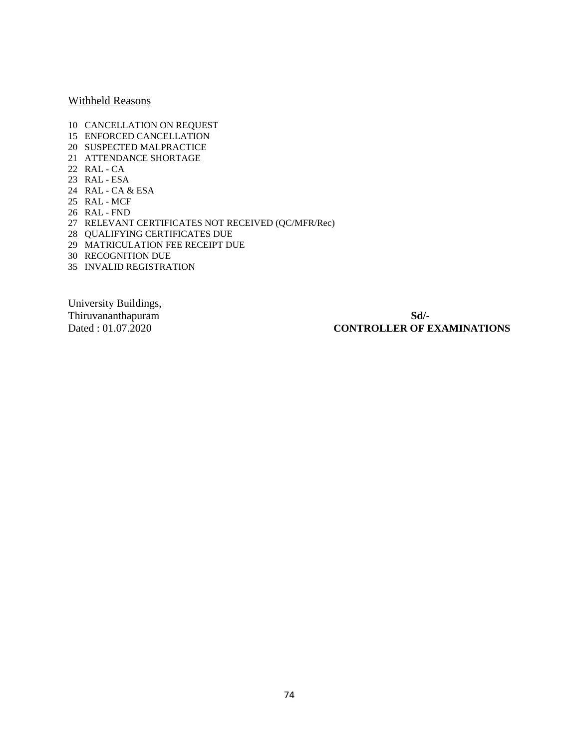Withheld Reasons

10 CANCELLATION ON REQUEST
15 ENFORCED CANCELLATION
20 SUSPECTED MALPRACTICE
21 ATTENDANCE SHORTAGE
22 RAL - CA
23 RAL - ESA
24 RAL - CA & ESA
25 RAL - MCF
26 RAL - FND
27 RELEVANT CERTIFICATES NOT RECEIVED (QC/MFR/Rec)
28 QUALIFYING CERTIFICATES DUE
29 MATRICULATION FEE RECEIPT DUE
30 RECOGNITION DUE
35 INVALID REGISTRATION

University Buildings,
Thiruvananthapuram
Dated : 01.07.2020

**Sd/-**
**CONTROLLER OF EXAMINATIONS**